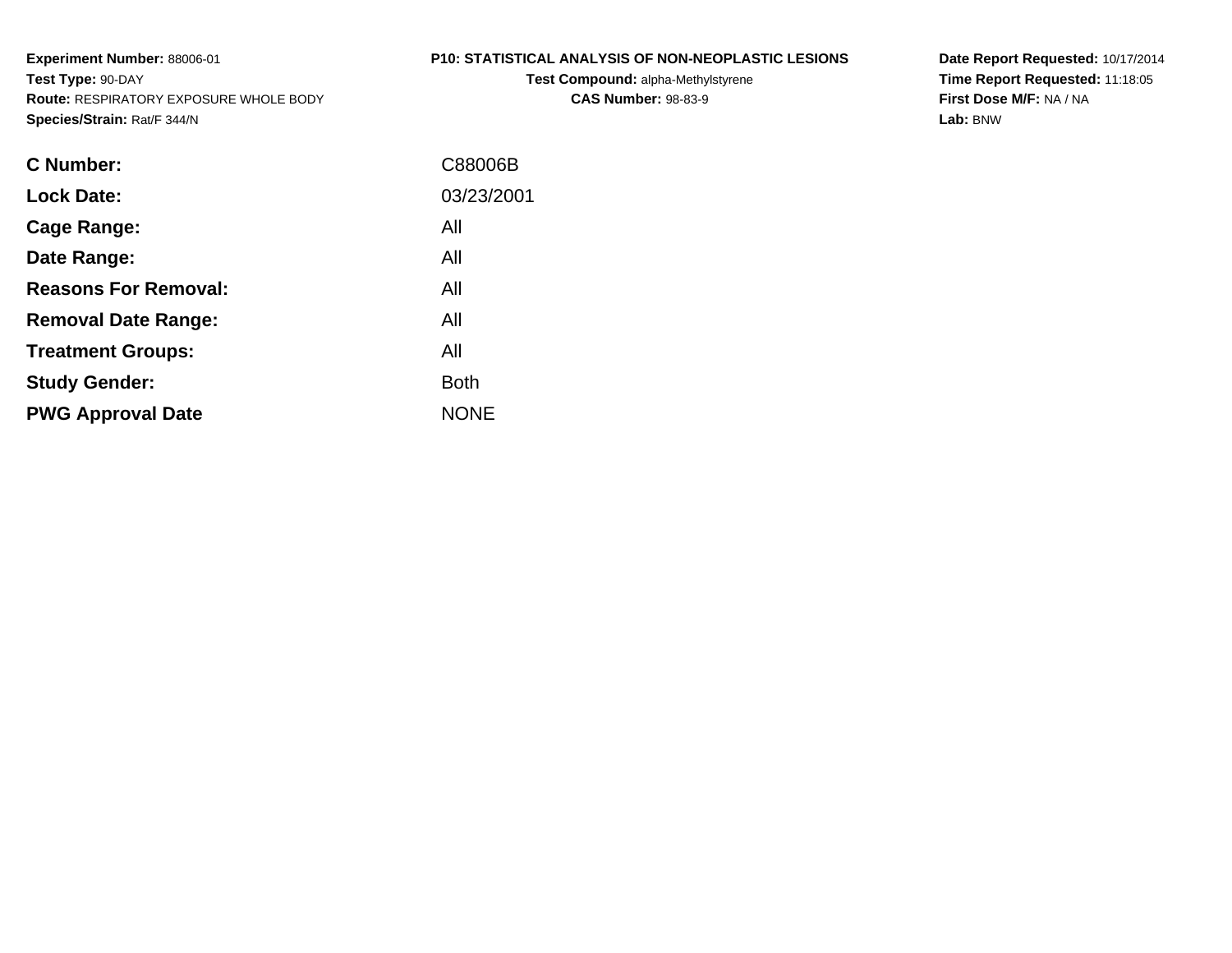**Experiment Number:** 88006-01
**Test Type:** 90-DAY
**Route:** RESPIRATORY EXPOSURE WHOLE BODY
**Species/Strain:** Rat/F 344/N

**P10: STATISTICAL ANALYSIS OF NON-NEOPLASTIC LESIONS**
**Test Compound:** alpha-Methylstyrene
**CAS Number:** 98-83-9

**Date Report Requested:** 10/17/2014
**Time Report Requested:** 11:18:05
**First Dose M/F:** NA / NA
**Lab:** BNW

| | |
|---|---|
| **C Number:** | C88006B |
| **Lock Date:** | 03/23/2001 |
| **Cage Range:** | All |
| **Date Range:** | All |
| **Reasons For Removal:** | All |
| **Removal Date Range:** | All |
| **Treatment Groups:** | All |
| **Study Gender:** | Both |
| **PWG Approval Date** | NONE |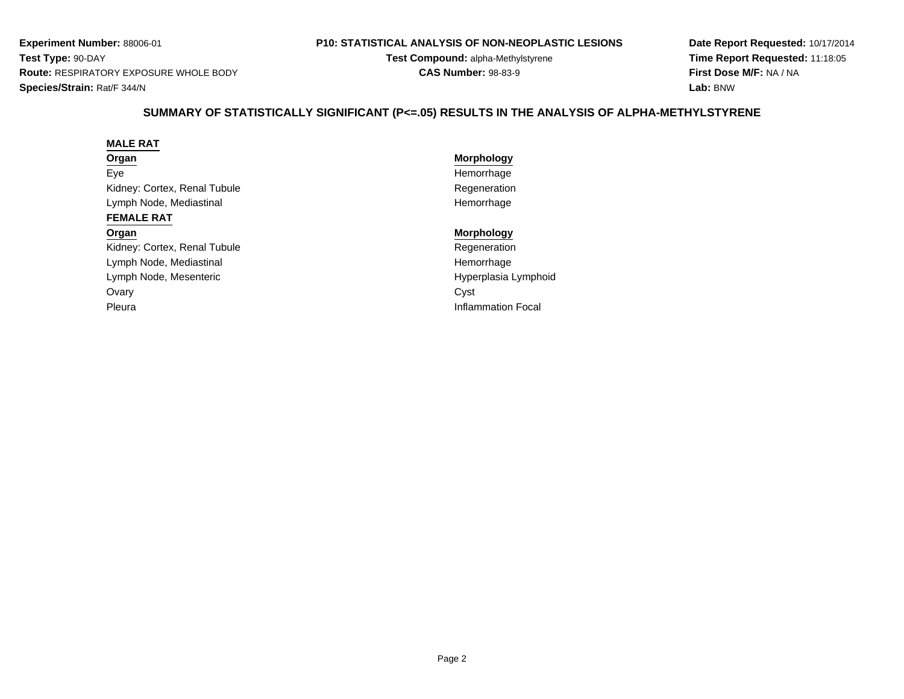**Experiment Number:** 88006-01
**Test Type:** 90-DAY
**Route:** RESPIRATORY EXPOSURE WHOLE BODY
**Species/Strain:** Rat/F 344/N

**P10: STATISTICAL ANALYSIS OF NON-NEOPLASTIC LESIONS**
**Test Compound:** alpha-Methylstyrene
**CAS Number:** 98-83-9

**Date Report Requested:** 10/17/2014
**Time Report Requested:** 11:18:05
**First Dose M/F:** NA / NA
**Lab:** BNW

## SUMMARY OF STATISTICALLY SIGNIFICANT (P<=.05) RESULTS IN THE ANALYSIS OF ALPHA-METHYLSTYRENE

**MALE RAT**

| Organ | Morphology |
|---|---|
| Eye | Hemorrhage |
| Kidney: Cortex, Renal Tubule | Regeneration |
| Lymph Node, Mediastinal | Hemorrhage |

**FEMALE RAT**

| Organ | Morphology |
|---|---|
| Kidney: Cortex, Renal Tubule | Regeneration |
| Lymph Node, Mediastinal | Hemorrhage |
| Lymph Node, Mesenteric | Hyperplasia Lymphoid |
| Ovary | Cyst |
| Pleura | Inflammation Focal |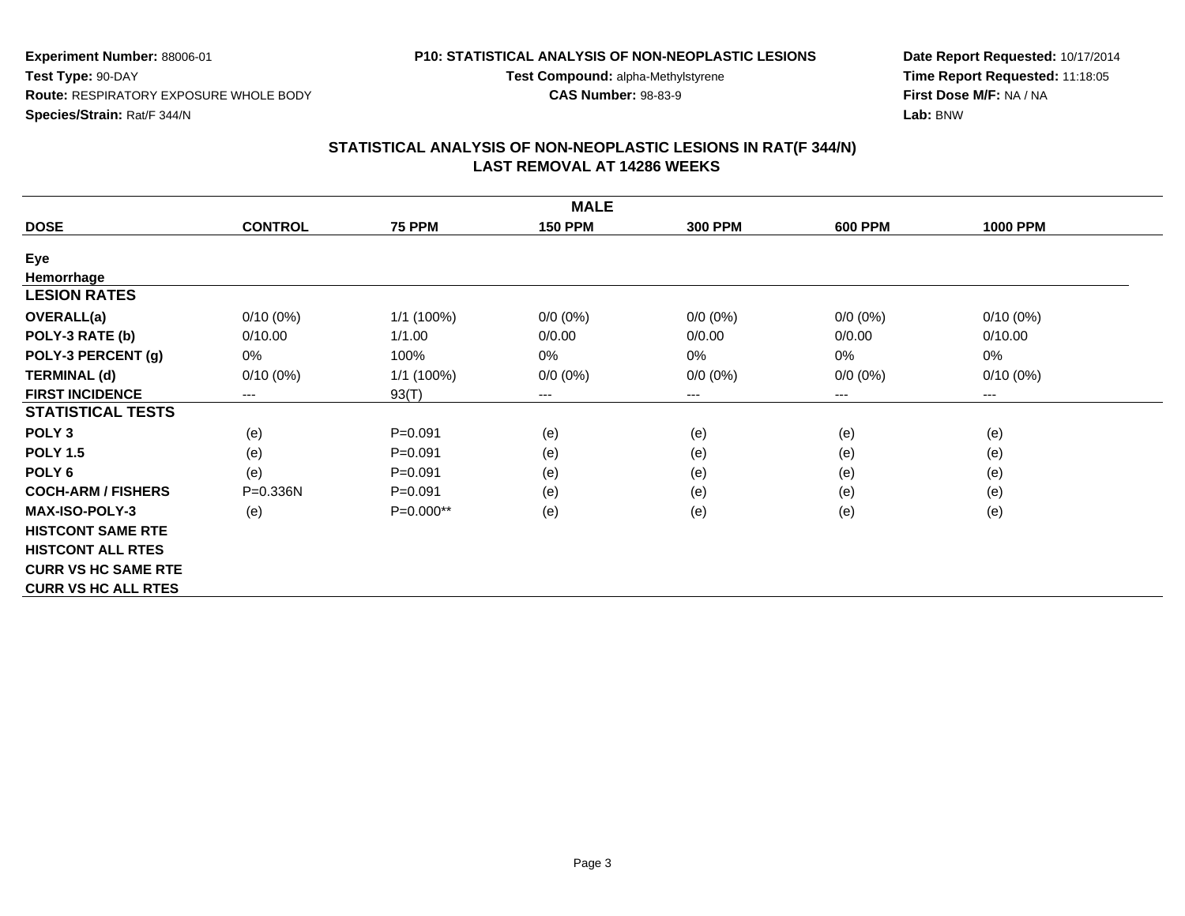**Experiment Number:** 88006-01
**Test Type:** 90-DAY
**Route:** RESPIRATORY EXPOSURE WHOLE BODY
**Species/Strain:** Rat/F 344/N

**P10: STATISTICAL ANALYSIS OF NON-NEOPLASTIC LESIONS**
**Test Compound:** alpha-Methylstyrene
**CAS Number:** 98-83-9

**Date Report Requested:** 10/17/2014
**Time Report Requested:** 11:18:05
**First Dose M/F:** NA / NA
**Lab:** BNW

## STATISTICAL ANALYSIS OF NON-NEOPLASTIC LESIONS IN RAT(F 344/N)
## LAST REMOVAL AT 14286 WEEKS

| MALE | | | | | | |
|---|---|---|---|---|---|---|
| **DOSE** | **CONTROL** | **75 PPM** | **150 PPM** | **300 PPM** | **600 PPM** | **1000 PPM** |
| **Eye** | | | | | | |
| **Hemorrhage** | | | | | | |
| **LESION RATES** | | | | | | |
| **OVERALL(a)** | 0/10 (0%) | 1/1 (100%) | 0/0 (0%) | 0/0 (0%) | 0/0 (0%) | 0/10 (0%) |
| **POLY-3 RATE (b)** | 0/10.00 | 1/1.00 | 0/0.00 | 0/0.00 | 0/0.00 | 0/10.00 |
| **POLY-3 PERCENT (g)** | 0% | 100% | 0% | 0% | 0% | 0% |
| **TERMINAL (d)** | 0/10 (0%) | 1/1 (100%) | 0/0 (0%) | 0/0 (0%) | 0/0 (0%) | 0/10 (0%) |
| **FIRST INCIDENCE** | --- | 93(T) | --- | --- | --- | --- |
| **STATISTICAL TESTS** | | | | | | |
| **POLY 3** | (e) | P=0.091 | (e) | (e) | (e) | (e) |
| **POLY 1.5** | (e) | P=0.091 | (e) | (e) | (e) | (e) |
| **POLY 6** | (e) | P=0.091 | (e) | (e) | (e) | (e) |
| **COCH-ARM / FISHERS** | P=0.336N | P=0.091 | (e) | (e) | (e) | (e) |
| **MAX-ISO-POLY-3** | (e) | P=0.000** | (e) | (e) | (e) | (e) |
| **HISTCONT SAME RTE** | | | | | | |
| **HISTCONT ALL RTES** | | | | | | |
| **CURR VS HC SAME RTE** | | | | | | |
| **CURR VS HC ALL RTES** | | | | | | |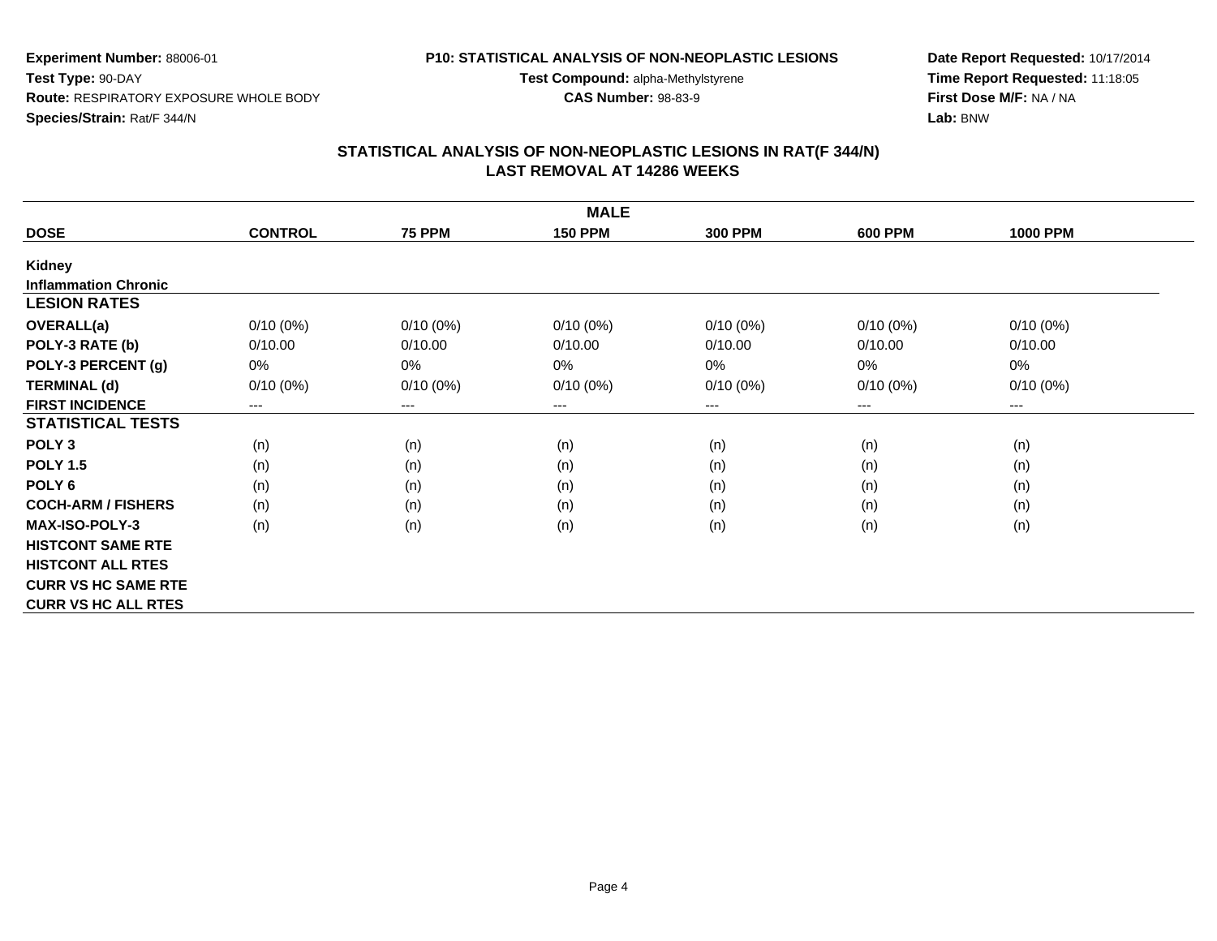**Experiment Number:** 88006-01
**Test Type:** 90-DAY
**Route:** RESPIRATORY EXPOSURE WHOLE BODY
**Species/Strain:** Rat/F 344/N

**P10: STATISTICAL ANALYSIS OF NON-NEOPLASTIC LESIONS**
**Test Compound:** alpha-Methylstyrene
**CAS Number:** 98-83-9

**Date Report Requested:** 10/17/2014
**Time Report Requested:** 11:18:05
**First Dose M/F:** NA / NA
**Lab:** BNW

## STATISTICAL ANALYSIS OF NON-NEOPLASTIC LESIONS IN RAT(F 344/N)
## LAST REMOVAL AT 14286 WEEKS

| MALE | | | | | | |
|---|---|---|---|---|---|---|
| **DOSE** | **CONTROL** | **75 PPM** | **150 PPM** | **300 PPM** | **600 PPM** | **1000 PPM** |
| **Kidney** | | | | | | |
| **Inflammation Chronic** | | | | | | |
| **LESION RATES** | | | | | | |
| **OVERALL(a)** | 0/10 (0%) | 0/10 (0%) | 0/10 (0%) | 0/10 (0%) | 0/10 (0%) | 0/10 (0%) |
| **POLY-3 RATE (b)** | 0/10.00 | 0/10.00 | 0/10.00 | 0/10.00 | 0/10.00 | 0/10.00 |
| **POLY-3 PERCENT (g)** | 0% | 0% | 0% | 0% | 0% | 0% |
| **TERMINAL (d)** | 0/10 (0%) | 0/10 (0%) | 0/10 (0%) | 0/10 (0%) | 0/10 (0%) | 0/10 (0%) |
| **FIRST INCIDENCE** | --- | --- | --- | --- | --- | --- |
| **STATISTICAL TESTS** | | | | | | |
| **POLY 3** | (n) | (n) | (n) | (n) | (n) | (n) |
| **POLY 1.5** | (n) | (n) | (n) | (n) | (n) | (n) |
| **POLY 6** | (n) | (n) | (n) | (n) | (n) | (n) |
| **COCH-ARM / FISHERS** | (n) | (n) | (n) | (n) | (n) | (n) |
| **MAX-ISO-POLY-3** | (n) | (n) | (n) | (n) | (n) | (n) |
| **HISTCONT SAME RTE** | | | | | | |
| **HISTCONT ALL RTES** | | | | | | |
| **CURR VS HC SAME RTE** | | | | | | |
| **CURR VS HC ALL RTES** | | | | | | |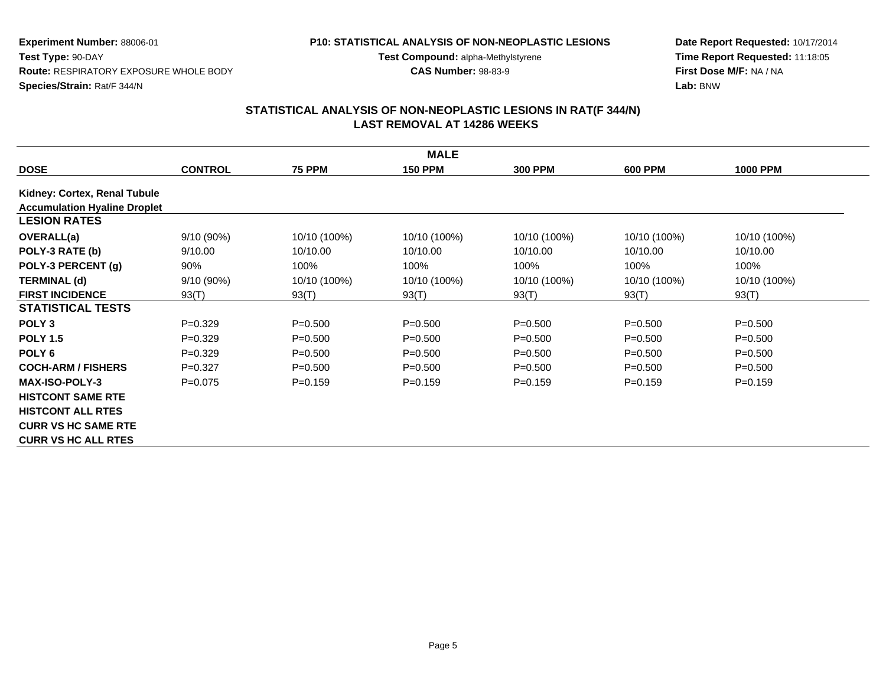**Experiment Number:** 88006-01
**Test Type:** 90-DAY
**Route:** RESPIRATORY EXPOSURE WHOLE BODY
**Species/Strain:** Rat/F 344/N

**P10: STATISTICAL ANALYSIS OF NON-NEOPLASTIC LESIONS**
**Test Compound:** alpha-Methylstyrene
**CAS Number:** 98-83-9

**Date Report Requested:** 10/17/2014
**Time Report Requested:** 11:18:05
**First Dose M/F:** NA / NA
**Lab:** BNW

## STATISTICAL ANALYSIS OF NON-NEOPLASTIC LESIONS IN RAT(F 344/N) LAST REMOVAL AT 14286 WEEKS

| MALE | | | | | | |
|---|---|---|---|---|---|---|
| **DOSE** | **CONTROL** | **75 PPM** | **150 PPM** | **300 PPM** | **600 PPM** | **1000 PPM** |
| **Kidney: Cortex, Renal Tubule** | | | | | | |
| **Accumulation Hyaline Droplet** | | | | | | |
| **LESION RATES** | | | | | | |
| **OVERALL(a)** | 9/10 (90%) | 10/10 (100%) | 10/10 (100%) | 10/10 (100%) | 10/10 (100%) | 10/10 (100%) |
| **POLY-3 RATE (b)** | 9/10.00 | 10/10.00 | 10/10.00 | 10/10.00 | 10/10.00 | 10/10.00 |
| **POLY-3 PERCENT (g)** | 90% | 100% | 100% | 100% | 100% | 100% |
| **TERMINAL (d)** | 9/10 (90%) | 10/10 (100%) | 10/10 (100%) | 10/10 (100%) | 10/10 (100%) | 10/10 (100%) |
| **FIRST INCIDENCE** | 93(T) | 93(T) | 93(T) | 93(T) | 93(T) | 93(T) |
| **STATISTICAL TESTS** | | | | | | |
| **POLY 3** | P=0.329 | P=0.500 | P=0.500 | P=0.500 | P=0.500 | P=0.500 |
| **POLY 1.5** | P=0.329 | P=0.500 | P=0.500 | P=0.500 | P=0.500 | P=0.500 |
| **POLY 6** | P=0.329 | P=0.500 | P=0.500 | P=0.500 | P=0.500 | P=0.500 |
| **COCH-ARM / FISHERS** | P=0.327 | P=0.500 | P=0.500 | P=0.500 | P=0.500 | P=0.500 |
| **MAX-ISO-POLY-3** | P=0.075 | P=0.159 | P=0.159 | P=0.159 | P=0.159 | P=0.159 |
| **HISTCONT SAME RTE** | | | | | | |
| **HISTCONT ALL RTES** | | | | | | |
| **CURR VS HC SAME RTE** | | | | | | |
| **CURR VS HC ALL RTES** | | | | | | |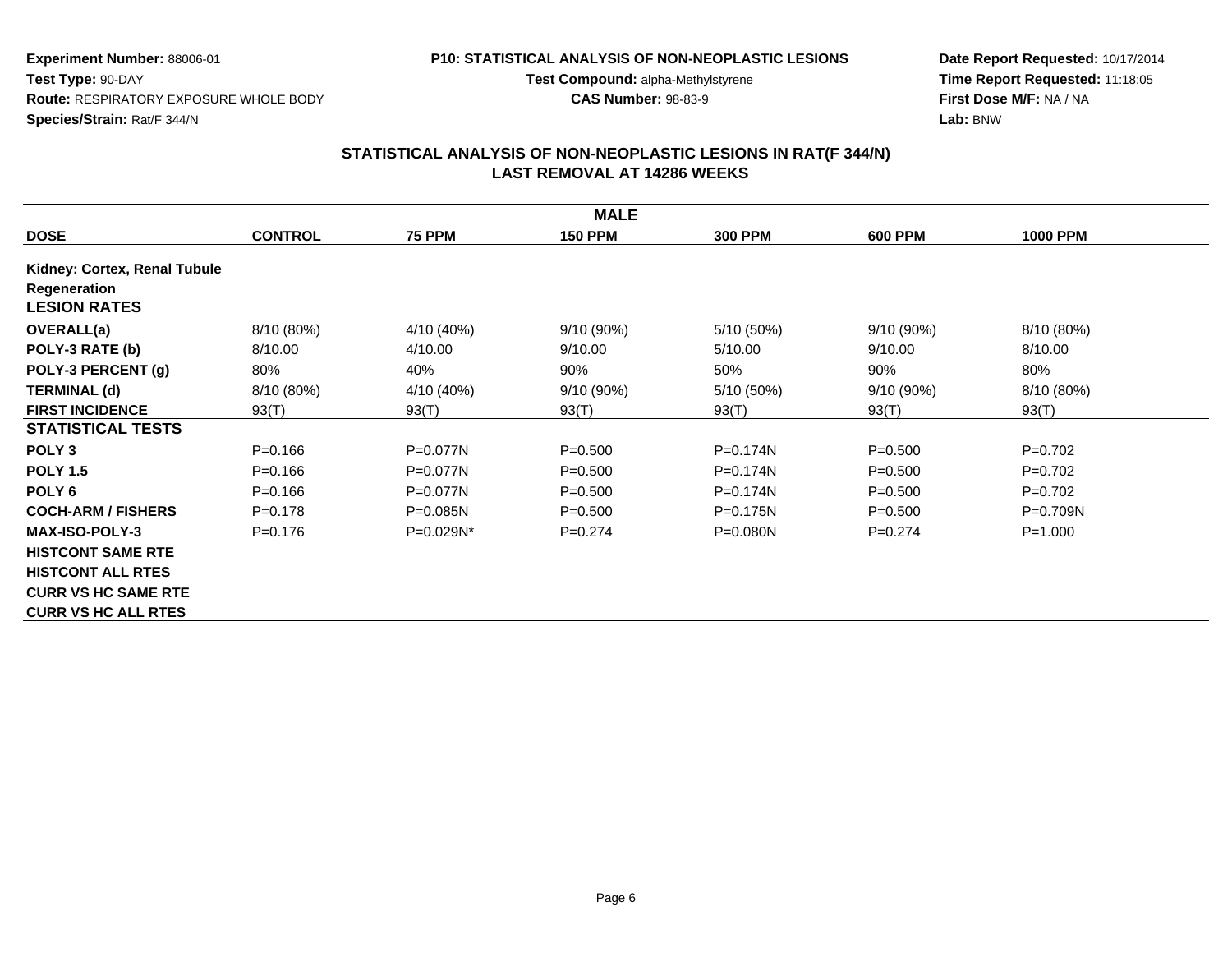**Experiment Number:** 88006-01
**Test Type:** 90-DAY
**Route:** RESPIRATORY EXPOSURE WHOLE BODY
**Species/Strain:** Rat/F 344/N

**P10: STATISTICAL ANALYSIS OF NON-NEOPLASTIC LESIONS**
**Test Compound:** alpha-Methylstyrene
**CAS Number:** 98-83-9

**Date Report Requested:** 10/17/2014
**Time Report Requested:** 11:18:05
**First Dose M/F:** NA / NA
**Lab:** BNW

## STATISTICAL ANALYSIS OF NON-NEOPLASTIC LESIONS IN RAT(F 344/N)
## LAST REMOVAL AT 14286 WEEKS

| MALE | | | | | | |
|---|---|---|---|---|---|---|
| **DOSE** | **CONTROL** | **75 PPM** | **150 PPM** | **300 PPM** | **600 PPM** | **1000 PPM** |
| **Kidney: Cortex, Renal Tubule** | | | | | | |
| **Regeneration** | | | | | | |
| **LESION RATES** | | | | | | |
| **OVERALL(a)** | 8/10 (80%) | 4/10 (40%) | 9/10 (90%) | 5/10 (50%) | 9/10 (90%) | 8/10 (80%) |
| **POLY-3 RATE (b)** | 8/10.00 | 4/10.00 | 9/10.00 | 5/10.00 | 9/10.00 | 8/10.00 |
| **POLY-3 PERCENT (g)** | 80% | 40% | 90% | 50% | 90% | 80% |
| **TERMINAL (d)** | 8/10 (80%) | 4/10 (40%) | 9/10 (90%) | 5/10 (50%) | 9/10 (90%) | 8/10 (80%) |
| **FIRST INCIDENCE** | 93(T) | 93(T) | 93(T) | 93(T) | 93(T) | 93(T) |
| **STATISTICAL TESTS** | | | | | | |
| **POLY 3** | P=0.166 | P=0.077N | P=0.500 | P=0.174N | P=0.500 | P=0.702 |
| **POLY 1.5** | P=0.166 | P=0.077N | P=0.500 | P=0.174N | P=0.500 | P=0.702 |
| **POLY 6** | P=0.166 | P=0.077N | P=0.500 | P=0.174N | P=0.500 | P=0.702 |
| **COCH-ARM / FISHERS** | P=0.178 | P=0.085N | P=0.500 | P=0.175N | P=0.500 | P=0.709N |
| **MAX-ISO-POLY-3** | P=0.176 | P=0.029N* | P=0.274 | P=0.080N | P=0.274 | P=1.000 |
| **HISTCONT SAME RTE** | | | | | | |
| **HISTCONT ALL RTES** | | | | | | |
| **CURR VS HC SAME RTE** | | | | | | |
| **CURR VS HC ALL RTES** | | | | | | |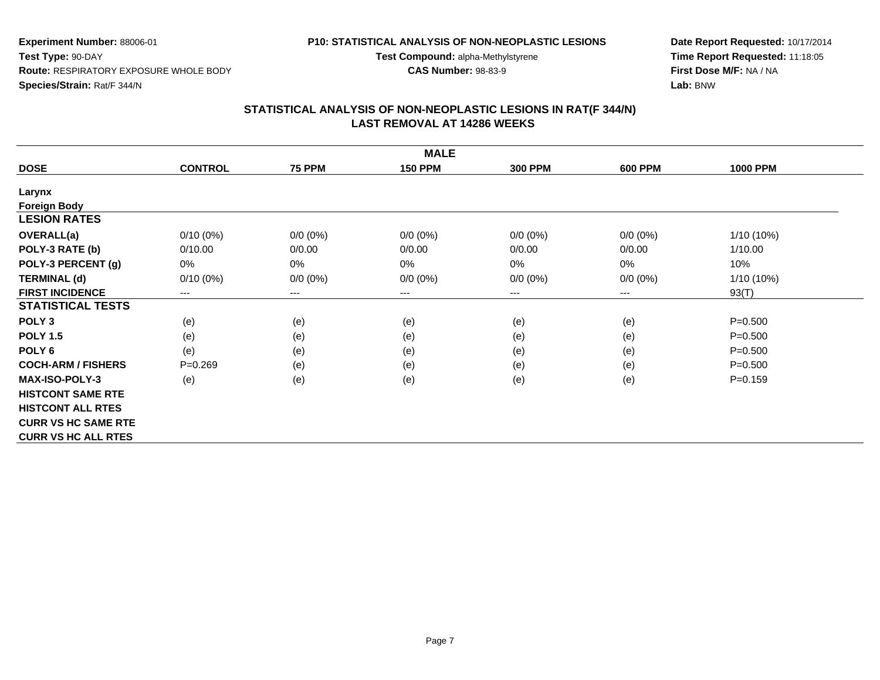**Experiment Number:** 88006-01
**Test Type:** 90-DAY
**Route:** RESPIRATORY EXPOSURE WHOLE BODY
**Species/Strain:** Rat/F 344/N

**P10: STATISTICAL ANALYSIS OF NON-NEOPLASTIC LESIONS**
**Test Compound:** alpha-Methylstyrene
**CAS Number:** 98-83-9

**Date Report Requested:** 10/17/2014
**Time Report Requested:** 11:18:05
**First Dose M/F:** NA / NA
**Lab:** BNW

## STATISTICAL ANALYSIS OF NON-NEOPLASTIC LESIONS IN RAT(F 344/N)
## LAST REMOVAL AT 14286 WEEKS

| MALE | | | | | | |
|---|---|---|---|---|---|---|
| **DOSE** | **CONTROL** | **75 PPM** | **150 PPM** | **300 PPM** | **600 PPM** | **1000 PPM** |
| **Larynx** | | | | | | |
| **Foreign Body** | | | | | | |
| **LESION RATES** | | | | | | |
| **OVERALL(a)** | 0/10 (0%) | 0/0 (0%) | 0/0 (0%) | 0/0 (0%) | 0/0 (0%) | 1/10 (10%) |
| **POLY-3 RATE (b)** | 0/10.00 | 0/0.00 | 0/0.00 | 0/0.00 | 0/0.00 | 1/10.00 |
| **POLY-3 PERCENT (g)** | 0% | 0% | 0% | 0% | 0% | 10% |
| **TERMINAL (d)** | 0/10 (0%) | 0/0 (0%) | 0/0 (0%) | 0/0 (0%) | 0/0 (0%) | 1/10 (10%) |
| **FIRST INCIDENCE** | --- | --- | --- | --- | --- | 93(T) |
| **STATISTICAL TESTS** | | | | | | |
| **POLY 3** | (e) | (e) | (e) | (e) | (e) | P=0.500 |
| **POLY 1.5** | (e) | (e) | (e) | (e) | (e) | P=0.500 |
| **POLY 6** | (e) | (e) | (e) | (e) | (e) | P=0.500 |
| **COCH-ARM / FISHERS** | P=0.269 | (e) | (e) | (e) | (e) | P=0.500 |
| **MAX-ISO-POLY-3** | (e) | (e) | (e) | (e) | (e) | P=0.159 |
| **HISTCONT SAME RTE** | | | | | | |
| **HISTCONT ALL RTES** | | | | | | |
| **CURR VS HC SAME RTE** | | | | | | |
| **CURR VS HC ALL RTES** | | | | | | |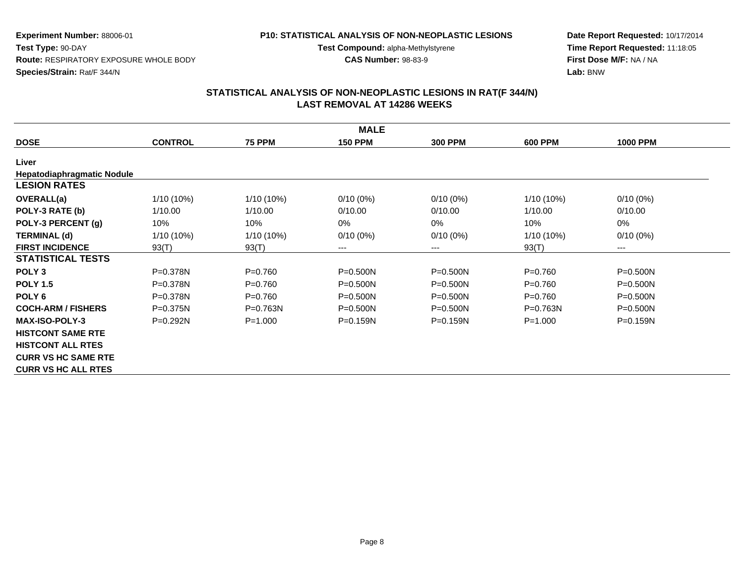**Experiment Number:** 88006-01
**Test Type:** 90-DAY
**Route:** RESPIRATORY EXPOSURE WHOLE BODY
**Species/Strain:** Rat/F 344/N

**P10: STATISTICAL ANALYSIS OF NON-NEOPLASTIC LESIONS**
**Test Compound:** alpha-Methylstyrene
**CAS Number:** 98-83-9

**Date Report Requested:** 10/17/2014
**Time Report Requested:** 11:18:05
**First Dose M/F:** NA / NA
**Lab:** BNW

## STATISTICAL ANALYSIS OF NON-NEOPLASTIC LESIONS IN RAT(F 344/N) LAST REMOVAL AT 14286 WEEKS

| MALE | | | | | | |
|---|---|---|---|---|---|---|
| **DOSE** | **CONTROL** | **75 PPM** | **150 PPM** | **300 PPM** | **600 PPM** | **1000 PPM** |
| **Liver** | | | | | | |
| **Hepatodiaphragmatic Nodule** | | | | | | |
| **LESION RATES** | | | | | | |
| **OVERALL(a)** | 1/10 (10%) | 1/10 (10%) | 0/10 (0%) | 0/10 (0%) | 1/10 (10%) | 0/10 (0%) |
| **POLY-3 RATE (b)** | 1/10.00 | 1/10.00 | 0/10.00 | 0/10.00 | 1/10.00 | 0/10.00 |
| **POLY-3 PERCENT (g)** | 10% | 10% | 0% | 0% | 10% | 0% |
| **TERMINAL (d)** | 1/10 (10%) | 1/10 (10%) | 0/10 (0%) | 0/10 (0%) | 1/10 (10%) | 0/10 (0%) |
| **FIRST INCIDENCE** | 93(T) | 93(T) | --- | --- | 93(T) | --- |
| **STATISTICAL TESTS** | | | | | | |
| **POLY 3** | P=0.378N | P=0.760 | P=0.500N | P=0.500N | P=0.760 | P=0.500N |
| **POLY 1.5** | P=0.378N | P=0.760 | P=0.500N | P=0.500N | P=0.760 | P=0.500N |
| **POLY 6** | P=0.378N | P=0.760 | P=0.500N | P=0.500N | P=0.760 | P=0.500N |
| **COCH-ARM / FISHERS** | P=0.375N | P=0.763N | P=0.500N | P=0.500N | P=0.763N | P=0.500N |
| **MAX-ISO-POLY-3** | P=0.292N | P=1.000 | P=0.159N | P=0.159N | P=1.000 | P=0.159N |
| **HISTCONT SAME RTE** | | | | | | |
| **HISTCONT ALL RTES** | | | | | | |
| **CURR VS HC SAME RTE** | | | | | | |
| **CURR VS HC ALL RTES** | | | | | | |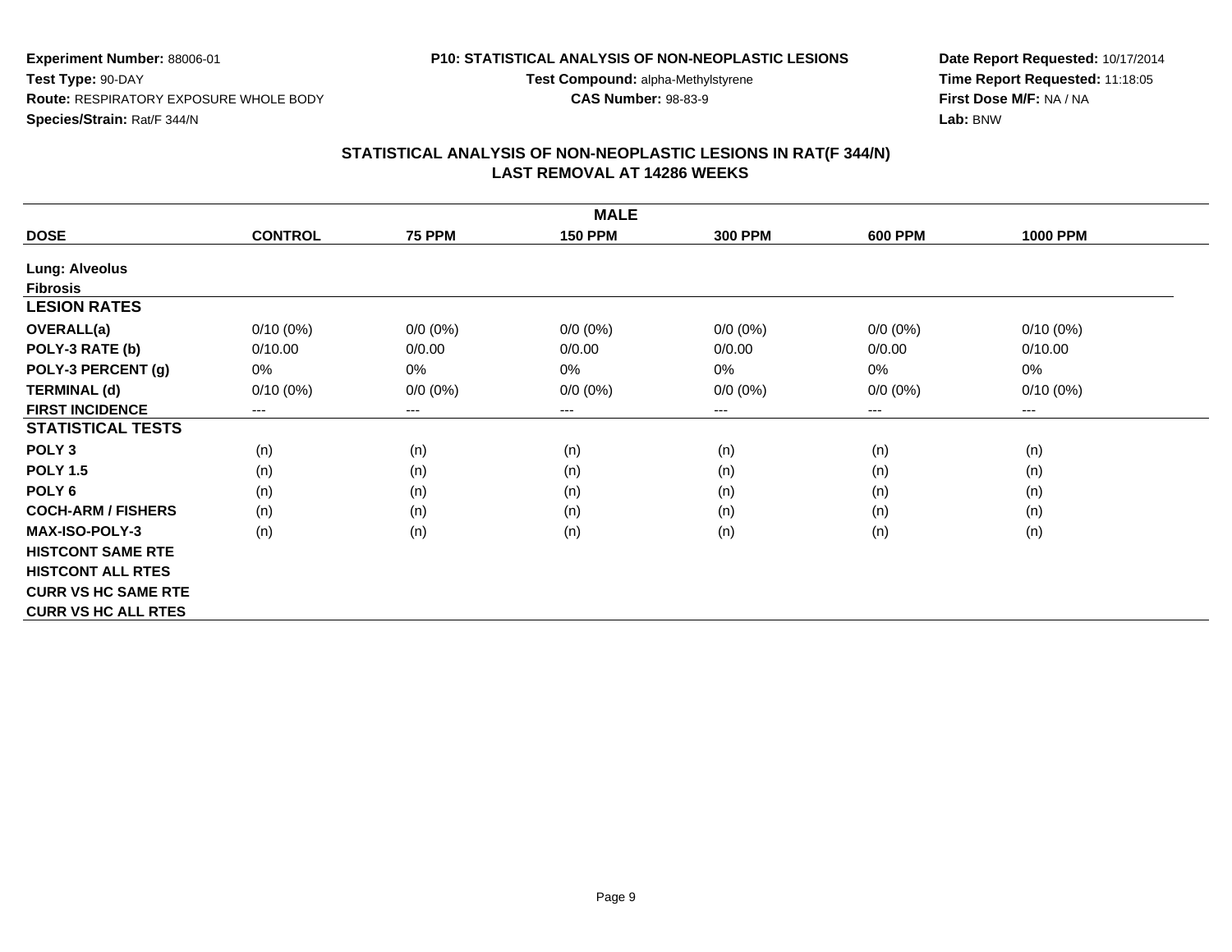Experiment Number: 88006-01
Test Type: 90-DAY
Route: RESPIRATORY EXPOSURE WHOLE BODY
Species/Strain: Rat/F 344/N

P10: STATISTICAL ANALYSIS OF NON-NEOPLASTIC LESIONS
Test Compound: alpha-Methylstyrene
CAS Number: 98-83-9

Date Report Requested: 10/17/2014
Time Report Requested: 11:18:05
First Dose M/F: NA / NA
Lab: BNW

## STATISTICAL ANALYSIS OF NON-NEOPLASTIC LESIONS IN RAT(F 344/N)
## LAST REMOVAL AT 14286 WEEKS

| MALE | | | | | | |
|---|---|---|---|---|---|---|
| **DOSE** | **CONTROL** | **75 PPM** | **150 PPM** | **300 PPM** | **600 PPM** | **1000 PPM** |
| **Lung: Alveolus** | | | | | | |
| **Fibrosis** | | | | | | |
| **LESION RATES** | | | | | | |
| **OVERALL(a)** | 0/10 (0%) | 0/0 (0%) | 0/0 (0%) | 0/0 (0%) | 0/0 (0%) | 0/10 (0%) |
| **POLY-3 RATE (b)** | 0/10.00 | 0/0.00 | 0/0.00 | 0/0.00 | 0/0.00 | 0/10.00 |
| **POLY-3 PERCENT (g)** | 0% | 0% | 0% | 0% | 0% | 0% |
| **TERMINAL (d)** | 0/10 (0%) | 0/0 (0%) | 0/0 (0%) | 0/0 (0%) | 0/0 (0%) | 0/10 (0%) |
| **FIRST INCIDENCE** | --- | --- | --- | --- | --- | --- |
| **STATISTICAL TESTS** | | | | | | |
| **POLY 3** | (n) | (n) | (n) | (n) | (n) | (n) |
| **POLY 1.5** | (n) | (n) | (n) | (n) | (n) | (n) |
| **POLY 6** | (n) | (n) | (n) | (n) | (n) | (n) |
| **COCH-ARM / FISHERS** | (n) | (n) | (n) | (n) | (n) | (n) |
| **MAX-ISO-POLY-3** | (n) | (n) | (n) | (n) | (n) | (n) |
| **HISTCONT SAME RTE** | | | | | | |
| **HISTCONT ALL RTES** | | | | | | |
| **CURR VS HC SAME RTE** | | | | | | |
| **CURR VS HC ALL RTES** | | | | | | |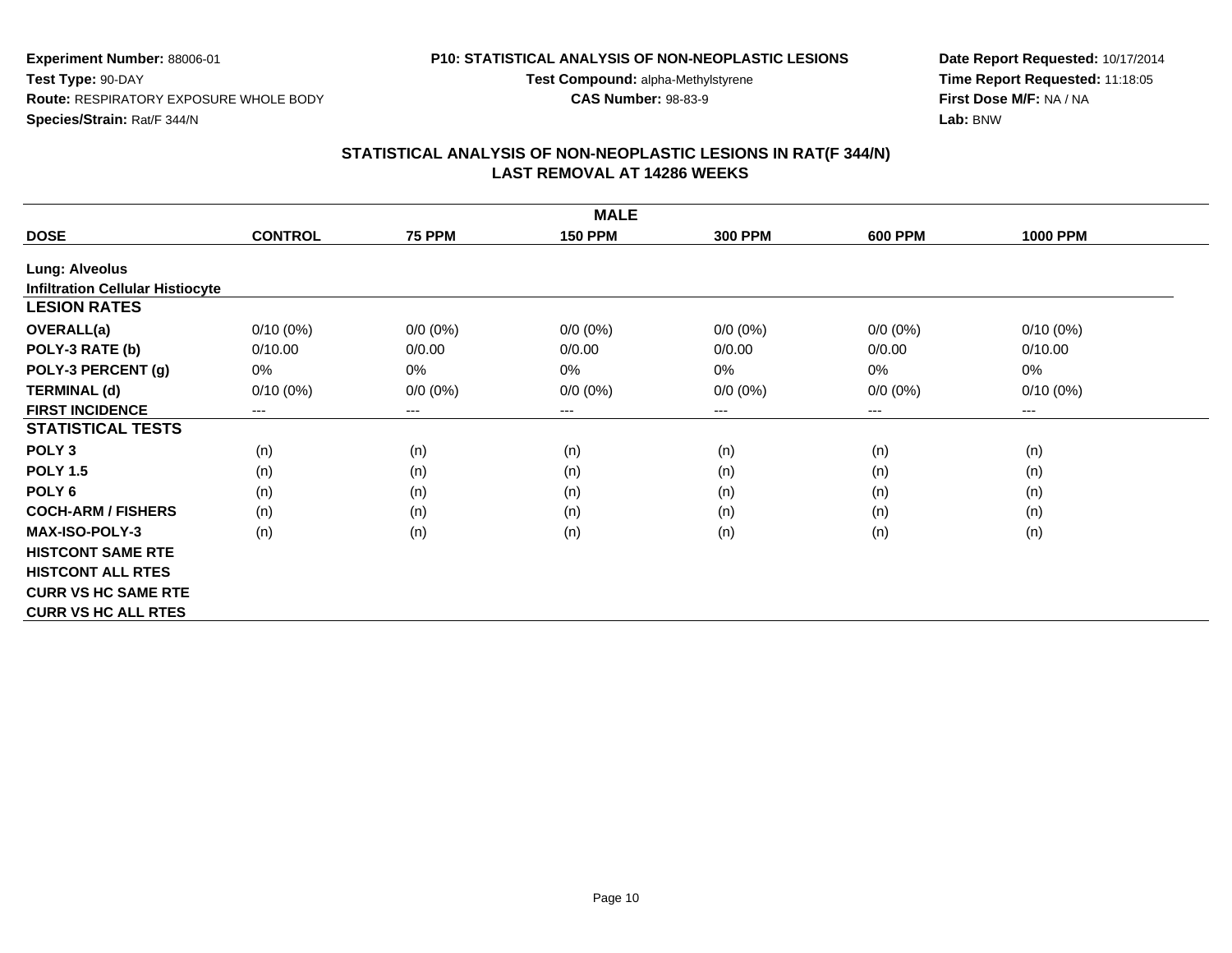**Experiment Number:** 88006-01
**Test Type:** 90-DAY
**Route:** RESPIRATORY EXPOSURE WHOLE BODY
**Species/Strain:** Rat/F 344/N

**P10: STATISTICAL ANALYSIS OF NON-NEOPLASTIC LESIONS**
**Test Compound:** alpha-Methylstyrene
**CAS Number:** 98-83-9

**Date Report Requested:** 10/17/2014
**Time Report Requested:** 11:18:05
**First Dose M/F:** NA / NA
**Lab:** BNW

## STATISTICAL ANALYSIS OF NON-NEOPLASTIC LESIONS IN RAT(F 344/N)
## LAST REMOVAL AT 14286 WEEKS

| MALE | | | | | | |
|---|---|---|---|---|---|---|
| **DOSE** | **CONTROL** | **75 PPM** | **150 PPM** | **300 PPM** | **600 PPM** | **1000 PPM** |
| **Lung: Alveolus** | | | | | | |
| **Infiltration Cellular Histiocyte** | | | | | | |
| **LESION RATES** | | | | | | |
| **OVERALL(a)** | 0/10 (0%) | 0/0 (0%) | 0/0 (0%) | 0/0 (0%) | 0/0 (0%) | 0/10 (0%) |
| **POLY-3 RATE (b)** | 0/10.00 | 0/0.00 | 0/0.00 | 0/0.00 | 0/0.00 | 0/10.00 |
| **POLY-3 PERCENT (g)** | 0% | 0% | 0% | 0% | 0% | 0% |
| **TERMINAL (d)** | 0/10 (0%) | 0/0 (0%) | 0/0 (0%) | 0/0 (0%) | 0/0 (0%) | 0/10 (0%) |
| **FIRST INCIDENCE** | --- | --- | --- | --- | --- | --- |
| **STATISTICAL TESTS** | | | | | | |
| **POLY 3** | (n) | (n) | (n) | (n) | (n) | (n) |
| **POLY 1.5** | (n) | (n) | (n) | (n) | (n) | (n) |
| **POLY 6** | (n) | (n) | (n) | (n) | (n) | (n) |
| **COCH-ARM / FISHERS** | (n) | (n) | (n) | (n) | (n) | (n) |
| **MAX-ISO-POLY-3** | (n) | (n) | (n) | (n) | (n) | (n) |
| **HISTCONT SAME RTE** | | | | | | |
| **HISTCONT ALL RTES** | | | | | | |
| **CURR VS HC SAME RTE** | | | | | | |
| **CURR VS HC ALL RTES** | | | | | | |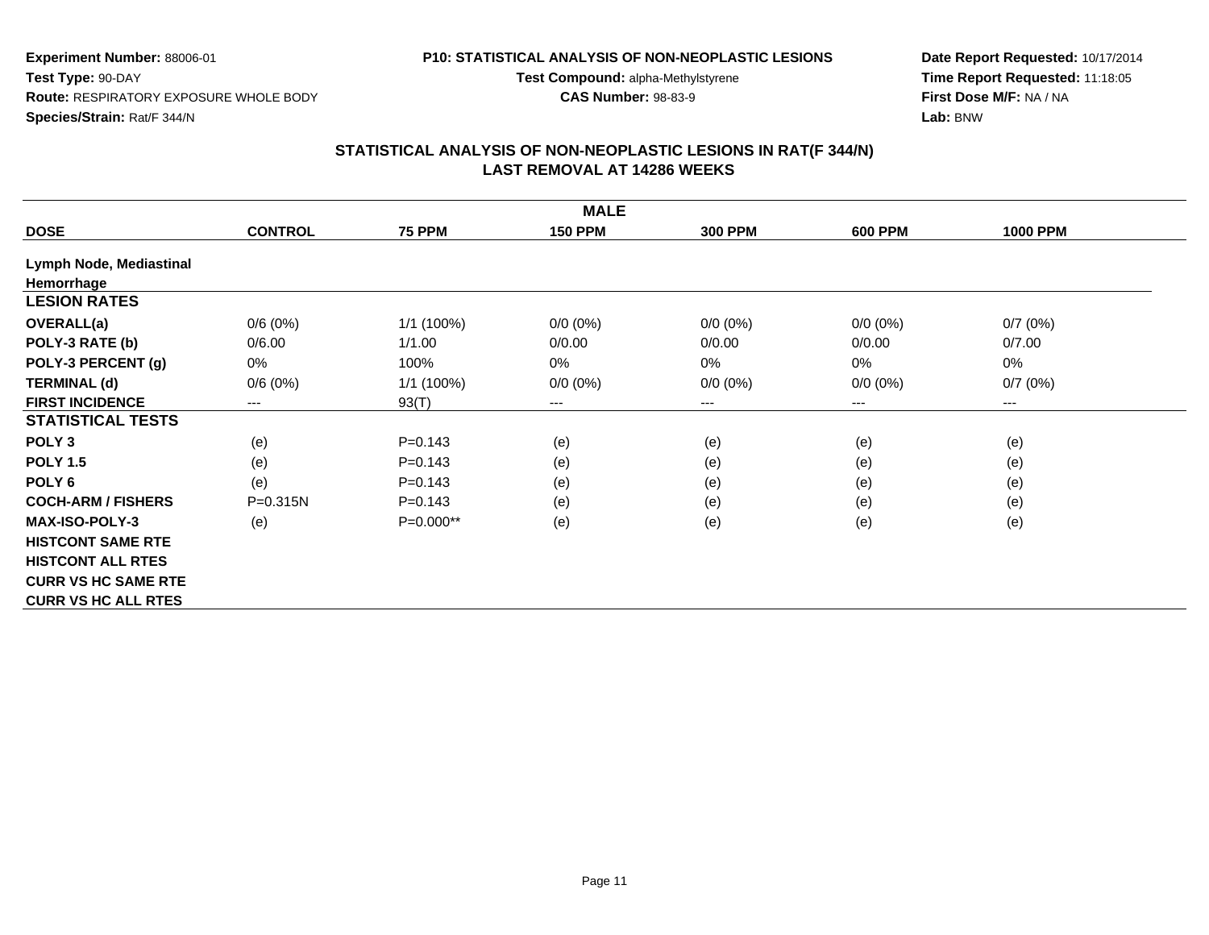**Experiment Number:** 88006-01
**Test Type:** 90-DAY
**Route:** RESPIRATORY EXPOSURE WHOLE BODY
**Species/Strain:** Rat/F 344/N

**P10: STATISTICAL ANALYSIS OF NON-NEOPLASTIC LESIONS**
**Test Compound:** alpha-Methylstyrene
**CAS Number:** 98-83-9

**Date Report Requested:** 10/17/2014
**Time Report Requested:** 11:18:05
**First Dose M/F:** NA / NA
**Lab:** BNW

## STATISTICAL ANALYSIS OF NON-NEOPLASTIC LESIONS IN RAT(F 344/N)
## LAST REMOVAL AT 14286 WEEKS

| MALE | | | | | | |
|---|---|---|---|---|---|---|
| **DOSE** | **CONTROL** | **75 PPM** | **150 PPM** | **300 PPM** | **600 PPM** | **1000 PPM** |
| **Lymph Node, Mediastinal** | | | | | | |
| **Hemorrhage** | | | | | | |
| **LESION RATES** | | | | | | |
| **OVERALL(a)** | 0/6 (0%) | 1/1 (100%) | 0/0 (0%) | 0/0 (0%) | 0/0 (0%) | 0/7 (0%) |
| **POLY-3 RATE (b)** | 0/6.00 | 1/1.00 | 0/0.00 | 0/0.00 | 0/0.00 | 0/7.00 |
| **POLY-3 PERCENT (g)** | 0% | 100% | 0% | 0% | 0% | 0% |
| **TERMINAL (d)** | 0/6 (0%) | 1/1 (100%) | 0/0 (0%) | 0/0 (0%) | 0/0 (0%) | 0/7 (0%) |
| **FIRST INCIDENCE** | --- | 93(T) | --- | --- | --- | --- |
| **STATISTICAL TESTS** | | | | | | |
| **POLY 3** | (e) | P=0.143 | (e) | (e) | (e) | (e) |
| **POLY 1.5** | (e) | P=0.143 | (e) | (e) | (e) | (e) |
| **POLY 6** | (e) | P=0.143 | (e) | (e) | (e) | (e) |
| **COCH-ARM / FISHERS** | P=0.315N | P=0.143 | (e) | (e) | (e) | (e) |
| **MAX-ISO-POLY-3** | (e) | P=0.000** | (e) | (e) | (e) | (e) |
| **HISTCONT SAME RTE** | | | | | | |
| **HISTCONT ALL RTES** | | | | | | |
| **CURR VS HC SAME RTE** | | | | | | |
| **CURR VS HC ALL RTES** | | | | | | |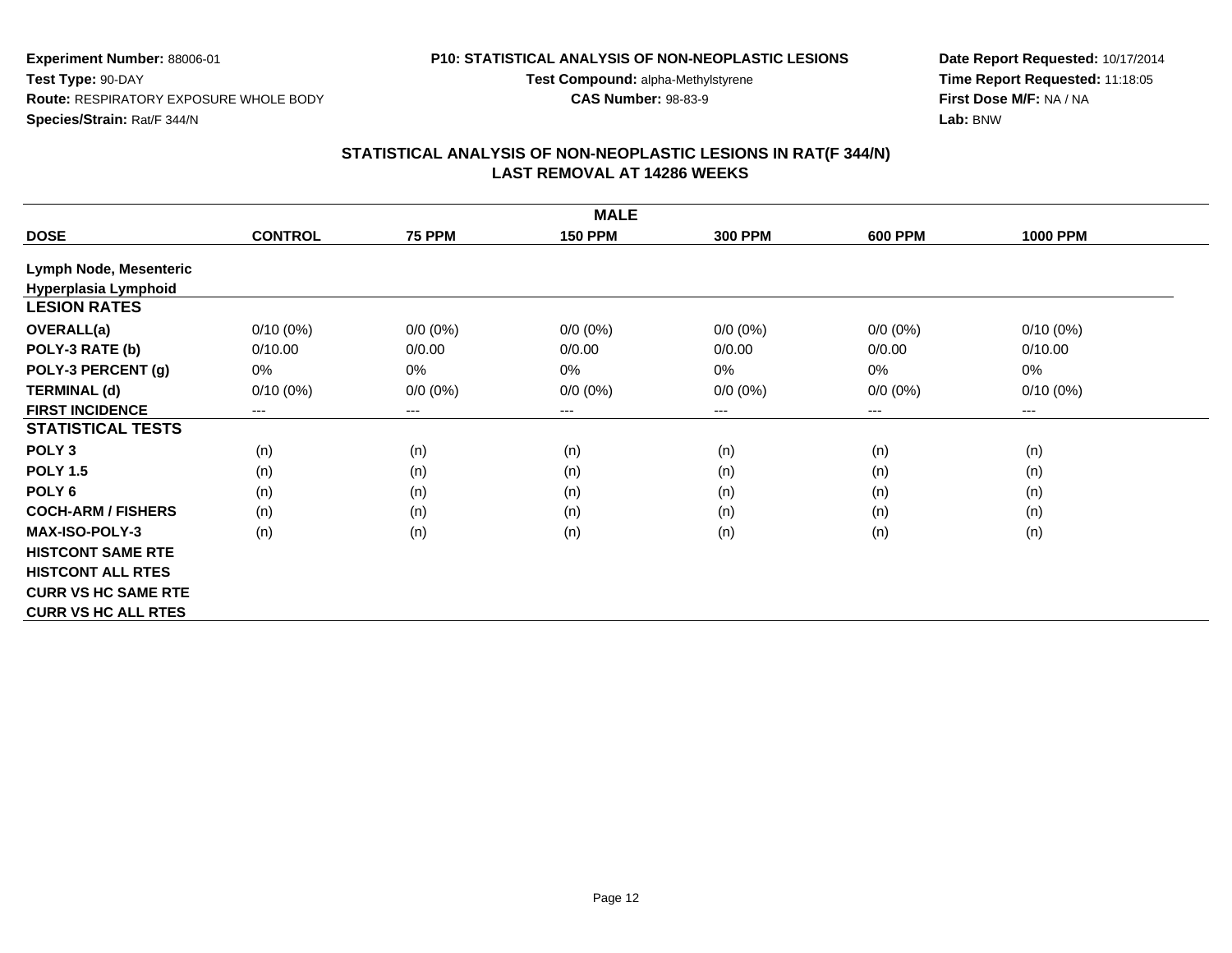**Experiment Number:** 88006-01
**Test Type:** 90-DAY
**Route:** RESPIRATORY EXPOSURE WHOLE BODY
**Species/Strain:** Rat/F 344/N

**P10: STATISTICAL ANALYSIS OF NON-NEOPLASTIC LESIONS**
**Test Compound:** alpha-Methylstyrene
**CAS Number:** 98-83-9

**Date Report Requested:** 10/17/2014
**Time Report Requested:** 11:18:05
**First Dose M/F:** NA / NA
**Lab:** BNW

## STATISTICAL ANALYSIS OF NON-NEOPLASTIC LESIONS IN RAT(F 344/N)
## LAST REMOVAL AT 14286 WEEKS

| MALE | | | | | | |
|---|---|---|---|---|---|---|
| **DOSE** | **CONTROL** | **75 PPM** | **150 PPM** | **300 PPM** | **600 PPM** | **1000 PPM** |
| **Lymph Node, Mesenteric** | | | | | | |
| **Hyperplasia Lymphoid** | | | | | | |
| **LESION RATES** | | | | | | |
| **OVERALL(a)** | 0/10 (0%) | 0/0 (0%) | 0/0 (0%) | 0/0 (0%) | 0/0 (0%) | 0/10 (0%) |
| **POLY-3 RATE (b)** | 0/10.00 | 0/0.00 | 0/0.00 | 0/0.00 | 0/0.00 | 0/10.00 |
| **POLY-3 PERCENT (g)** | 0% | 0% | 0% | 0% | 0% | 0% |
| **TERMINAL (d)** | 0/10 (0%) | 0/0 (0%) | 0/0 (0%) | 0/0 (0%) | 0/0 (0%) | 0/10 (0%) |
| **FIRST INCIDENCE** | --- | --- | --- | --- | --- | --- |
| **STATISTICAL TESTS** | | | | | | |
| **POLY 3** | (n) | (n) | (n) | (n) | (n) | (n) |
| **POLY 1.5** | (n) | (n) | (n) | (n) | (n) | (n) |
| **POLY 6** | (n) | (n) | (n) | (n) | (n) | (n) |
| **COCH-ARM / FISHERS** | (n) | (n) | (n) | (n) | (n) | (n) |
| **MAX-ISO-POLY-3** | (n) | (n) | (n) | (n) | (n) | (n) |
| **HISTCONT SAME RTE** | | | | | | |
| **HISTCONT ALL RTES** | | | | | | |
| **CURR VS HC SAME RTE** | | | | | | |
| **CURR VS HC ALL RTES** | | | | | | |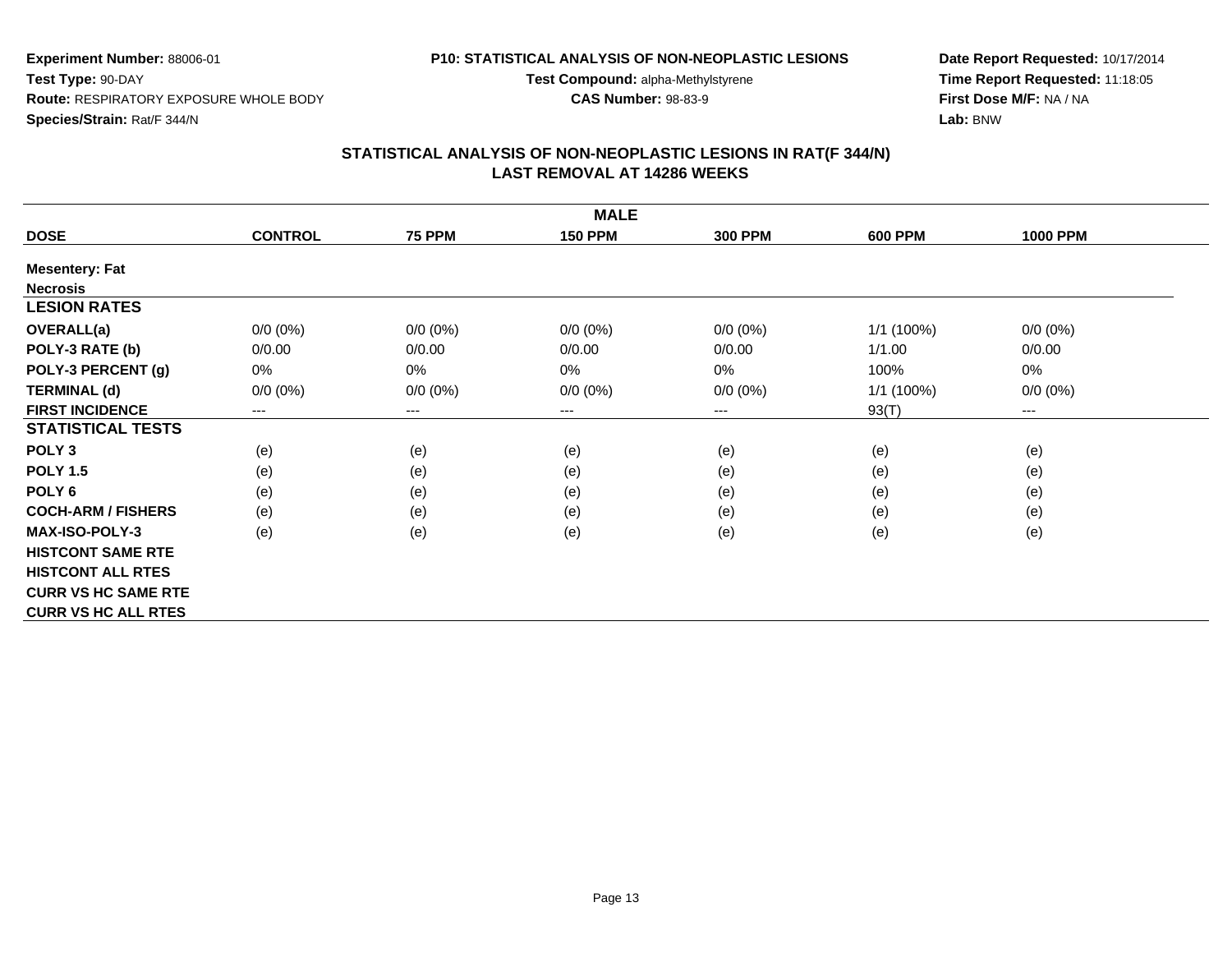**Experiment Number:** 88006-01
**Test Type:** 90-DAY
**Route:** RESPIRATORY EXPOSURE WHOLE BODY
**Species/Strain:** Rat/F 344/N

**P10: STATISTICAL ANALYSIS OF NON-NEOPLASTIC LESIONS**
**Test Compound:** alpha-Methylstyrene
**CAS Number:** 98-83-9

**Date Report Requested:** 10/17/2014
**Time Report Requested:** 11:18:05
**First Dose M/F:** NA / NA
**Lab:** BNW

## STATISTICAL ANALYSIS OF NON-NEOPLASTIC LESIONS IN RAT(F 344/N)
## LAST REMOVAL AT 14286 WEEKS

| MALE | | | | | | |
|---|---|---|---|---|---|---|
| **DOSE** | **CONTROL** | **75 PPM** | **150 PPM** | **300 PPM** | **600 PPM** | **1000 PPM** |
| **Mesentery: Fat** | | | | | | |
| **Necrosis** | | | | | | |
| **LESION RATES** | | | | | | |
| **OVERALL(a)** | 0/0 (0%) | 0/0 (0%) | 0/0 (0%) | 0/0 (0%) | 1/1 (100%) | 0/0 (0%) |
| **POLY-3 RATE (b)** | 0/0.00 | 0/0.00 | 0/0.00 | 0/0.00 | 1/1.00 | 0/0.00 |
| **POLY-3 PERCENT (g)** | 0% | 0% | 0% | 0% | 100% | 0% |
| **TERMINAL (d)** | 0/0 (0%) | 0/0 (0%) | 0/0 (0%) | 0/0 (0%) | 1/1 (100%) | 0/0 (0%) |
| **FIRST INCIDENCE** | --- | --- | --- | --- | 93(T) | --- |
| **STATISTICAL TESTS** | | | | | | |
| **POLY 3** | (e) | (e) | (e) | (e) | (e) | (e) |
| **POLY 1.5** | (e) | (e) | (e) | (e) | (e) | (e) |
| **POLY 6** | (e) | (e) | (e) | (e) | (e) | (e) |
| **COCH-ARM / FISHERS** | (e) | (e) | (e) | (e) | (e) | (e) |
| **MAX-ISO-POLY-3** | (e) | (e) | (e) | (e) | (e) | (e) |
| **HISTCONT SAME RTE** | | | | | | |
| **HISTCONT ALL RTES** | | | | | | |
| **CURR VS HC SAME RTE** | | | | | | |
| **CURR VS HC ALL RTES** | | | | | | |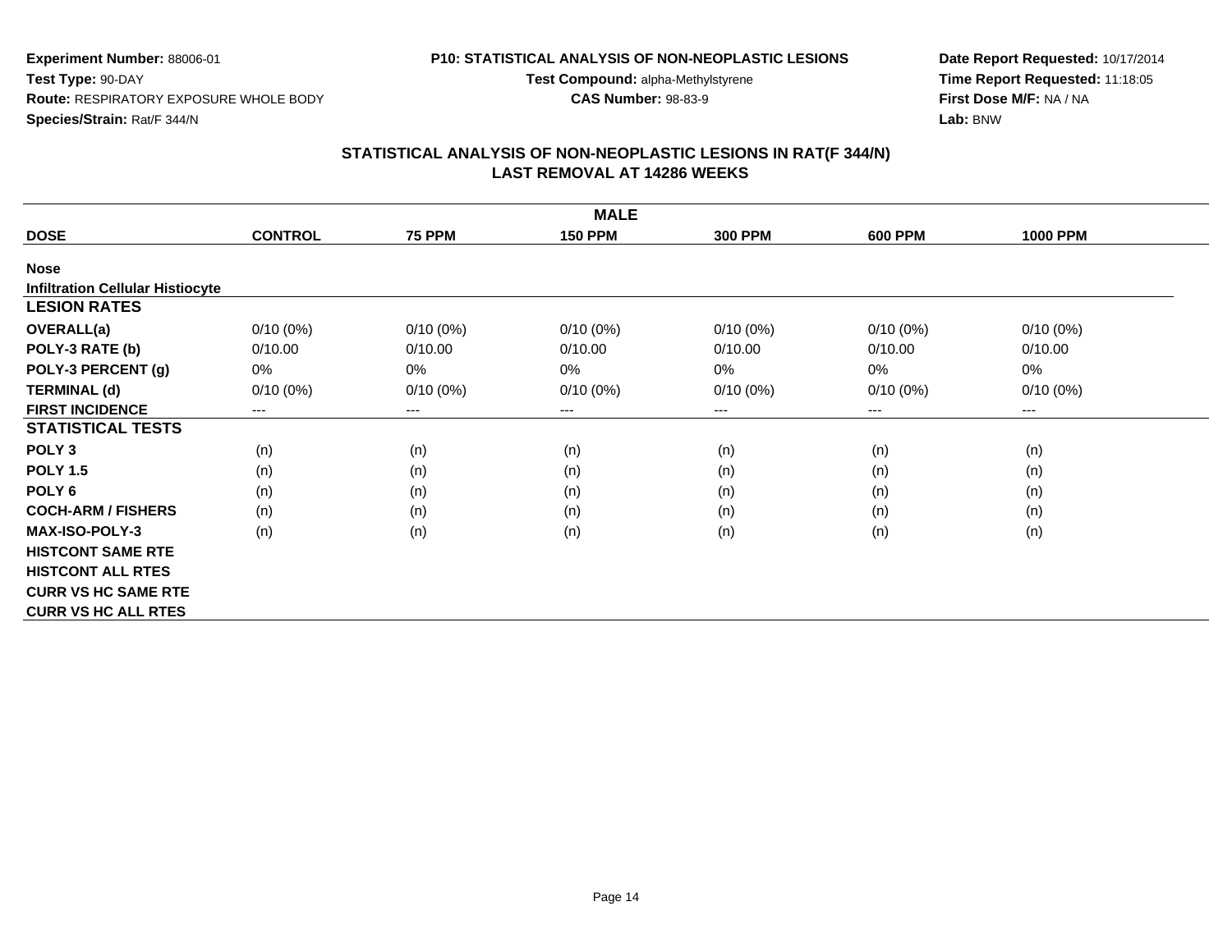**Experiment Number:** 88006-01
**Test Type:** 90-DAY
**Route:** RESPIRATORY EXPOSURE WHOLE BODY
**Species/Strain:** Rat/F 344/N

**P10: STATISTICAL ANALYSIS OF NON-NEOPLASTIC LESIONS**
**Test Compound:** alpha-Methylstyrene
**CAS Number:** 98-83-9

**Date Report Requested:** 10/17/2014
**Time Report Requested:** 11:18:05
**First Dose M/F:** NA / NA
**Lab:** BNW

## STATISTICAL ANALYSIS OF NON-NEOPLASTIC LESIONS IN RAT(F 344/N)
## LAST REMOVAL AT 14286 WEEKS

| MALE | | | | | | |
|---|---|---|---|---|---|---|
| **DOSE** | **CONTROL** | **75 PPM** | **150 PPM** | **300 PPM** | **600 PPM** | **1000 PPM** |
| **Nose** | | | | | | |
| **Infiltration Cellular Histiocyte** | | | | | | |
| **LESION RATES** | | | | | | |
| **OVERALL(a)** | 0/10 (0%) | 0/10 (0%) | 0/10 (0%) | 0/10 (0%) | 0/10 (0%) | 0/10 (0%) |
| **POLY-3 RATE (b)** | 0/10.00 | 0/10.00 | 0/10.00 | 0/10.00 | 0/10.00 | 0/10.00 |
| **POLY-3 PERCENT (g)** | 0% | 0% | 0% | 0% | 0% | 0% |
| **TERMINAL (d)** | 0/10 (0%) | 0/10 (0%) | 0/10 (0%) | 0/10 (0%) | 0/10 (0%) | 0/10 (0%) |
| **FIRST INCIDENCE** | --- | --- | --- | --- | --- | --- |
| **STATISTICAL TESTS** | | | | | | |
| **POLY 3** | (n) | (n) | (n) | (n) | (n) | (n) |
| **POLY 1.5** | (n) | (n) | (n) | (n) | (n) | (n) |
| **POLY 6** | (n) | (n) | (n) | (n) | (n) | (n) |
| **COCH-ARM / FISHERS** | (n) | (n) | (n) | (n) | (n) | (n) |
| **MAX-ISO-POLY-3** | (n) | (n) | (n) | (n) | (n) | (n) |
| **HISTCONT SAME RTE** | | | | | | |
| **HISTCONT ALL RTES** | | | | | | |
| **CURR VS HC SAME RTE** | | | | | | |
| **CURR VS HC ALL RTES** | | | | | | |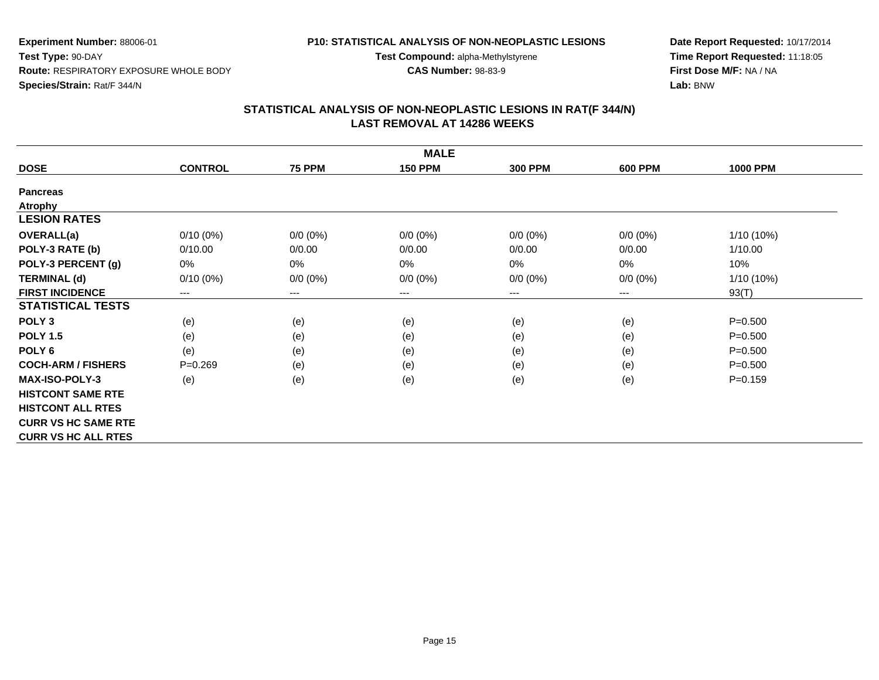**Experiment Number:** 88006-01
**Test Type:** 90-DAY
**Route:** RESPIRATORY EXPOSURE WHOLE BODY
**Species/Strain:** Rat/F 344/N

**P10: STATISTICAL ANALYSIS OF NON-NEOPLASTIC LESIONS**
**Test Compound:** alpha-Methylstyrene
**CAS Number:** 98-83-9

**Date Report Requested:** 10/17/2014
**Time Report Requested:** 11:18:05
**First Dose M/F:** NA / NA
**Lab:** BNW

## STATISTICAL ANALYSIS OF NON-NEOPLASTIC LESIONS IN RAT(F 344/N)
## LAST REMOVAL AT 14286 WEEKS

| MALE | | | | | | |
|---|---|---|---|---|---|---|
| **DOSE** | **CONTROL** | **75 PPM** | **150 PPM** | **300 PPM** | **600 PPM** | **1000 PPM** |
| **Pancreas** | | | | | | |
| **Atrophy** | | | | | | |
| **LESION RATES** | | | | | | |
| **OVERALL(a)** | 0/10 (0%) | 0/0 (0%) | 0/0 (0%) | 0/0 (0%) | 0/0 (0%) | 1/10 (10%) |
| **POLY-3 RATE (b)** | 0/10.00 | 0/0.00 | 0/0.00 | 0/0.00 | 0/0.00 | 1/10.00 |
| **POLY-3 PERCENT (g)** | 0% | 0% | 0% | 0% | 0% | 10% |
| **TERMINAL (d)** | 0/10 (0%) | 0/0 (0%) | 0/0 (0%) | 0/0 (0%) | 0/0 (0%) | 1/10 (10%) |
| **FIRST INCIDENCE** | --- | --- | --- | --- | --- | 93(T) |
| **STATISTICAL TESTS** | | | | | | |
| **POLY 3** | (e) | (e) | (e) | (e) | (e) | P=0.500 |
| **POLY 1.5** | (e) | (e) | (e) | (e) | (e) | P=0.500 |
| **POLY 6** | (e) | (e) | (e) | (e) | (e) | P=0.500 |
| **COCH-ARM / FISHERS** | P=0.269 | (e) | (e) | (e) | (e) | P=0.500 |
| **MAX-ISO-POLY-3** | (e) | (e) | (e) | (e) | (e) | P=0.159 |
| **HISTCONT SAME RTE** | | | | | | |
| **HISTCONT ALL RTES** | | | | | | |
| **CURR VS HC SAME RTE** | | | | | | |
| **CURR VS HC ALL RTES** | | | | | | |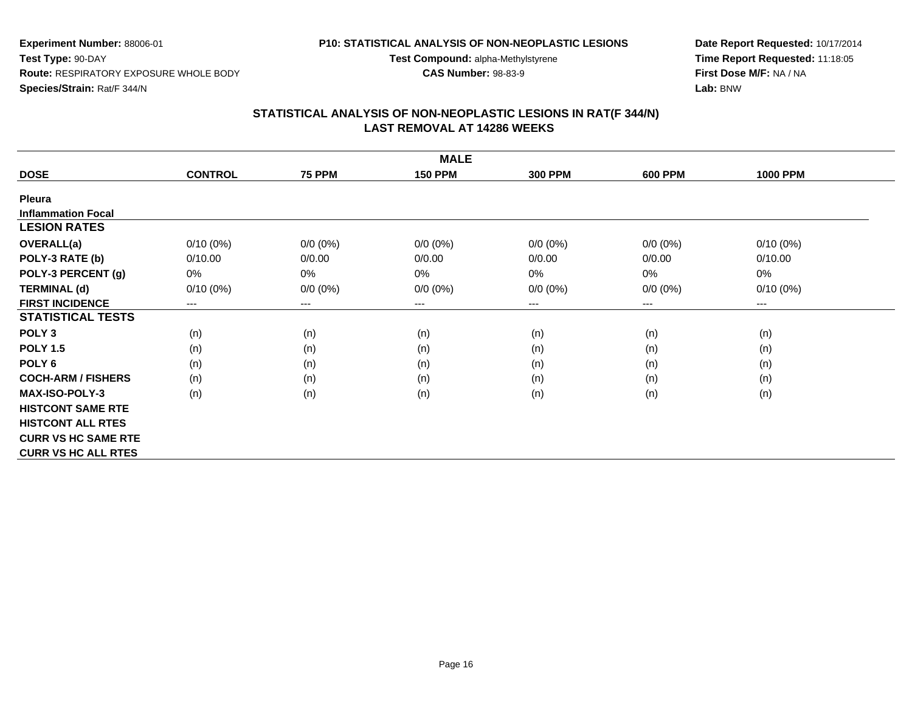**Experiment Number:** 88006-01
**Test Type:** 90-DAY
**Route:** RESPIRATORY EXPOSURE WHOLE BODY
**Species/Strain:** Rat/F 344/N

**P10: STATISTICAL ANALYSIS OF NON-NEOPLASTIC LESIONS**
**Test Compound:** alpha-Methylstyrene
**CAS Number:** 98-83-9

**Date Report Requested:** 10/17/2014
**Time Report Requested:** 11:18:05
**First Dose M/F:** NA / NA
**Lab:** BNW

## STATISTICAL ANALYSIS OF NON-NEOPLASTIC LESIONS IN RAT(F 344/N)
## LAST REMOVAL AT 14286 WEEKS

| MALE | | | | | | |
|---|---|---|---|---|---|---|
| **DOSE** | **CONTROL** | **75 PPM** | **150 PPM** | **300 PPM** | **600 PPM** | **1000 PPM** |
| **Pleura** | | | | | | |
| **Inflammation Focal** | | | | | | |
| **LESION RATES** | | | | | | |
| **OVERALL(a)** | 0/10 (0%) | 0/0 (0%) | 0/0 (0%) | 0/0 (0%) | 0/0 (0%) | 0/10 (0%) |
| **POLY-3 RATE (b)** | 0/10.00 | 0/0.00 | 0/0.00 | 0/0.00 | 0/0.00 | 0/10.00 |
| **POLY-3 PERCENT (g)** | 0% | 0% | 0% | 0% | 0% | 0% |
| **TERMINAL (d)** | 0/10 (0%) | 0/0 (0%) | 0/0 (0%) | 0/0 (0%) | 0/0 (0%) | 0/10 (0%) |
| **FIRST INCIDENCE** | --- | --- | --- | --- | --- | --- |
| **STATISTICAL TESTS** | | | | | | |
| **POLY 3** | (n) | (n) | (n) | (n) | (n) | (n) |
| **POLY 1.5** | (n) | (n) | (n) | (n) | (n) | (n) |
| **POLY 6** | (n) | (n) | (n) | (n) | (n) | (n) |
| **COCH-ARM / FISHERS** | (n) | (n) | (n) | (n) | (n) | (n) |
| **MAX-ISO-POLY-3** | (n) | (n) | (n) | (n) | (n) | (n) |
| **HISTCONT SAME RTE** | | | | | | |
| **HISTCONT ALL RTES** | | | | | | |
| **CURR VS HC SAME RTE** | | | | | | |
| **CURR VS HC ALL RTES** | | | | | | |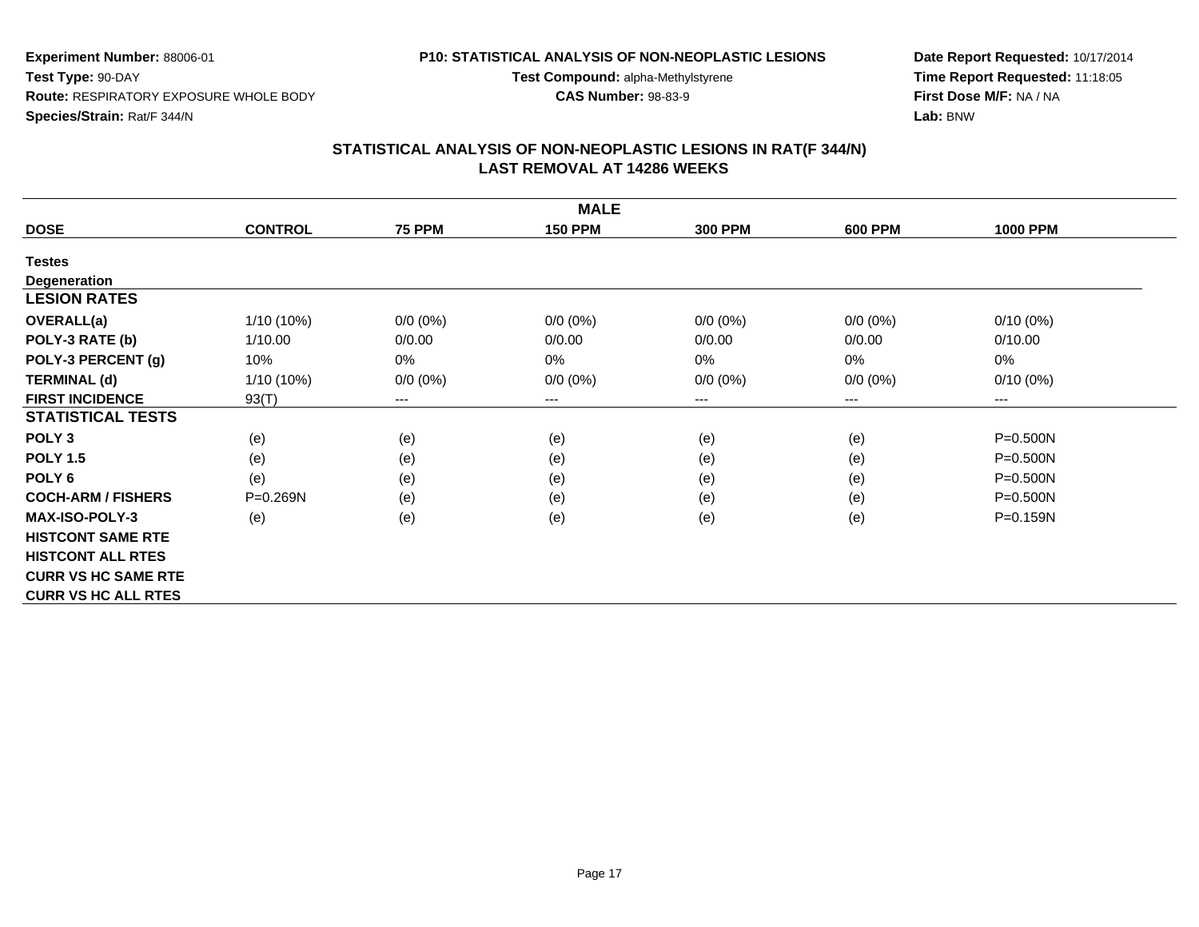**Experiment Number:** 88006-01
**Test Type:** 90-DAY
**Route:** RESPIRATORY EXPOSURE WHOLE BODY
**Species/Strain:** Rat/F 344/N

**P10: STATISTICAL ANALYSIS OF NON-NEOPLASTIC LESIONS**
**Test Compound:** alpha-Methylstyrene
**CAS Number:** 98-83-9

**Date Report Requested:** 10/17/2014
**Time Report Requested:** 11:18:05
**First Dose M/F:** NA / NA
**Lab:** BNW

## STATISTICAL ANALYSIS OF NON-NEOPLASTIC LESIONS IN RAT(F 344/N)
## LAST REMOVAL AT 14286 WEEKS

| MALE | | | | | | |
|---|---|---|---|---|---|---|
| **DOSE** | **CONTROL** | **75 PPM** | **150 PPM** | **300 PPM** | **600 PPM** | **1000 PPM** |
| **Testes** | | | | | | |
| **Degeneration** | | | | | | |
| **LESION RATES** | | | | | | |
| **OVERALL(a)** | 1/10 (10%) | 0/0 (0%) | 0/0 (0%) | 0/0 (0%) | 0/0 (0%) | 0/10 (0%) |
| **POLY-3 RATE (b)** | 1/10.00 | 0/0.00 | 0/0.00 | 0/0.00 | 0/0.00 | 0/10.00 |
| **POLY-3 PERCENT (g)** | 10% | 0% | 0% | 0% | 0% | 0% |
| **TERMINAL (d)** | 1/10 (10%) | 0/0 (0%) | 0/0 (0%) | 0/0 (0%) | 0/0 (0%) | 0/10 (0%) |
| **FIRST INCIDENCE** | 93(T) | --- | --- | --- | --- | --- |
| **STATISTICAL TESTS** | | | | | | |
| **POLY 3** | (e) | (e) | (e) | (e) | (e) | P=0.500N |
| **POLY 1.5** | (e) | (e) | (e) | (e) | (e) | P=0.500N |
| **POLY 6** | (e) | (e) | (e) | (e) | (e) | P=0.500N |
| **COCH-ARM / FISHERS** | P=0.269N | (e) | (e) | (e) | (e) | P=0.500N |
| **MAX-ISO-POLY-3** | (e) | (e) | (e) | (e) | (e) | P=0.159N |
| **HISTCONT SAME RTE** | | | | | | |
| **HISTCONT ALL RTES** | | | | | | |
| **CURR VS HC SAME RTE** | | | | | | |
| **CURR VS HC ALL RTES** | | | | | | |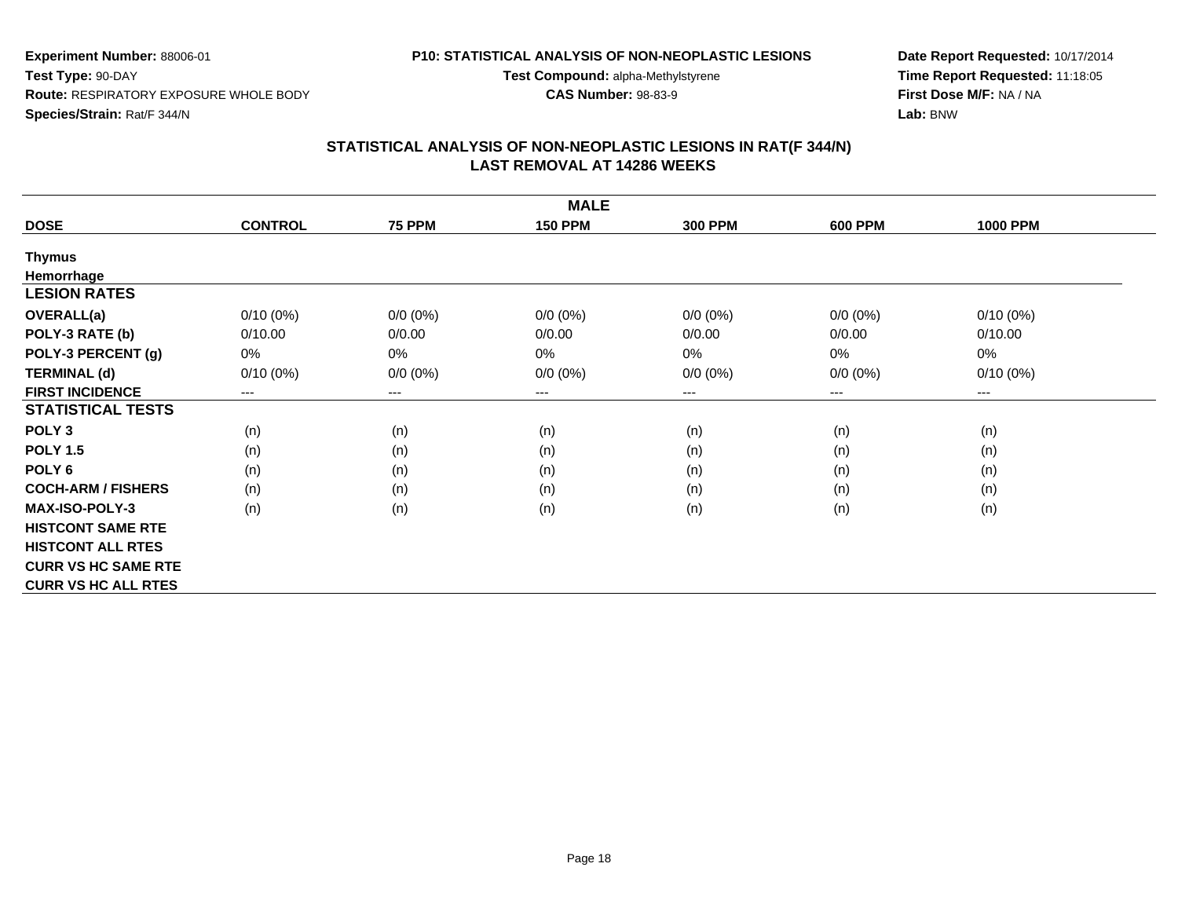**Experiment Number:** 88006-01
**Test Type:** 90-DAY
**Route:** RESPIRATORY EXPOSURE WHOLE BODY
**Species/Strain:** Rat/F 344/N

**P10: STATISTICAL ANALYSIS OF NON-NEOPLASTIC LESIONS**
**Test Compound:** alpha-Methylstyrene
**CAS Number:** 98-83-9

**Date Report Requested:** 10/17/2014
**Time Report Requested:** 11:18:05
**First Dose M/F:** NA / NA
**Lab:** BNW

## STATISTICAL ANALYSIS OF NON-NEOPLASTIC LESIONS IN RAT(F 344/N) LAST REMOVAL AT 14286 WEEKS

| MALE | | | | | | |
|---|---|---|---|---|---|---|
| **DOSE** | **CONTROL** | **75 PPM** | **150 PPM** | **300 PPM** | **600 PPM** | **1000 PPM** |
| **Thymus** | | | | | | |
| **Hemorrhage** | | | | | | |
| **LESION RATES** | | | | | | |
| **OVERALL(a)** | 0/10 (0%) | 0/0 (0%) | 0/0 (0%) | 0/0 (0%) | 0/0 (0%) | 0/10 (0%) |
| **POLY-3 RATE (b)** | 0/10.00 | 0/0.00 | 0/0.00 | 0/0.00 | 0/0.00 | 0/10.00 |
| **POLY-3 PERCENT (g)** | 0% | 0% | 0% | 0% | 0% | 0% |
| **TERMINAL (d)** | 0/10 (0%) | 0/0 (0%) | 0/0 (0%) | 0/0 (0%) | 0/0 (0%) | 0/10 (0%) |
| **FIRST INCIDENCE** | --- | --- | --- | --- | --- | --- |
| **STATISTICAL TESTS** | | | | | | |
| **POLY 3** | (n) | (n) | (n) | (n) | (n) | (n) |
| **POLY 1.5** | (n) | (n) | (n) | (n) | (n) | (n) |
| **POLY 6** | (n) | (n) | (n) | (n) | (n) | (n) |
| **COCH-ARM / FISHERS** | (n) | (n) | (n) | (n) | (n) | (n) |
| **MAX-ISO-POLY-3** | (n) | (n) | (n) | (n) | (n) | (n) |
| **HISTCONT SAME RTE** | | | | | | |
| **HISTCONT ALL RTES** | | | | | | |
| **CURR VS HC SAME RTE** | | | | | | |
| **CURR VS HC ALL RTES** | | | | | | |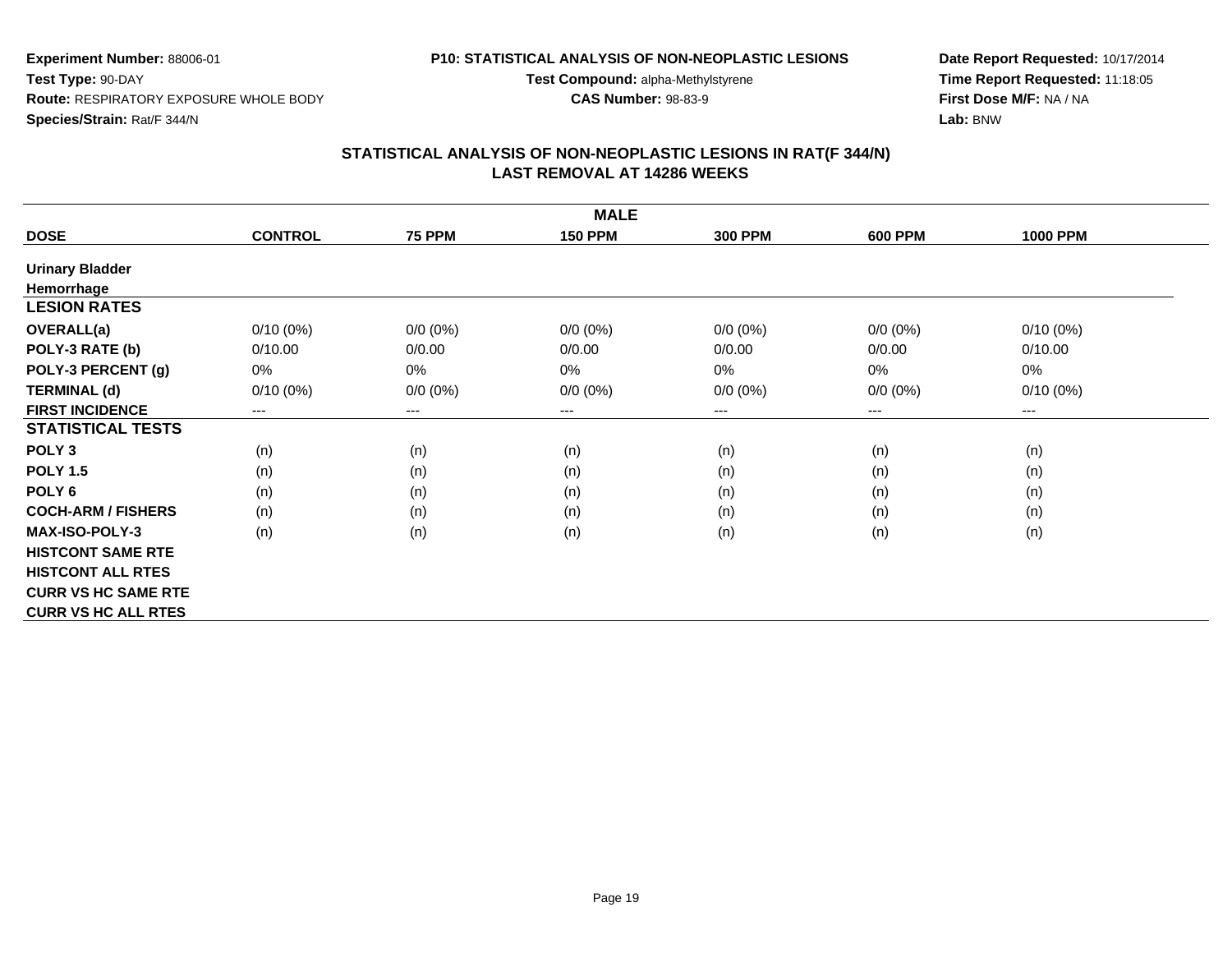**Experiment Number:** 88006-01
**Test Type:** 90-DAY
**Route:** RESPIRATORY EXPOSURE WHOLE BODY
**Species/Strain:** Rat/F 344/N

**P10: STATISTICAL ANALYSIS OF NON-NEOPLASTIC LESIONS**
**Test Compound:** alpha-Methylstyrene
**CAS Number:** 98-83-9

**Date Report Requested:** 10/17/2014
**Time Report Requested:** 11:18:05
**First Dose M/F:** NA / NA
**Lab:** BNW

## STATISTICAL ANALYSIS OF NON-NEOPLASTIC LESIONS IN RAT(F 344/N)
## LAST REMOVAL AT 14286 WEEKS

| MALE | | | | | | |
|---|---|---|---|---|---|---|
| **DOSE** | **CONTROL** | **75 PPM** | **150 PPM** | **300 PPM** | **600 PPM** | **1000 PPM** |
| **Urinary Bladder** | | | | | | |
| **Hemorrhage** | | | | | | |
| **LESION RATES** | | | | | | |
| **OVERALL(a)** | 0/10 (0%) | 0/0 (0%) | 0/0 (0%) | 0/0 (0%) | 0/0 (0%) | 0/10 (0%) |
| **POLY-3 RATE (b)** | 0/10.00 | 0/0.00 | 0/0.00 | 0/0.00 | 0/0.00 | 0/10.00 |
| **POLY-3 PERCENT (g)** | 0% | 0% | 0% | 0% | 0% | 0% |
| **TERMINAL (d)** | 0/10 (0%) | 0/0 (0%) | 0/0 (0%) | 0/0 (0%) | 0/0 (0%) | 0/10 (0%) |
| **FIRST INCIDENCE** | --- | --- | --- | --- | --- | --- |
| **STATISTICAL TESTS** | | | | | | |
| **POLY 3** | (n) | (n) | (n) | (n) | (n) | (n) |
| **POLY 1.5** | (n) | (n) | (n) | (n) | (n) | (n) |
| **POLY 6** | (n) | (n) | (n) | (n) | (n) | (n) |
| **COCH-ARM / FISHERS** | (n) | (n) | (n) | (n) | (n) | (n) |
| **MAX-ISO-POLY-3** | (n) | (n) | (n) | (n) | (n) | (n) |
| **HISTCONT SAME RTE** | | | | | | |
| **HISTCONT ALL RTES** | | | | | | |
| **CURR VS HC SAME RTE** | | | | | | |
| **CURR VS HC ALL RTES** | | | | | | |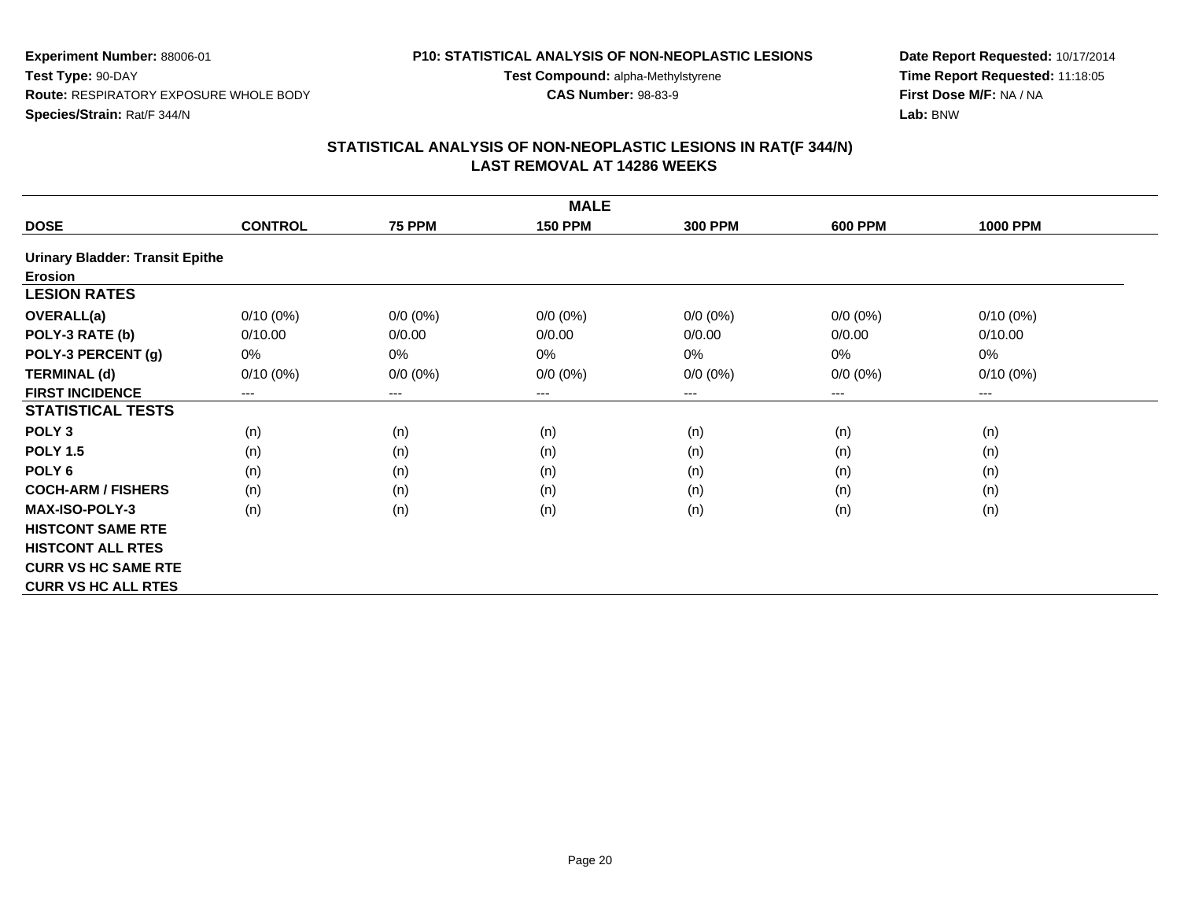**Experiment Number:** 88006-01
**Test Type:** 90-DAY
**Route:** RESPIRATORY EXPOSURE WHOLE BODY
**Species/Strain:** Rat/F 344/N

**P10: STATISTICAL ANALYSIS OF NON-NEOPLASTIC LESIONS**
**Test Compound:** alpha-Methylstyrene
**CAS Number:** 98-83-9

**Date Report Requested:** 10/17/2014
**Time Report Requested:** 11:18:05
**First Dose M/F:** NA / NA
**Lab:** BNW

## STATISTICAL ANALYSIS OF NON-NEOPLASTIC LESIONS IN RAT(F 344/N)
## LAST REMOVAL AT 14286 WEEKS

| | | | MALE | | | |
|---|---|---|---|---|---|---|
| **DOSE** | **CONTROL** | **75 PPM** | **150 PPM** | **300 PPM** | **600 PPM** | **1000 PPM** |
| **Urinary Bladder: Transit Epithe** | | | | | | |
| **Erosion** | | | | | | |
| **LESION RATES** | | | | | | |
| **OVERALL(a)** | 0/10 (0%) | 0/0 (0%) | 0/0 (0%) | 0/0 (0%) | 0/0 (0%) | 0/10 (0%) |
| **POLY-3 RATE (b)** | 0/10.00 | 0/0.00 | 0/0.00 | 0/0.00 | 0/0.00 | 0/10.00 |
| **POLY-3 PERCENT (g)** | 0% | 0% | 0% | 0% | 0% | 0% |
| **TERMINAL (d)** | 0/10 (0%) | 0/0 (0%) | 0/0 (0%) | 0/0 (0%) | 0/0 (0%) | 0/10 (0%) |
| **FIRST INCIDENCE** | --- | --- | --- | --- | --- | --- |
| **STATISTICAL TESTS** | | | | | | |
| **POLY 3** | (n) | (n) | (n) | (n) | (n) | (n) |
| **POLY 1.5** | (n) | (n) | (n) | (n) | (n) | (n) |
| **POLY 6** | (n) | (n) | (n) | (n) | (n) | (n) |
| **COCH-ARM / FISHERS** | (n) | (n) | (n) | (n) | (n) | (n) |
| **MAX-ISO-POLY-3** | (n) | (n) | (n) | (n) | (n) | (n) |
| **HISTCONT SAME RTE** | | | | | | |
| **HISTCONT ALL RTES** | | | | | | |
| **CURR VS HC SAME RTE** | | | | | | |
| **CURR VS HC ALL RTES** | | | | | | |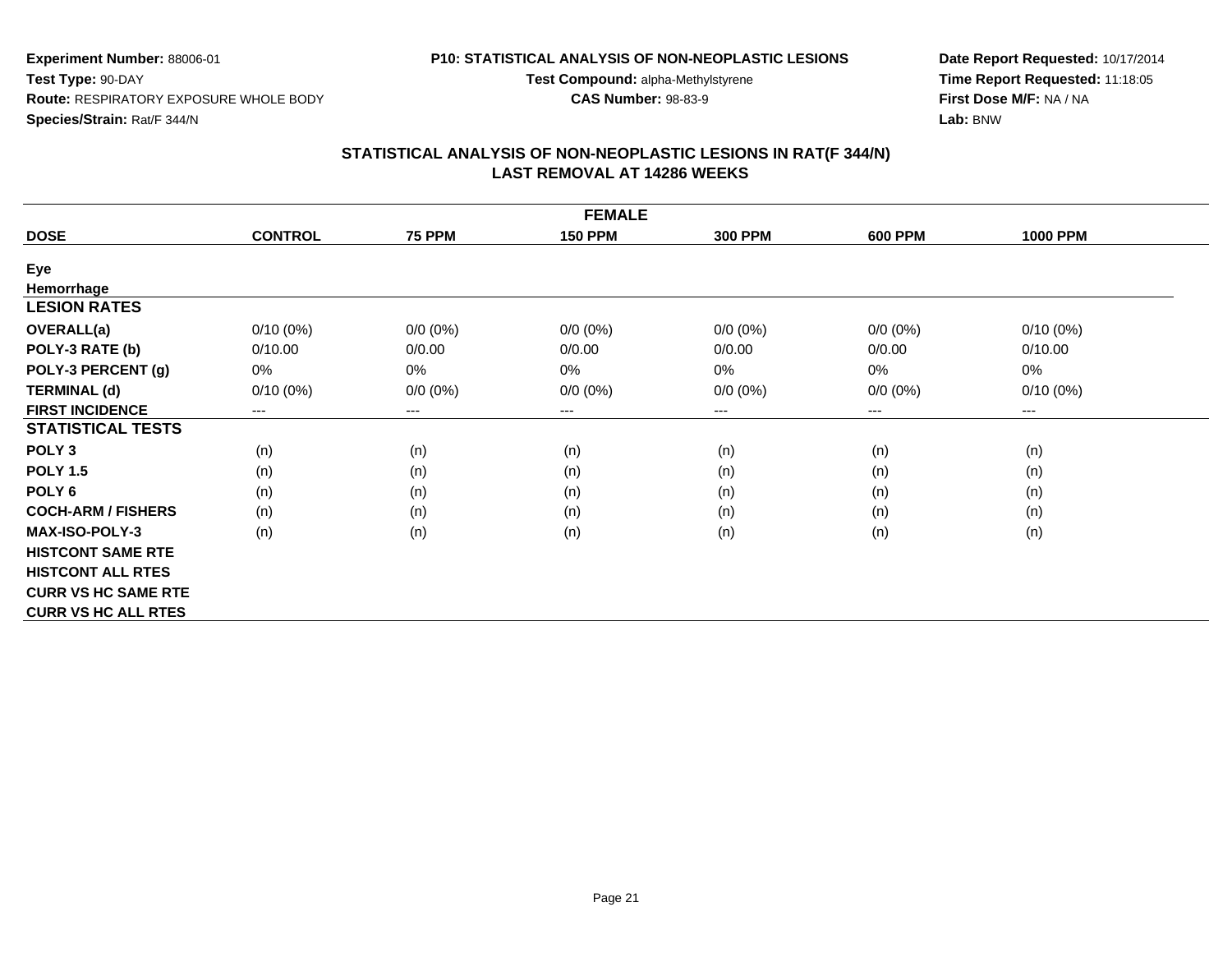Experiment Number: 88006-01
Test Type: 90-DAY
Route: RESPIRATORY EXPOSURE WHOLE BODY
Species/Strain: Rat/F 344/N

P10: STATISTICAL ANALYSIS OF NON-NEOPLASTIC LESIONS
Test Compound: alpha-Methylstyrene
CAS Number: 98-83-9

Date Report Requested: 10/17/2014
Time Report Requested: 11:18:05
First Dose M/F: NA / NA
Lab: BNW

## STATISTICAL ANALYSIS OF NON-NEOPLASTIC LESIONS IN RAT(F 344/N)
## LAST REMOVAL AT 14286 WEEKS

| FEMALE | | | | | | |
|---|---|---|---|---|---|---|
| **DOSE** | **CONTROL** | **75 PPM** | **150 PPM** | **300 PPM** | **600 PPM** | **1000 PPM** |
| **Eye** | | | | | | |
| **Hemorrhage** | | | | | | |
| **LESION RATES** | | | | | | |
| **OVERALL(a)** | 0/10 (0%) | 0/0 (0%) | 0/0 (0%) | 0/0 (0%) | 0/0 (0%) | 0/10 (0%) |
| **POLY-3 RATE (b)** | 0/10.00 | 0/0.00 | 0/0.00 | 0/0.00 | 0/0.00 | 0/10.00 |
| **POLY-3 PERCENT (g)** | 0% | 0% | 0% | 0% | 0% | 0% |
| **TERMINAL (d)** | 0/10 (0%) | 0/0 (0%) | 0/0 (0%) | 0/0 (0%) | 0/0 (0%) | 0/10 (0%) |
| **FIRST INCIDENCE** | --- | --- | --- | --- | --- | --- |
| **STATISTICAL TESTS** | | | | | | |
| **POLY 3** | (n) | (n) | (n) | (n) | (n) | (n) |
| **POLY 1.5** | (n) | (n) | (n) | (n) | (n) | (n) |
| **POLY 6** | (n) | (n) | (n) | (n) | (n) | (n) |
| **COCH-ARM / FISHERS** | (n) | (n) | (n) | (n) | (n) | (n) |
| **MAX-ISO-POLY-3** | (n) | (n) | (n) | (n) | (n) | (n) |
| **HISTCONT SAME RTE** | | | | | | |
| **HISTCONT ALL RTES** | | | | | | |
| **CURR VS HC SAME RTE** | | | | | | |
| **CURR VS HC ALL RTES** | | | | | | |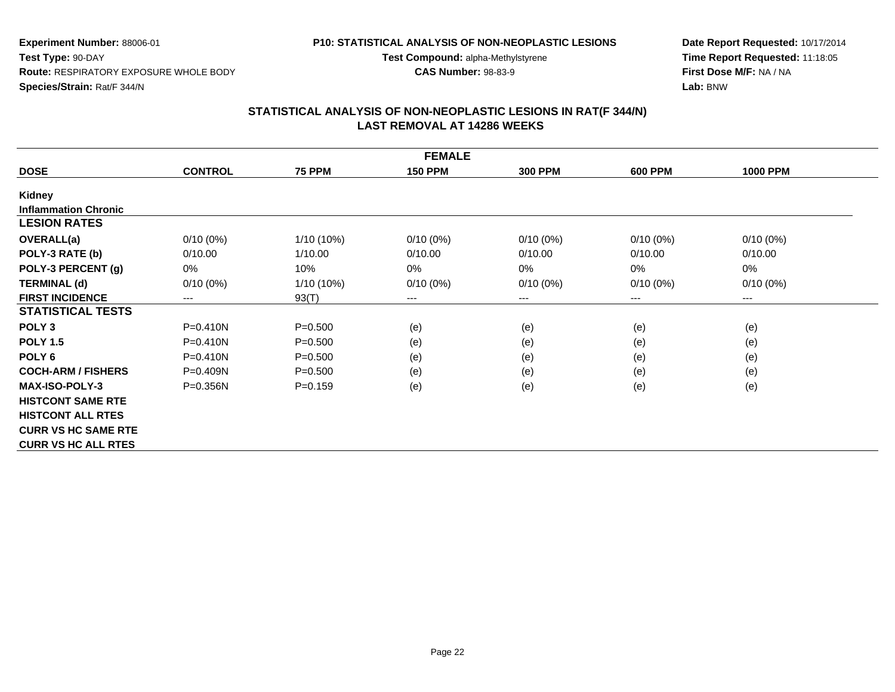**Experiment Number:** 88006-01
**Test Type:** 90-DAY
**Route:** RESPIRATORY EXPOSURE WHOLE BODY
**Species/Strain:** Rat/F 344/N

**P10: STATISTICAL ANALYSIS OF NON-NEOPLASTIC LESIONS**
**Test Compound:** alpha-Methylstyrene
**CAS Number:** 98-83-9

**Date Report Requested:** 10/17/2014
**Time Report Requested:** 11:18:05
**First Dose M/F:** NA / NA
**Lab:** BNW

## STATISTICAL ANALYSIS OF NON-NEOPLASTIC LESIONS IN RAT(F 344/N)
## LAST REMOVAL AT 14286 WEEKS

| FEMALE | | | | | | |
|---|---|---|---|---|---|---|
| **DOSE** | **CONTROL** | **75 PPM** | **150 PPM** | **300 PPM** | **600 PPM** | **1000 PPM** |
| **Kidney** | | | | | | |
| **Inflammation Chronic** | | | | | | |
| **LESION RATES** | | | | | | |
| **OVERALL(a)** | 0/10 (0%) | 1/10 (10%) | 0/10 (0%) | 0/10 (0%) | 0/10 (0%) | 0/10 (0%) |
| **POLY-3 RATE (b)** | 0/10.00 | 1/10.00 | 0/10.00 | 0/10.00 | 0/10.00 | 0/10.00 |
| **POLY-3 PERCENT (g)** | 0% | 10% | 0% | 0% | 0% | 0% |
| **TERMINAL (d)** | 0/10 (0%) | 1/10 (10%) | 0/10 (0%) | 0/10 (0%) | 0/10 (0%) | 0/10 (0%) |
| **FIRST INCIDENCE** | --- | 93(T) | --- | --- | --- | --- |
| **STATISTICAL TESTS** | | | | | | |
| **POLY 3** | P=0.410N | P=0.500 | (e) | (e) | (e) | (e) |
| **POLY 1.5** | P=0.410N | P=0.500 | (e) | (e) | (e) | (e) |
| **POLY 6** | P=0.410N | P=0.500 | (e) | (e) | (e) | (e) |
| **COCH-ARM / FISHERS** | P=0.409N | P=0.500 | (e) | (e) | (e) | (e) |
| **MAX-ISO-POLY-3** | P=0.356N | P=0.159 | (e) | (e) | (e) | (e) |
| **HISTCONT SAME RTE** | | | | | | |
| **HISTCONT ALL RTES** | | | | | | |
| **CURR VS HC SAME RTE** | | | | | | |
| **CURR VS HC ALL RTES** | | | | | | |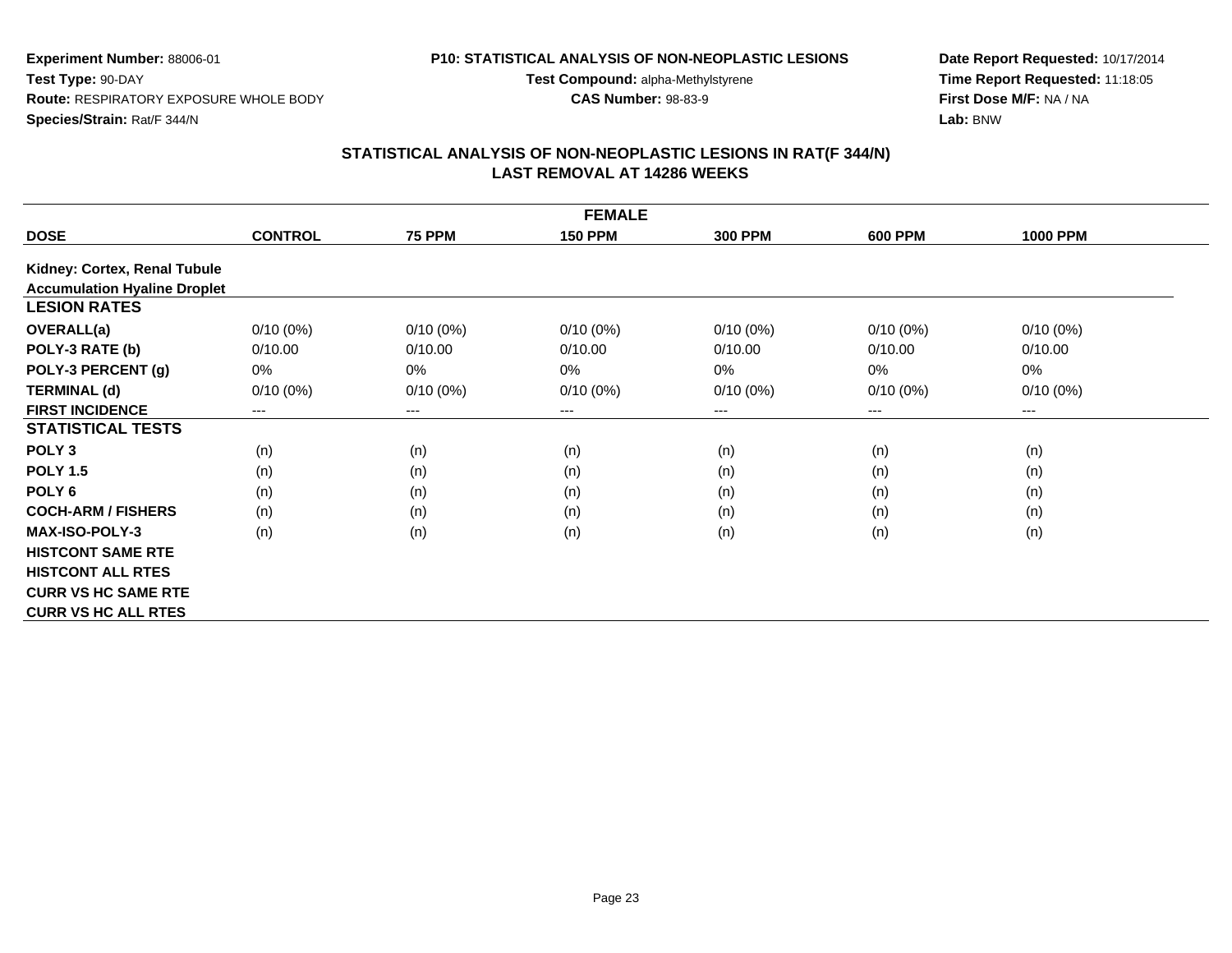**Experiment Number:** 88006-01
**Test Type:** 90-DAY
**Route:** RESPIRATORY EXPOSURE WHOLE BODY
**Species/Strain:** Rat/F 344/N

**P10: STATISTICAL ANALYSIS OF NON-NEOPLASTIC LESIONS**
**Test Compound:** alpha-Methylstyrene
**CAS Number:** 98-83-9

**Date Report Requested:** 10/17/2014
**Time Report Requested:** 11:18:05
**First Dose M/F:** NA / NA
**Lab:** BNW

## STATISTICAL ANALYSIS OF NON-NEOPLASTIC LESIONS IN RAT(F 344/N)
## LAST REMOVAL AT 14286 WEEKS

| FEMALE | | | | | | |
|---|---|---|---|---|---|---|
| **DOSE** | **CONTROL** | **75 PPM** | **150 PPM** | **300 PPM** | **600 PPM** | **1000 PPM** |
| **Kidney: Cortex, Renal Tubule Accumulation Hyaline Droplet** | | | | | | |
| **LESION RATES** | | | | | | |
| **OVERALL(a)** | 0/10 (0%) | 0/10 (0%) | 0/10 (0%) | 0/10 (0%) | 0/10 (0%) | 0/10 (0%) |
| **POLY-3 RATE (b)** | 0/10.00 | 0/10.00 | 0/10.00 | 0/10.00 | 0/10.00 | 0/10.00 |
| **POLY-3 PERCENT (g)** | 0% | 0% | 0% | 0% | 0% | 0% |
| **TERMINAL (d)** | 0/10 (0%) | 0/10 (0%) | 0/10 (0%) | 0/10 (0%) | 0/10 (0%) | 0/10 (0%) |
| **FIRST INCIDENCE** | --- | --- | --- | --- | --- | --- |
| **STATISTICAL TESTS** | | | | | | |
| **POLY 3** | (n) | (n) | (n) | (n) | (n) | (n) |
| **POLY 1.5** | (n) | (n) | (n) | (n) | (n) | (n) |
| **POLY 6** | (n) | (n) | (n) | (n) | (n) | (n) |
| **COCH-ARM / FISHERS** | (n) | (n) | (n) | (n) | (n) | (n) |
| **MAX-ISO-POLY-3** | (n) | (n) | (n) | (n) | (n) | (n) |
| **HISTCONT SAME RTE** | | | | | | |
| **HISTCONT ALL RTES** | | | | | | |
| **CURR VS HC SAME RTE** | | | | | | |
| **CURR VS HC ALL RTES** | | | | | | |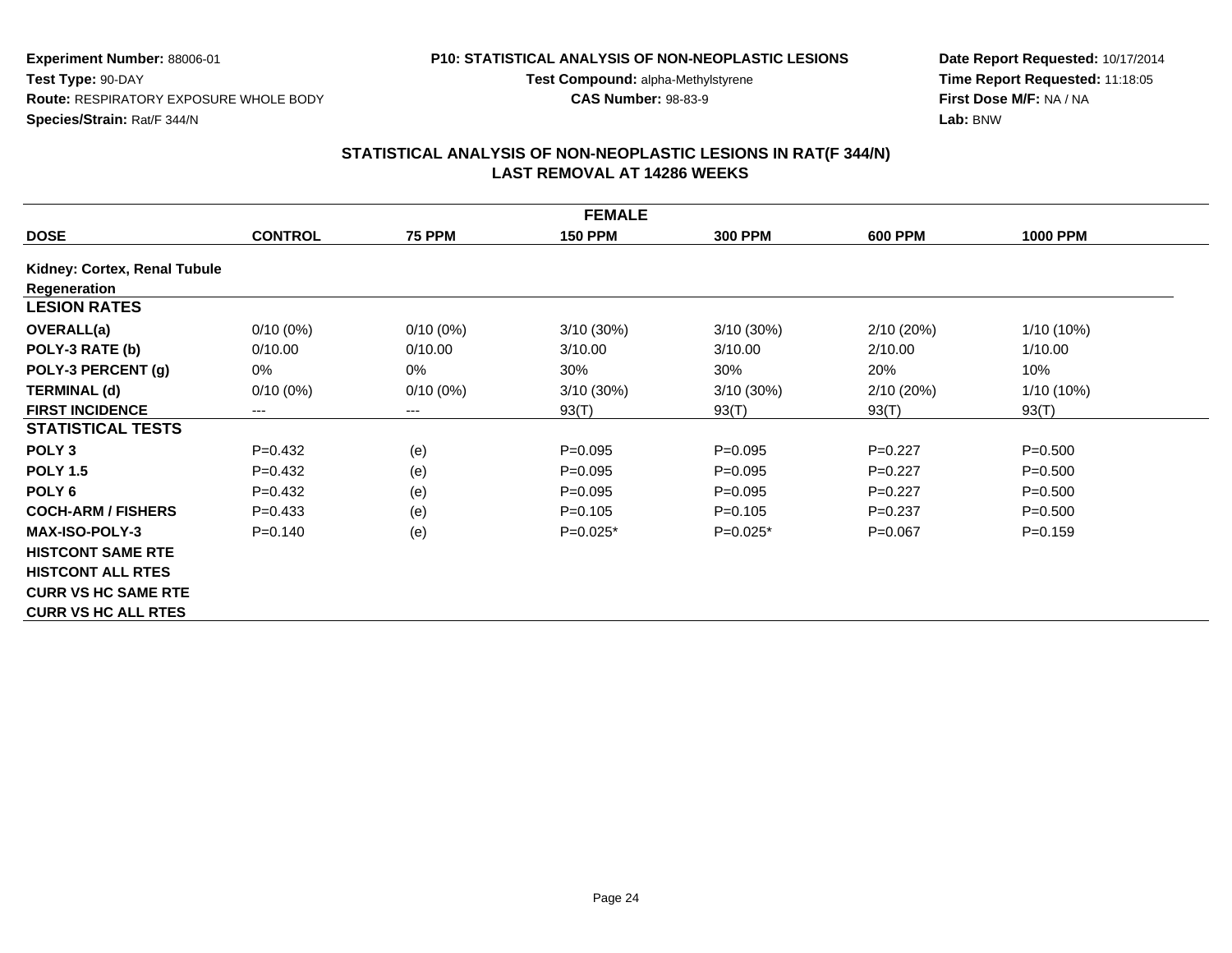**Experiment Number:** 88006-01
**Test Type:** 90-DAY
**Route:** RESPIRATORY EXPOSURE WHOLE BODY
**Species/Strain:** Rat/F 344/N

**P10: STATISTICAL ANALYSIS OF NON-NEOPLASTIC LESIONS**
**Test Compound:** alpha-Methylstyrene
**CAS Number:** 98-83-9

**Date Report Requested:** 10/17/2014
**Time Report Requested:** 11:18:05
**First Dose M/F:** NA / NA
**Lab:** BNW

## STATISTICAL ANALYSIS OF NON-NEOPLASTIC LESIONS IN RAT(F 344/N)
## LAST REMOVAL AT 14286 WEEKS

| FEMALE | | | | | | |
|---|---|---|---|---|---|---|
| **DOSE** | **CONTROL** | **75 PPM** | **150 PPM** | **300 PPM** | **600 PPM** | **1000 PPM** |
| **Kidney: Cortex, Renal Tubule** | | | | | | |
| **Regeneration** | | | | | | |
| **LESION RATES** | | | | | | |
| **OVERALL(a)** | 0/10 (0%) | 0/10 (0%) | 3/10 (30%) | 3/10 (30%) | 2/10 (20%) | 1/10 (10%) |
| **POLY-3 RATE (b)** | 0/10.00 | 0/10.00 | 3/10.00 | 3/10.00 | 2/10.00 | 1/10.00 |
| **POLY-3 PERCENT (g)** | 0% | 0% | 30% | 30% | 20% | 10% |
| **TERMINAL (d)** | 0/10 (0%) | 0/10 (0%) | 3/10 (30%) | 3/10 (30%) | 2/10 (20%) | 1/10 (10%) |
| **FIRST INCIDENCE** | --- | --- | 93(T) | 93(T) | 93(T) | 93(T) |
| **STATISTICAL TESTS** | | | | | | |
| **POLY 3** | P=0.432 | (e) | P=0.095 | P=0.095 | P=0.227 | P=0.500 |
| **POLY 1.5** | P=0.432 | (e) | P=0.095 | P=0.095 | P=0.227 | P=0.500 |
| **POLY 6** | P=0.432 | (e) | P=0.095 | P=0.095 | P=0.227 | P=0.500 |
| **COCH-ARM / FISHERS** | P=0.433 | (e) | P=0.105 | P=0.105 | P=0.237 | P=0.500 |
| **MAX-ISO-POLY-3** | P=0.140 | (e) | P=0.025* | P=0.025* | P=0.067 | P=0.159 |
| **HISTCONT SAME RTE** | | | | | | |
| **HISTCONT ALL RTES** | | | | | | |
| **CURR VS HC SAME RTE** | | | | | | |
| **CURR VS HC ALL RTES** | | | | | | |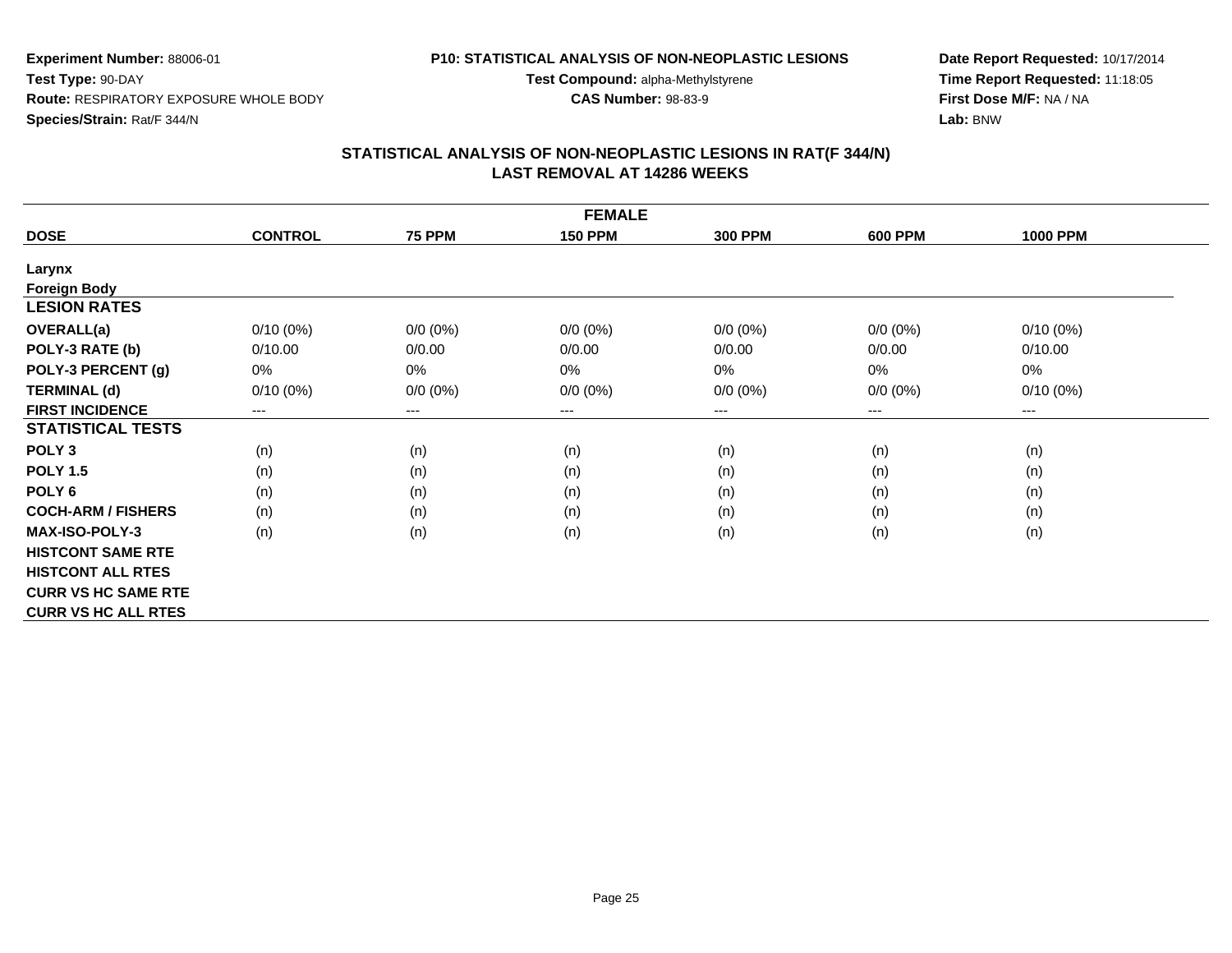**Experiment Number:** 88006-01
**Test Type:** 90-DAY
**Route:** RESPIRATORY EXPOSURE WHOLE BODY
**Species/Strain:** Rat/F 344/N

**P10: STATISTICAL ANALYSIS OF NON-NEOPLASTIC LESIONS**
**Test Compound:** alpha-Methylstyrene
**CAS Number:** 98-83-9

**Date Report Requested:** 10/17/2014
**Time Report Requested:** 11:18:05
**First Dose M/F:** NA / NA
**Lab:** BNW

## STATISTICAL ANALYSIS OF NON-NEOPLASTIC LESIONS IN RAT(F 344/N)
## LAST REMOVAL AT 14286 WEEKS

| FEMALE | | | | | | |
|---|---|---|---|---|---|---|
| **DOSE** | **CONTROL** | **75 PPM** | **150 PPM** | **300 PPM** | **600 PPM** | **1000 PPM** |
| **Larynx** | | | | | | |
| **Foreign Body** | | | | | | |
| **LESION RATES** | | | | | | |
| **OVERALL(a)** | 0/10 (0%) | 0/0 (0%) | 0/0 (0%) | 0/0 (0%) | 0/0 (0%) | 0/10 (0%) |
| **POLY-3 RATE (b)** | 0/10.00 | 0/0.00 | 0/0.00 | 0/0.00 | 0/0.00 | 0/10.00 |
| **POLY-3 PERCENT (g)** | 0% | 0% | 0% | 0% | 0% | 0% |
| **TERMINAL (d)** | 0/10 (0%) | 0/0 (0%) | 0/0 (0%) | 0/0 (0%) | 0/0 (0%) | 0/10 (0%) |
| **FIRST INCIDENCE** | --- | --- | --- | --- | --- | --- |
| **STATISTICAL TESTS** | | | | | | |
| **POLY 3** | (n) | (n) | (n) | (n) | (n) | (n) |
| **POLY 1.5** | (n) | (n) | (n) | (n) | (n) | (n) |
| **POLY 6** | (n) | (n) | (n) | (n) | (n) | (n) |
| **COCH-ARM / FISHERS** | (n) | (n) | (n) | (n) | (n) | (n) |
| **MAX-ISO-POLY-3** | (n) | (n) | (n) | (n) | (n) | (n) |
| **HISTCONT SAME RTE** | | | | | | |
| **HISTCONT ALL RTES** | | | | | | |
| **CURR VS HC SAME RTE** | | | | | | |
| **CURR VS HC ALL RTES** | | | | | | |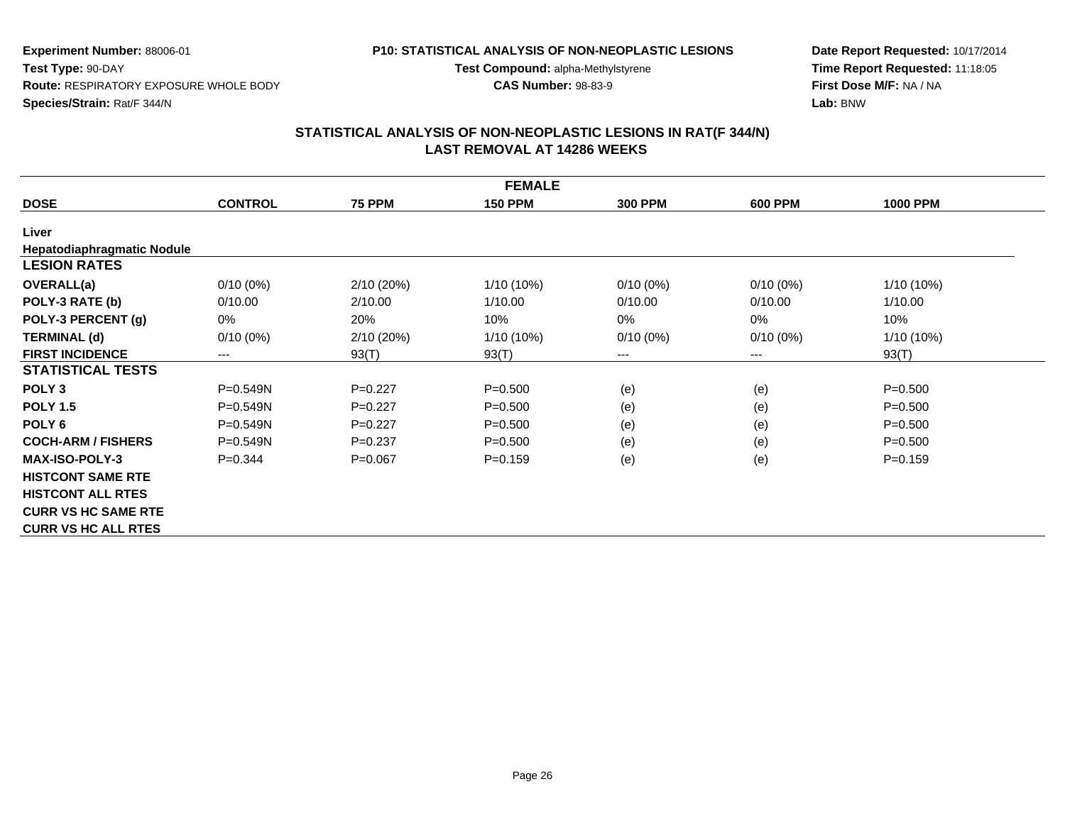**Experiment Number:** 88006-01
**Test Type:** 90-DAY
**Route:** RESPIRATORY EXPOSURE WHOLE BODY
**Species/Strain:** Rat/F 344/N

**P10: STATISTICAL ANALYSIS OF NON-NEOPLASTIC LESIONS**
**Test Compound:** alpha-Methylstyrene
**CAS Number:** 98-83-9

**Date Report Requested:** 10/17/2014
**Time Report Requested:** 11:18:05
**First Dose M/F:** NA / NA
**Lab:** BNW

## STATISTICAL ANALYSIS OF NON-NEOPLASTIC LESIONS IN RAT(F 344/N)
## LAST REMOVAL AT 14286 WEEKS

| FEMALE | | | | | | |
|---|---|---|---|---|---|---|
| **DOSE** | **CONTROL** | **75 PPM** | **150 PPM** | **300 PPM** | **600 PPM** | **1000 PPM** |
| **Liver** | | | | | | |
| **Hepatodiaphragmatic Nodule** | | | | | | |
| **LESION RATES** | | | | | | |
| **OVERALL(a)** | 0/10 (0%) | 2/10 (20%) | 1/10 (10%) | 0/10 (0%) | 0/10 (0%) | 1/10 (10%) |
| **POLY-3 RATE (b)** | 0/10.00 | 2/10.00 | 1/10.00 | 0/10.00 | 0/10.00 | 1/10.00 |
| **POLY-3 PERCENT (g)** | 0% | 20% | 10% | 0% | 0% | 10% |
| **TERMINAL (d)** | 0/10 (0%) | 2/10 (20%) | 1/10 (10%) | 0/10 (0%) | 0/10 (0%) | 1/10 (10%) |
| **FIRST INCIDENCE** | --- | 93(T) | 93(T) | --- | --- | 93(T) |
| **STATISTICAL TESTS** | | | | | | |
| **POLY 3** | P=0.549N | P=0.227 | P=0.500 | (e) | (e) | P=0.500 |
| **POLY 1.5** | P=0.549N | P=0.227 | P=0.500 | (e) | (e) | P=0.500 |
| **POLY 6** | P=0.549N | P=0.227 | P=0.500 | (e) | (e) | P=0.500 |
| **COCH-ARM / FISHERS** | P=0.549N | P=0.237 | P=0.500 | (e) | (e) | P=0.500 |
| **MAX-ISO-POLY-3** | P=0.344 | P=0.067 | P=0.159 | (e) | (e) | P=0.159 |
| **HISTCONT SAME RTE** | | | | | | |
| **HISTCONT ALL RTES** | | | | | | |
| **CURR VS HC SAME RTE** | | | | | | |
| **CURR VS HC ALL RTES** | | | | | | |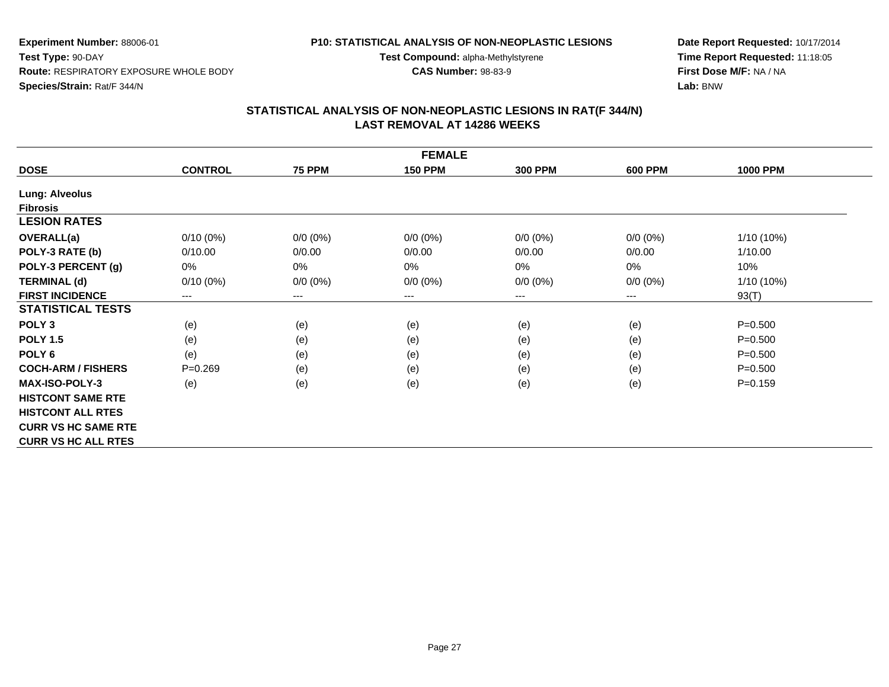Experiment Number: 88006-01
Test Type: 90-DAY
Route: RESPIRATORY EXPOSURE WHOLE BODY
Species/Strain: Rat/F 344/N

P10: STATISTICAL ANALYSIS OF NON-NEOPLASTIC LESIONS
Test Compound: alpha-Methylstyrene
CAS Number: 98-83-9

Date Report Requested: 10/17/2014
Time Report Requested: 11:18:05
First Dose M/F: NA / NA
Lab: BNW

## STATISTICAL ANALYSIS OF NON-NEOPLASTIC LESIONS IN RAT(F 344/N)
## LAST REMOVAL AT 14286 WEEKS

| FEMALE | | | | | | |
|---|---|---|---|---|---|---|
| **DOSE** | **CONTROL** | **75 PPM** | **150 PPM** | **300 PPM** | **600 PPM** | **1000 PPM** |
| **Lung: Alveolus** | | | | | | |
| **Fibrosis** | | | | | | |
| **LESION RATES** | | | | | | |
| **OVERALL(a)** | 0/10 (0%) | 0/0 (0%) | 0/0 (0%) | 0/0 (0%) | 0/0 (0%) | 1/10 (10%) |
| **POLY-3 RATE (b)** | 0/10.00 | 0/0.00 | 0/0.00 | 0/0.00 | 0/0.00 | 1/10.00 |
| **POLY-3 PERCENT (g)** | 0% | 0% | 0% | 0% | 0% | 10% |
| **TERMINAL (d)** | 0/10 (0%) | 0/0 (0%) | 0/0 (0%) | 0/0 (0%) | 0/0 (0%) | 1/10 (10%) |
| **FIRST INCIDENCE** | --- | --- | --- | --- | --- | 93(T) |
| **STATISTICAL TESTS** | | | | | | |
| **POLY 3** | (e) | (e) | (e) | (e) | (e) | P=0.500 |
| **POLY 1.5** | (e) | (e) | (e) | (e) | (e) | P=0.500 |
| **POLY 6** | (e) | (e) | (e) | (e) | (e) | P=0.500 |
| **COCH-ARM / FISHERS** | P=0.269 | (e) | (e) | (e) | (e) | P=0.500 |
| **MAX-ISO-POLY-3** | (e) | (e) | (e) | (e) | (e) | P=0.159 |
| **HISTCONT SAME RTE** | | | | | | |
| **HISTCONT ALL RTES** | | | | | | |
| **CURR VS HC SAME RTE** | | | | | | |
| **CURR VS HC ALL RTES** | | | | | | |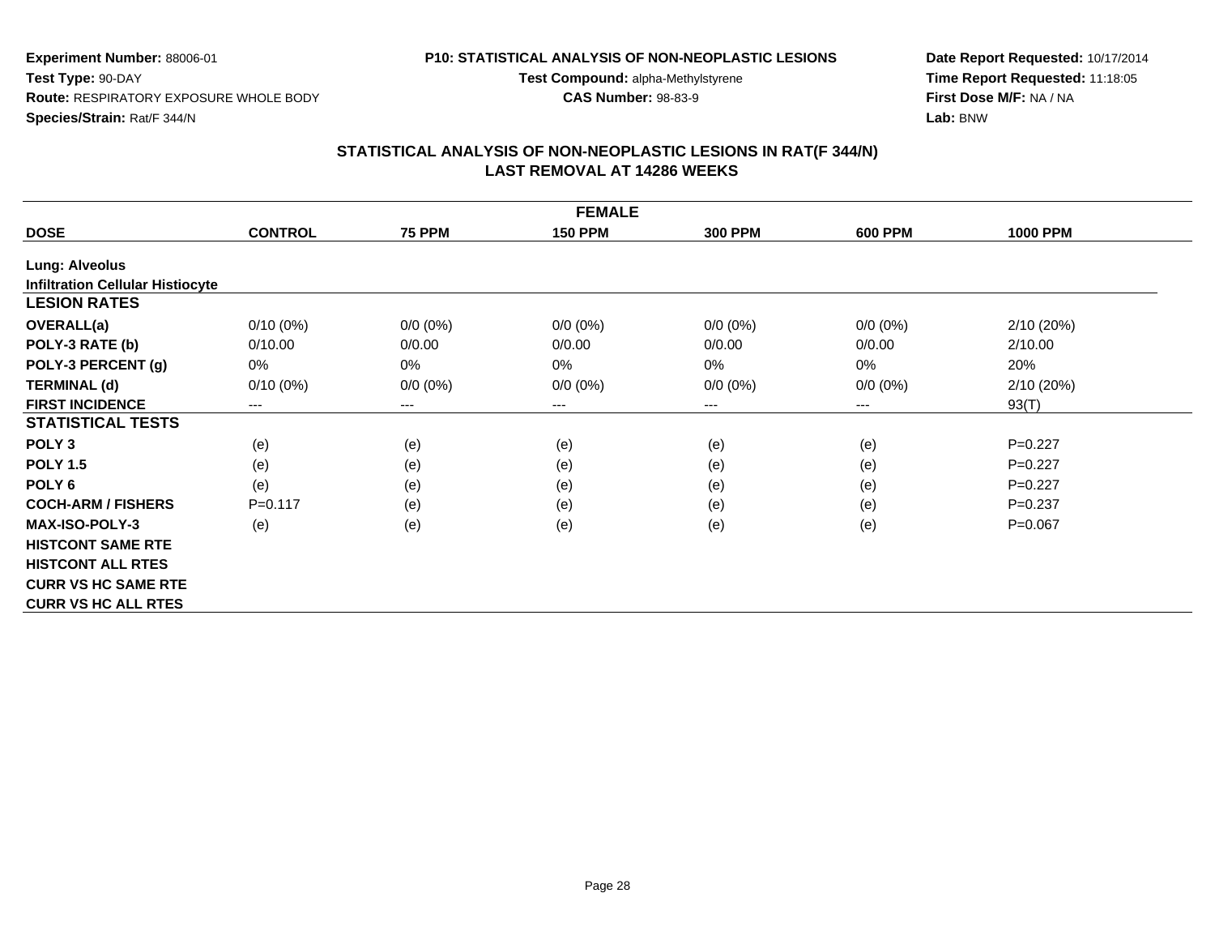**Experiment Number:** 88006-01
**Test Type:** 90-DAY
**Route:** RESPIRATORY EXPOSURE WHOLE BODY
**Species/Strain:** Rat/F 344/N

**P10: STATISTICAL ANALYSIS OF NON-NEOPLASTIC LESIONS**
**Test Compound:** alpha-Methylstyrene
**CAS Number:** 98-83-9

**Date Report Requested:** 10/17/2014
**Time Report Requested:** 11:18:05
**First Dose M/F:** NA / NA
**Lab:** BNW

## STATISTICAL ANALYSIS OF NON-NEOPLASTIC LESIONS IN RAT(F 344/N)
## LAST REMOVAL AT 14286 WEEKS

| FEMALE | | | | | | |
|---|---|---|---|---|---|---|
| **DOSE** | **CONTROL** | **75 PPM** | **150 PPM** | **300 PPM** | **600 PPM** | **1000 PPM** |
| **Lung: Alveolus** | | | | | | |
| **Infiltration Cellular Histiocyte** | | | | | | |
| **LESION RATES** | | | | | | |
| **OVERALL(a)** | 0/10 (0%) | 0/0 (0%) | 0/0 (0%) | 0/0 (0%) | 0/0 (0%) | 2/10 (20%) |
| **POLY-3 RATE (b)** | 0/10.00 | 0/0.00 | 0/0.00 | 0/0.00 | 0/0.00 | 2/10.00 |
| **POLY-3 PERCENT (g)** | 0% | 0% | 0% | 0% | 0% | 20% |
| **TERMINAL (d)** | 0/10 (0%) | 0/0 (0%) | 0/0 (0%) | 0/0 (0%) | 0/0 (0%) | 2/10 (20%) |
| **FIRST INCIDENCE** | --- | --- | --- | --- | --- | 93(T) |
| **STATISTICAL TESTS** | | | | | | |
| **POLY 3** | (e) | (e) | (e) | (e) | (e) | P=0.227 |
| **POLY 1.5** | (e) | (e) | (e) | (e) | (e) | P=0.227 |
| **POLY 6** | (e) | (e) | (e) | (e) | (e) | P=0.227 |
| **COCH-ARM / FISHERS** | P=0.117 | (e) | (e) | (e) | (e) | P=0.237 |
| **MAX-ISO-POLY-3** | (e) | (e) | (e) | (e) | (e) | P=0.067 |
| **HISTCONT SAME RTE** | | | | | | |
| **HISTCONT ALL RTES** | | | | | | |
| **CURR VS HC SAME RTE** | | | | | | |
| **CURR VS HC ALL RTES** | | | | | | |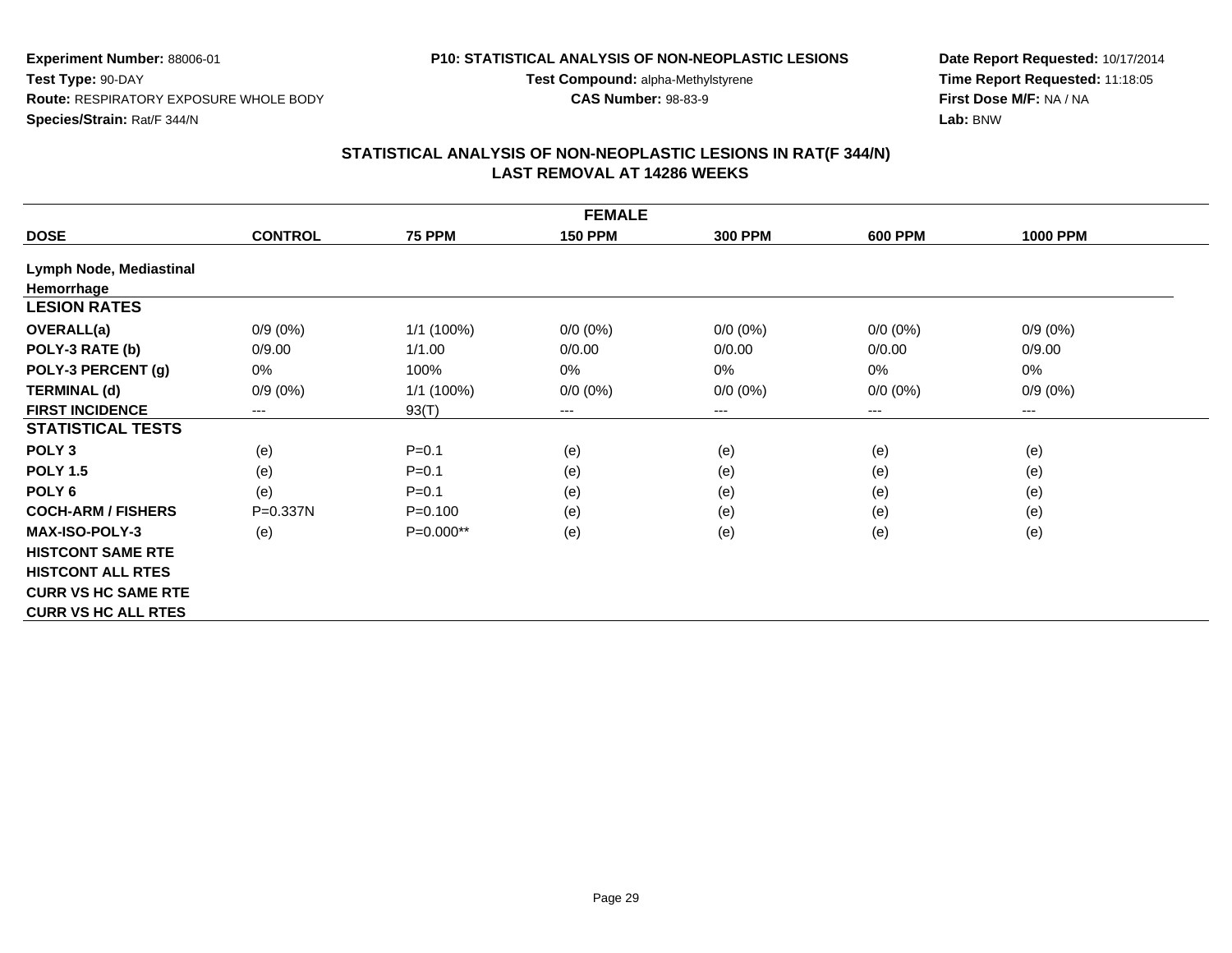Experiment Number: 88006-01
Test Type: 90-DAY
Route: RESPIRATORY EXPOSURE WHOLE BODY
Species/Strain: Rat/F 344/N

P10: STATISTICAL ANALYSIS OF NON-NEOPLASTIC LESIONS
Test Compound: alpha-Methylstyrene
CAS Number: 98-83-9

Date Report Requested: 10/17/2014
Time Report Requested: 11:18:05
First Dose M/F: NA / NA
Lab: BNW

## STATISTICAL ANALYSIS OF NON-NEOPLASTIC LESIONS IN RAT(F 344/N)
## LAST REMOVAL AT 14286 WEEKS

| FEMALE | | | | | | |
|---|---|---|---|---|---|---|
| **DOSE** | **CONTROL** | **75 PPM** | **150 PPM** | **300 PPM** | **600 PPM** | **1000 PPM** |
| **Lymph Node, Mediastinal** | | | | | | |
| **Hemorrhage** | | | | | | |
| **LESION RATES** | | | | | | |
| **OVERALL(a)** | 0/9 (0%) | 1/1 (100%) | 0/0 (0%) | 0/0 (0%) | 0/0 (0%) | 0/9 (0%) |
| **POLY-3 RATE (b)** | 0/9.00 | 1/1.00 | 0/0.00 | 0/0.00 | 0/0.00 | 0/9.00 |
| **POLY-3 PERCENT (g)** | 0% | 100% | 0% | 0% | 0% | 0% |
| **TERMINAL (d)** | 0/9 (0%) | 1/1 (100%) | 0/0 (0%) | 0/0 (0%) | 0/0 (0%) | 0/9 (0%) |
| **FIRST INCIDENCE** | --- | 93(T) | --- | --- | --- | --- |
| **STATISTICAL TESTS** | | | | | | |
| **POLY 3** | (e) | P=0.1 | (e) | (e) | (e) | (e) |
| **POLY 1.5** | (e) | P=0.1 | (e) | (e) | (e) | (e) |
| **POLY 6** | (e) | P=0.1 | (e) | (e) | (e) | (e) |
| **COCH-ARM / FISHERS** | P=0.337N | P=0.100 | (e) | (e) | (e) | (e) |
| **MAX-ISO-POLY-3** | (e) | P=0.000** | (e) | (e) | (e) | (e) |
| **HISTCONT SAME RTE** | | | | | | |
| **HISTCONT ALL RTES** | | | | | | |
| **CURR VS HC SAME RTE** | | | | | | |
| **CURR VS HC ALL RTES** | | | | | | |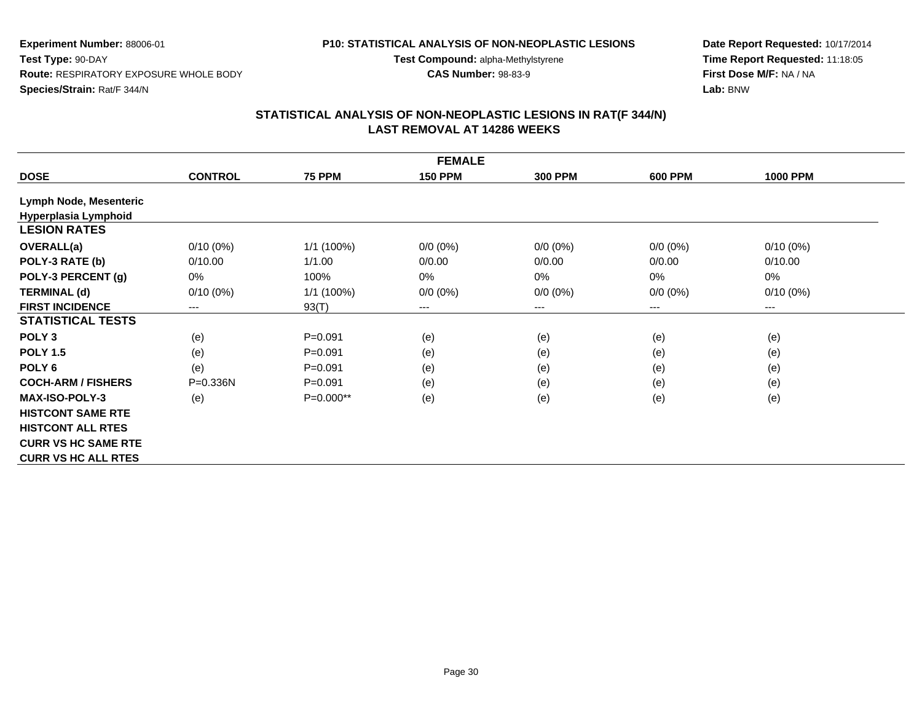**Experiment Number:** 88006-01
**Test Type:** 90-DAY
**Route:** RESPIRATORY EXPOSURE WHOLE BODY
**Species/Strain:** Rat/F 344/N

**P10: STATISTICAL ANALYSIS OF NON-NEOPLASTIC LESIONS**
**Test Compound:** alpha-Methylstyrene
**CAS Number:** 98-83-9

**Date Report Requested:** 10/17/2014
**Time Report Requested:** 11:18:05
**First Dose M/F:** NA / NA
**Lab:** BNW

## STATISTICAL ANALYSIS OF NON-NEOPLASTIC LESIONS IN RAT(F 344/N)
## LAST REMOVAL AT 14286 WEEKS

| FEMALE | | | | | | |
|---|---|---|---|---|---|---|
| **DOSE** | **CONTROL** | **75 PPM** | **150 PPM** | **300 PPM** | **600 PPM** | **1000 PPM** |
| **Lymph Node, Mesenteric** | | | | | | |
| **Hyperplasia Lymphoid** | | | | | | |
| **LESION RATES** | | | | | | |
| **OVERALL(a)** | 0/10 (0%) | 1/1 (100%) | 0/0 (0%) | 0/0 (0%) | 0/0 (0%) | 0/10 (0%) |
| **POLY-3 RATE (b)** | 0/10.00 | 1/1.00 | 0/0.00 | 0/0.00 | 0/0.00 | 0/10.00 |
| **POLY-3 PERCENT (g)** | 0% | 100% | 0% | 0% | 0% | 0% |
| **TERMINAL (d)** | 0/10 (0%) | 1/1 (100%) | 0/0 (0%) | 0/0 (0%) | 0/0 (0%) | 0/10 (0%) |
| **FIRST INCIDENCE** | --- | 93(T) | --- | --- | --- | --- |
| **STATISTICAL TESTS** | | | | | | |
| **POLY 3** | (e) | P=0.091 | (e) | (e) | (e) | (e) |
| **POLY 1.5** | (e) | P=0.091 | (e) | (e) | (e) | (e) |
| **POLY 6** | (e) | P=0.091 | (e) | (e) | (e) | (e) |
| **COCH-ARM / FISHERS** | P=0.336N | P=0.091 | (e) | (e) | (e) | (e) |
| **MAX-ISO-POLY-3** | (e) | P=0.000** | (e) | (e) | (e) | (e) |
| **HISTCONT SAME RTE** | | | | | | |
| **HISTCONT ALL RTES** | | | | | | |
| **CURR VS HC SAME RTE** | | | | | | |
| **CURR VS HC ALL RTES** | | | | | | |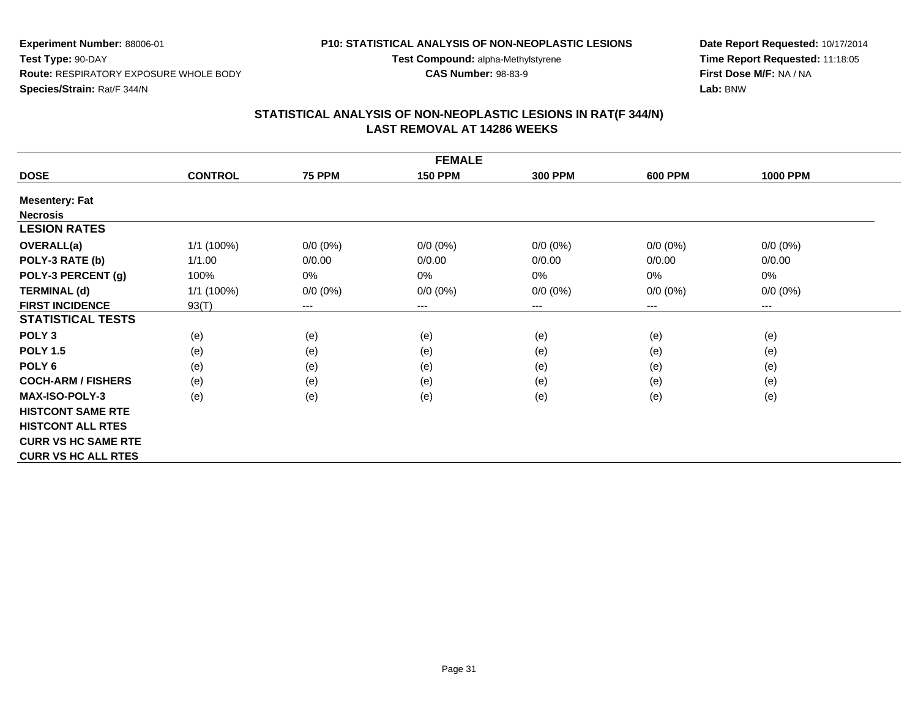**Experiment Number:** 88006-01
**Test Type:** 90-DAY
**Route:** RESPIRATORY EXPOSURE WHOLE BODY
**Species/Strain:** Rat/F 344/N

**P10: STATISTICAL ANALYSIS OF NON-NEOPLASTIC LESIONS**
**Test Compound:** alpha-Methylstyrene
**CAS Number:** 98-83-9

**Date Report Requested:** 10/17/2014
**Time Report Requested:** 11:18:05
**First Dose M/F:** NA / NA
**Lab:** BNW

## STATISTICAL ANALYSIS OF NON-NEOPLASTIC LESIONS IN RAT(F 344/N)
## LAST REMOVAL AT 14286 WEEKS

| FEMALE | | | | | | |
|---|---|---|---|---|---|---|
| **DOSE** | **CONTROL** | **75 PPM** | **150 PPM** | **300 PPM** | **600 PPM** | **1000 PPM** |
| **Mesentery: Fat** | | | | | | |
| **Necrosis** | | | | | | |
| **LESION RATES** | | | | | | |
| **OVERALL(a)** | 1/1 (100%) | 0/0 (0%) | 0/0 (0%) | 0/0 (0%) | 0/0 (0%) | 0/0 (0%) |
| **POLY-3 RATE (b)** | 1/1.00 | 0/0.00 | 0/0.00 | 0/0.00 | 0/0.00 | 0/0.00 |
| **POLY-3 PERCENT (g)** | 100% | 0% | 0% | 0% | 0% | 0% |
| **TERMINAL (d)** | 1/1 (100%) | 0/0 (0%) | 0/0 (0%) | 0/0 (0%) | 0/0 (0%) | 0/0 (0%) |
| **FIRST INCIDENCE** | 93(T) | --- | --- | --- | --- | --- |
| **STATISTICAL TESTS** | | | | | | |
| **POLY 3** | (e) | (e) | (e) | (e) | (e) | (e) |
| **POLY 1.5** | (e) | (e) | (e) | (e) | (e) | (e) |
| **POLY 6** | (e) | (e) | (e) | (e) | (e) | (e) |
| **COCH-ARM / FISHERS** | (e) | (e) | (e) | (e) | (e) | (e) |
| **MAX-ISO-POLY-3** | (e) | (e) | (e) | (e) | (e) | (e) |
| **HISTCONT SAME RTE** | | | | | | |
| **HISTCONT ALL RTES** | | | | | | |
| **CURR VS HC SAME RTE** | | | | | | |
| **CURR VS HC ALL RTES** | | | | | | |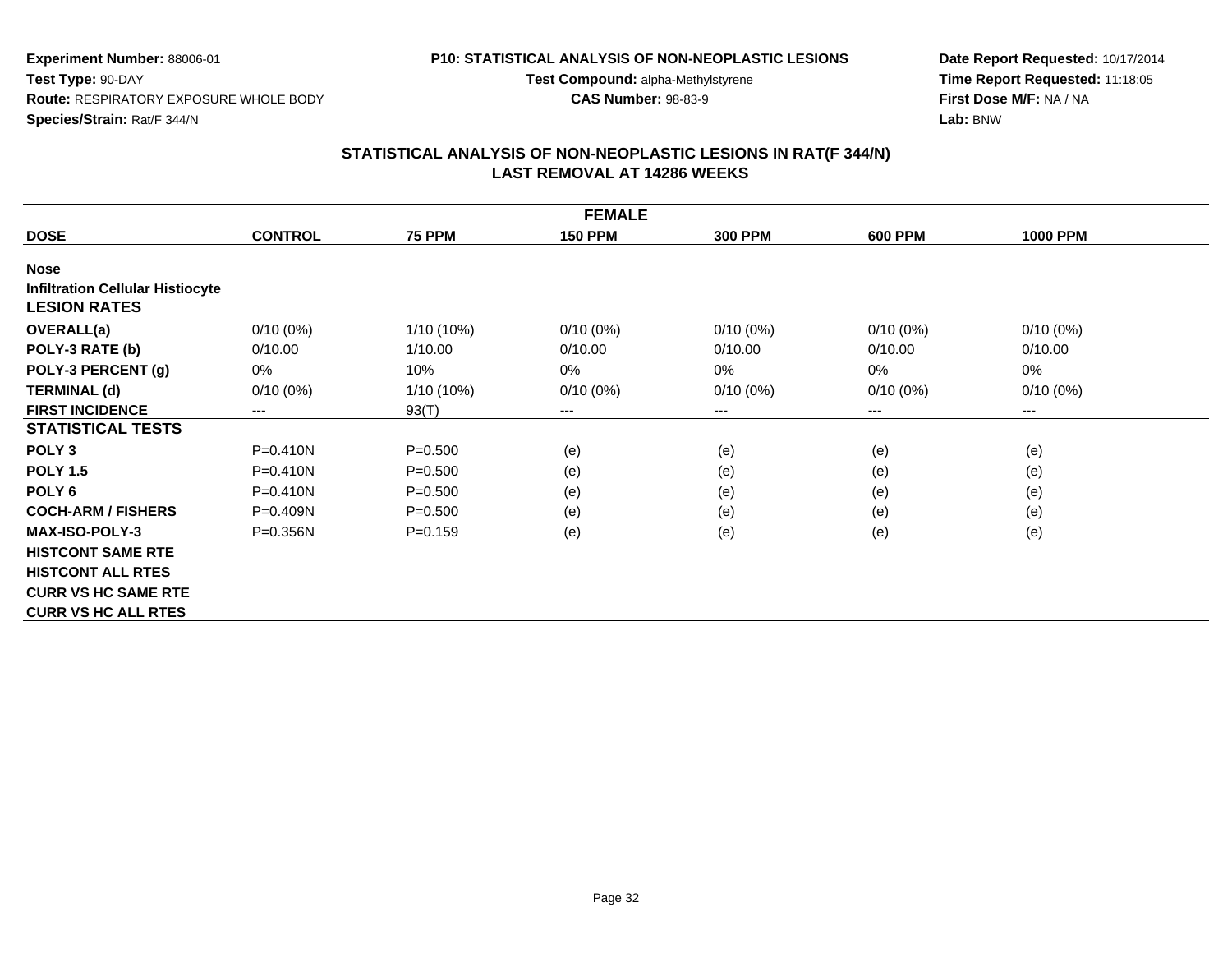**Experiment Number:** 88006-01
**Test Type:** 90-DAY
**Route:** RESPIRATORY EXPOSURE WHOLE BODY
**Species/Strain:** Rat/F 344/N

**P10: STATISTICAL ANALYSIS OF NON-NEOPLASTIC LESIONS**
**Test Compound:** alpha-Methylstyrene
**CAS Number:** 98-83-9

**Date Report Requested:** 10/17/2014
**Time Report Requested:** 11:18:05
**First Dose M/F:** NA / NA
**Lab:** BNW

## STATISTICAL ANALYSIS OF NON-NEOPLASTIC LESIONS IN RAT(F 344/N)
## LAST REMOVAL AT 14286 WEEKS

| FEMALE | | | | | | |
|---|---|---|---|---|---|---|
| **DOSE** | **CONTROL** | **75 PPM** | **150 PPM** | **300 PPM** | **600 PPM** | **1000 PPM** |
| **Nose** | | | | | | |
| **Infiltration Cellular Histiocyte** | | | | | | |
| **LESION RATES** | | | | | | |
| **OVERALL(a)** | 0/10 (0%) | 1/10 (10%) | 0/10 (0%) | 0/10 (0%) | 0/10 (0%) | 0/10 (0%) |
| **POLY-3 RATE (b)** | 0/10.00 | 1/10.00 | 0/10.00 | 0/10.00 | 0/10.00 | 0/10.00 |
| **POLY-3 PERCENT (g)** | 0% | 10% | 0% | 0% | 0% | 0% |
| **TERMINAL (d)** | 0/10 (0%) | 1/10 (10%) | 0/10 (0%) | 0/10 (0%) | 0/10 (0%) | 0/10 (0%) |
| **FIRST INCIDENCE** | --- | 93(T) | --- | --- | --- | --- |
| **STATISTICAL TESTS** | | | | | | |
| **POLY 3** | P=0.410N | P=0.500 | (e) | (e) | (e) | (e) |
| **POLY 1.5** | P=0.410N | P=0.500 | (e) | (e) | (e) | (e) |
| **POLY 6** | P=0.410N | P=0.500 | (e) | (e) | (e) | (e) |
| **COCH-ARM / FISHERS** | P=0.409N | P=0.500 | (e) | (e) | (e) | (e) |
| **MAX-ISO-POLY-3** | P=0.356N | P=0.159 | (e) | (e) | (e) | (e) |
| **HISTCONT SAME RTE** | | | | | | |
| **HISTCONT ALL RTES** | | | | | | |
| **CURR VS HC SAME RTE** | | | | | | |
| **CURR VS HC ALL RTES** | | | | | | |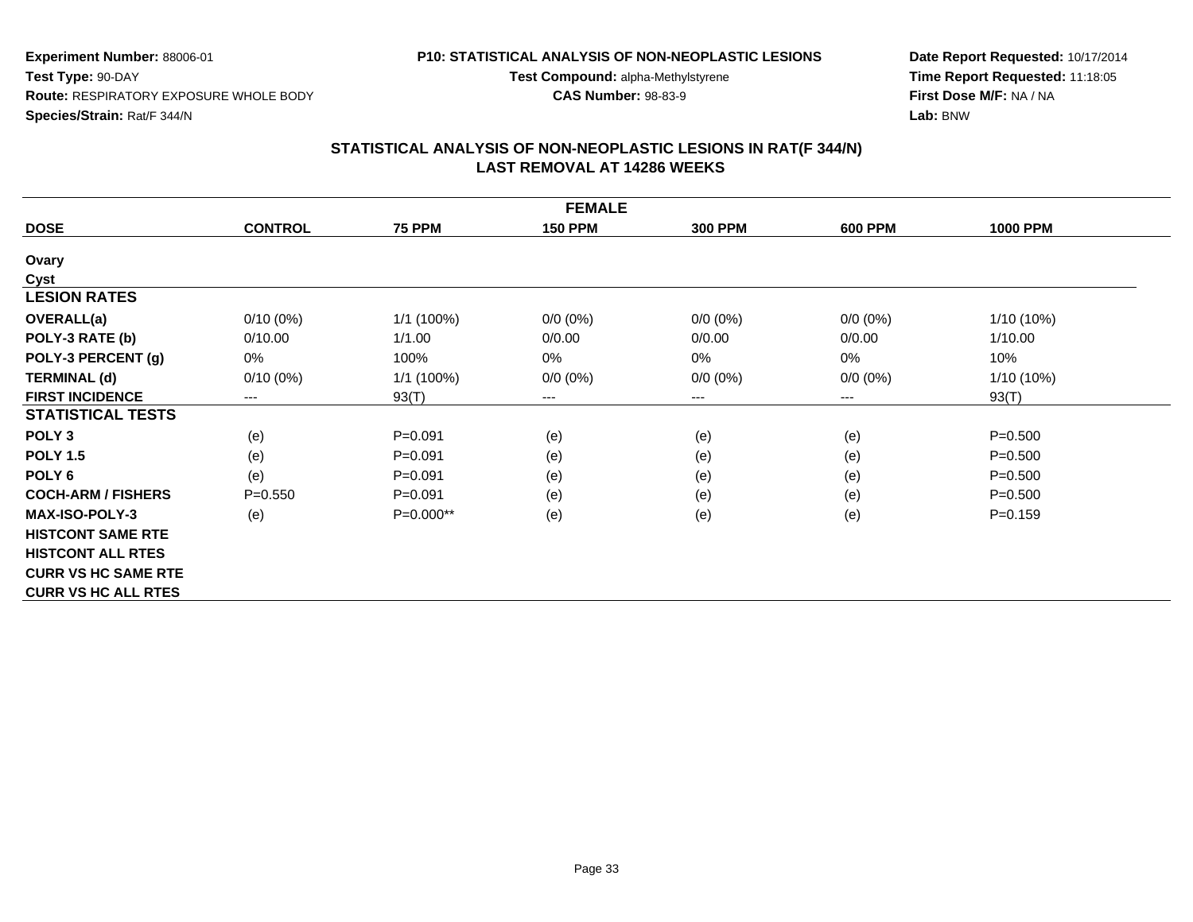**Experiment Number:** 88006-01
**Test Type:** 90-DAY
**Route:** RESPIRATORY EXPOSURE WHOLE BODY
**Species/Strain:** Rat/F 344/N

**P10: STATISTICAL ANALYSIS OF NON-NEOPLASTIC LESIONS**
**Test Compound:** alpha-Methylstyrene
**CAS Number:** 98-83-9

**Date Report Requested:** 10/17/2014
**Time Report Requested:** 11:18:05
**First Dose M/F:** NA / NA
**Lab:** BNW

## STATISTICAL ANALYSIS OF NON-NEOPLASTIC LESIONS IN RAT(F 344/N)
## LAST REMOVAL AT 14286 WEEKS

| FEMALE | | | | | | |
|---|---|---|---|---|---|---|
| **DOSE** | **CONTROL** | **75 PPM** | **150 PPM** | **300 PPM** | **600 PPM** | **1000 PPM** |
| **Ovary** | | | | | | |
| **Cyst** | | | | | | |
| **LESION RATES** | | | | | | |
| **OVERALL(a)** | 0/10 (0%) | 1/1 (100%) | 0/0 (0%) | 0/0 (0%) | 0/0 (0%) | 1/10 (10%) |
| **POLY-3 RATE (b)** | 0/10.00 | 1/1.00 | 0/0.00 | 0/0.00 | 0/0.00 | 1/10.00 |
| **POLY-3 PERCENT (g)** | 0% | 100% | 0% | 0% | 0% | 10% |
| **TERMINAL (d)** | 0/10 (0%) | 1/1 (100%) | 0/0 (0%) | 0/0 (0%) | 0/0 (0%) | 1/10 (10%) |
| **FIRST INCIDENCE** | --- | 93(T) | --- | --- | --- | 93(T) |
| **STATISTICAL TESTS** | | | | | | |
| **POLY 3** | (e) | P=0.091 | (e) | (e) | (e) | P=0.500 |
| **POLY 1.5** | (e) | P=0.091 | (e) | (e) | (e) | P=0.500 |
| **POLY 6** | (e) | P=0.091 | (e) | (e) | (e) | P=0.500 |
| **COCH-ARM / FISHERS** | P=0.550 | P=0.091 | (e) | (e) | (e) | P=0.500 |
| **MAX-ISO-POLY-3** | (e) | P=0.000** | (e) | (e) | (e) | P=0.159 |
| **HISTCONT SAME RTE** | | | | | | |
| **HISTCONT ALL RTES** | | | | | | |
| **CURR VS HC SAME RTE** | | | | | | |
| **CURR VS HC ALL RTES** | | | | | | |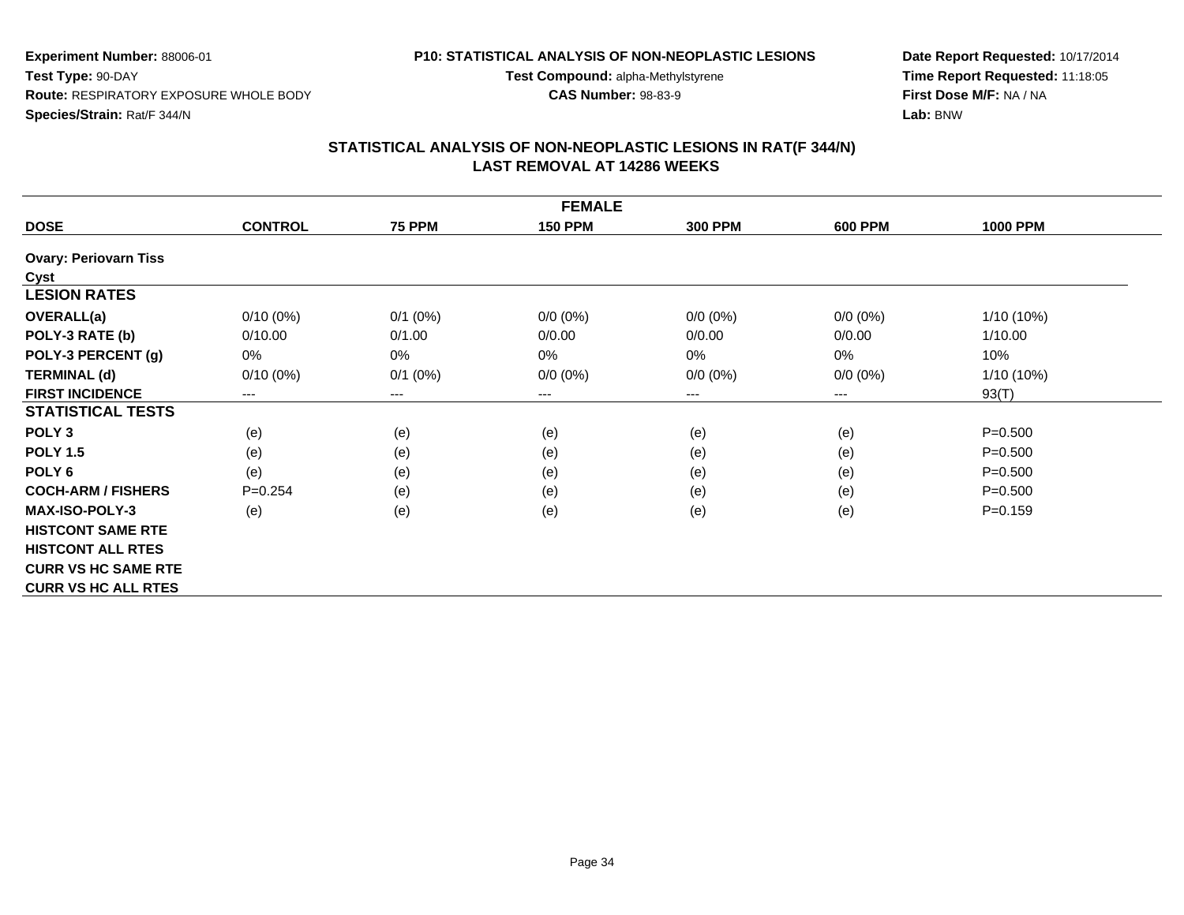**Experiment Number:** 88006-01
**Test Type:** 90-DAY
**Route:** RESPIRATORY EXPOSURE WHOLE BODY
**Species/Strain:** Rat/F 344/N

**P10: STATISTICAL ANALYSIS OF NON-NEOPLASTIC LESIONS**
**Test Compound:** alpha-Methylstyrene
**CAS Number:** 98-83-9

**Date Report Requested:** 10/17/2014
**Time Report Requested:** 11:18:05
**First Dose M/F:** NA / NA
**Lab:** BNW

## STATISTICAL ANALYSIS OF NON-NEOPLASTIC LESIONS IN RAT(F 344/N)
## LAST REMOVAL AT 14286 WEEKS

| FEMALE | | | | | | |
|---|---|---|---|---|---|---|
| **DOSE** | **CONTROL** | **75 PPM** | **150 PPM** | **300 PPM** | **600 PPM** | **1000 PPM** |
| **Ovary: Periovarn Tiss** | | | | | | |
| **Cyst** | | | | | | |
| **LESION RATES** | | | | | | |
| **OVERALL(a)** | 0/10 (0%) | 0/1 (0%) | 0/0 (0%) | 0/0 (0%) | 0/0 (0%) | 1/10 (10%) |
| **POLY-3 RATE (b)** | 0/10.00 | 0/1.00 | 0/0.00 | 0/0.00 | 0/0.00 | 1/10.00 |
| **POLY-3 PERCENT (g)** | 0% | 0% | 0% | 0% | 0% | 10% |
| **TERMINAL (d)** | 0/10 (0%) | 0/1 (0%) | 0/0 (0%) | 0/0 (0%) | 0/0 (0%) | 1/10 (10%) |
| **FIRST INCIDENCE** | --- | --- | --- | --- | --- | 93(T) |
| **STATISTICAL TESTS** | | | | | | |
| **POLY 3** | (e) | (e) | (e) | (e) | (e) | P=0.500 |
| **POLY 1.5** | (e) | (e) | (e) | (e) | (e) | P=0.500 |
| **POLY 6** | (e) | (e) | (e) | (e) | (e) | P=0.500 |
| **COCH-ARM / FISHERS** | P=0.254 | (e) | (e) | (e) | (e) | P=0.500 |
| **MAX-ISO-POLY-3** | (e) | (e) | (e) | (e) | (e) | P=0.159 |
| **HISTCONT SAME RTE** | | | | | | |
| **HISTCONT ALL RTES** | | | | | | |
| **CURR VS HC SAME RTE** | | | | | | |
| **CURR VS HC ALL RTES** | | | | | | |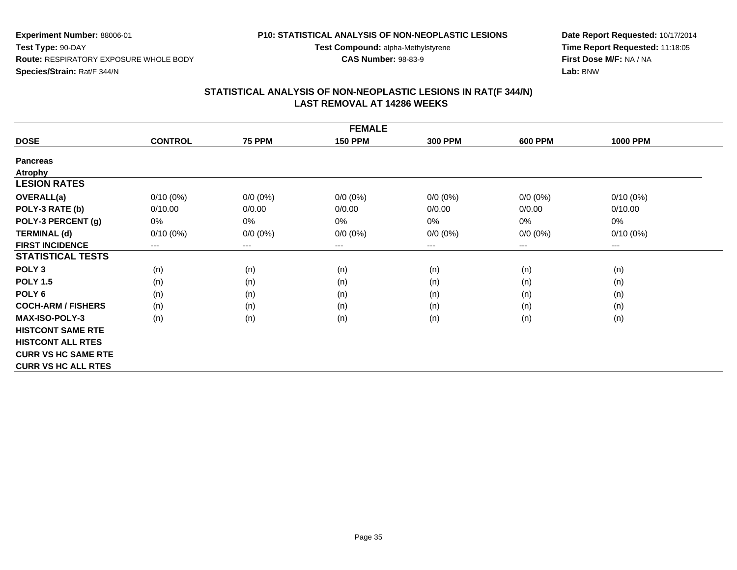**Experiment Number:** 88006-01
**Test Type:** 90-DAY
**Route:** RESPIRATORY EXPOSURE WHOLE BODY
**Species/Strain:** Rat/F 344/N

**P10: STATISTICAL ANALYSIS OF NON-NEOPLASTIC LESIONS**
**Test Compound:** alpha-Methylstyrene
**CAS Number:** 98-83-9

**Date Report Requested:** 10/17/2014
**Time Report Requested:** 11:18:05
**First Dose M/F:** NA / NA
**Lab:** BNW

## STATISTICAL ANALYSIS OF NON-NEOPLASTIC LESIONS IN RAT(F 344/N)
## LAST REMOVAL AT 14286 WEEKS

| FEMALE | | | | | | |
|---|---|---|---|---|---|---|
| **DOSE** | **CONTROL** | **75 PPM** | **150 PPM** | **300 PPM** | **600 PPM** | **1000 PPM** |
| **Pancreas** | | | | | | |
| **Atrophy** | | | | | | |
| **LESION RATES** | | | | | | |
| **OVERALL(a)** | 0/10 (0%) | 0/0 (0%) | 0/0 (0%) | 0/0 (0%) | 0/0 (0%) | 0/10 (0%) |
| **POLY-3 RATE (b)** | 0/10.00 | 0/0.00 | 0/0.00 | 0/0.00 | 0/0.00 | 0/10.00 |
| **POLY-3 PERCENT (g)** | 0% | 0% | 0% | 0% | 0% | 0% |
| **TERMINAL (d)** | 0/10 (0%) | 0/0 (0%) | 0/0 (0%) | 0/0 (0%) | 0/0 (0%) | 0/10 (0%) |
| **FIRST INCIDENCE** | --- | --- | --- | --- | --- | --- |
| **STATISTICAL TESTS** | | | | | | |
| **POLY 3** | (n) | (n) | (n) | (n) | (n) | (n) |
| **POLY 1.5** | (n) | (n) | (n) | (n) | (n) | (n) |
| **POLY 6** | (n) | (n) | (n) | (n) | (n) | (n) |
| **COCH-ARM / FISHERS** | (n) | (n) | (n) | (n) | (n) | (n) |
| **MAX-ISO-POLY-3** | (n) | (n) | (n) | (n) | (n) | (n) |
| **HISTCONT SAME RTE** | | | | | | |
| **HISTCONT ALL RTES** | | | | | | |
| **CURR VS HC SAME RTE** | | | | | | |
| **CURR VS HC ALL RTES** | | | | | | |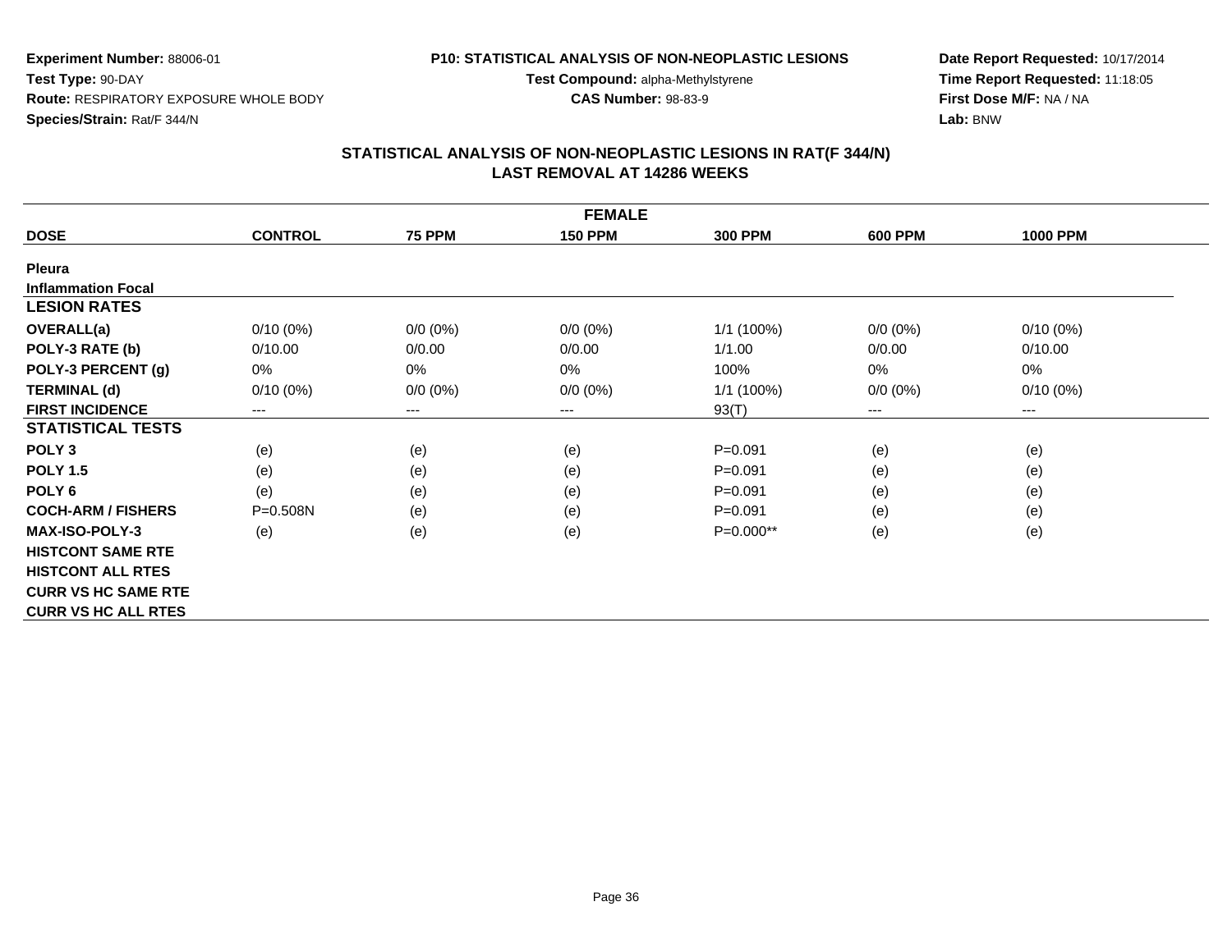**Experiment Number:** 88006-01
**Test Type:** 90-DAY
**Route:** RESPIRATORY EXPOSURE WHOLE BODY
**Species/Strain:** Rat/F 344/N

**P10: STATISTICAL ANALYSIS OF NON-NEOPLASTIC LESIONS**
**Test Compound:** alpha-Methylstyrene
**CAS Number:** 98-83-9

**Date Report Requested:** 10/17/2014
**Time Report Requested:** 11:18:05
**First Dose M/F:** NA / NA
**Lab:** BNW

## STATISTICAL ANALYSIS OF NON-NEOPLASTIC LESIONS IN RAT(F 344/N)
## LAST REMOVAL AT 14286 WEEKS

| FEMALE | | | | | | |
|---|---|---|---|---|---|---|
| **DOSE** | **CONTROL** | **75 PPM** | **150 PPM** | **300 PPM** | **600 PPM** | **1000 PPM** |
| **Pleura** | | | | | | |
| **Inflammation Focal** | | | | | | |
| **LESION RATES** | | | | | | |
| **OVERALL(a)** | 0/10 (0%) | 0/0 (0%) | 0/0 (0%) | 1/1 (100%) | 0/0 (0%) | 0/10 (0%) |
| **POLY-3 RATE (b)** | 0/10.00 | 0/0.00 | 0/0.00 | 1/1.00 | 0/0.00 | 0/10.00 |
| **POLY-3 PERCENT (g)** | 0% | 0% | 0% | 100% | 0% | 0% |
| **TERMINAL (d)** | 0/10 (0%) | 0/0 (0%) | 0/0 (0%) | 1/1 (100%) | 0/0 (0%) | 0/10 (0%) |
| **FIRST INCIDENCE** | --- | --- | --- | 93(T) | --- | --- |
| **STATISTICAL TESTS** | | | | | | |
| **POLY 3** | (e) | (e) | (e) | P=0.091 | (e) | (e) |
| **POLY 1.5** | (e) | (e) | (e) | P=0.091 | (e) | (e) |
| **POLY 6** | (e) | (e) | (e) | P=0.091 | (e) | (e) |
| **COCH-ARM / FISHERS** | P=0.508N | (e) | (e) | P=0.091 | (e) | (e) |
| **MAX-ISO-POLY-3** | (e) | (e) | (e) | P=0.000** | (e) | (e) |
| **HISTCONT SAME RTE** | | | | | | |
| **HISTCONT ALL RTES** | | | | | | |
| **CURR VS HC SAME RTE** | | | | | | |
| **CURR VS HC ALL RTES** | | | | | | |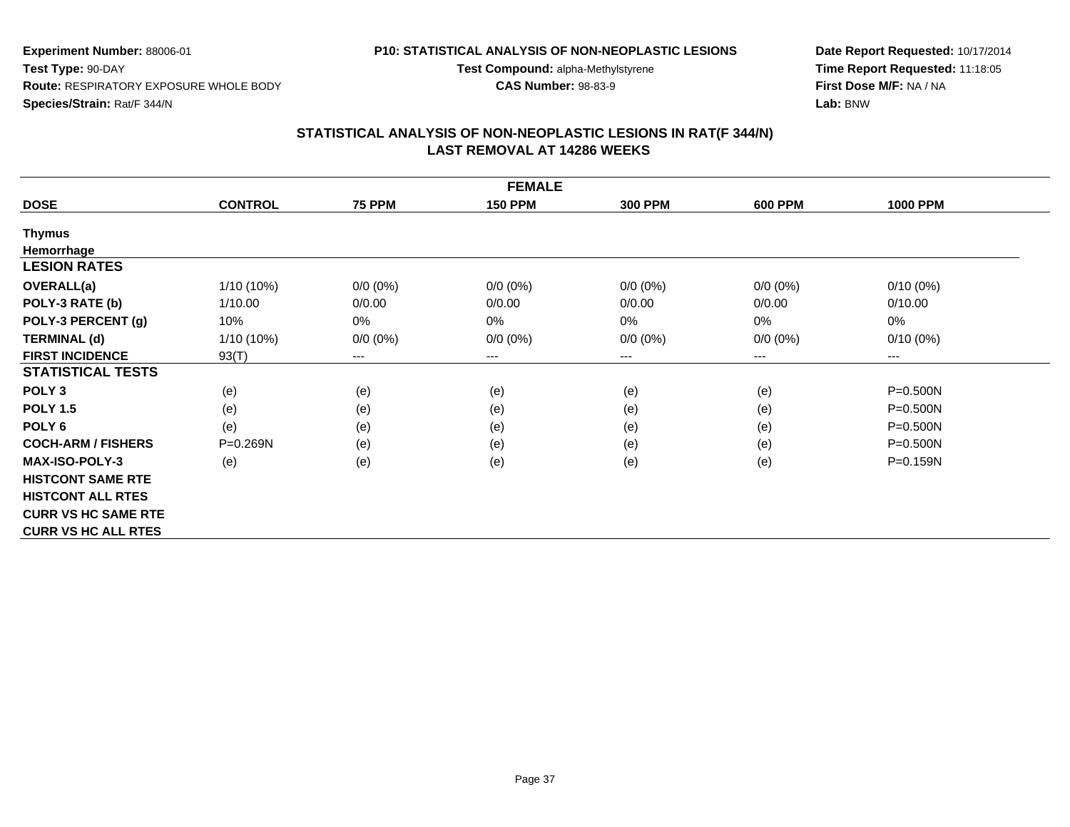**Experiment Number:** 88006-01
**Test Type:** 90-DAY
**Route:** RESPIRATORY EXPOSURE WHOLE BODY
**Species/Strain:** Rat/F 344/N

**P10: STATISTICAL ANALYSIS OF NON-NEOPLASTIC LESIONS**
**Test Compound:** alpha-Methylstyrene
**CAS Number:** 98-83-9

**Date Report Requested:** 10/17/2014
**Time Report Requested:** 11:18:05
**First Dose M/F:** NA / NA
**Lab:** BNW

## STATISTICAL ANALYSIS OF NON-NEOPLASTIC LESIONS IN RAT(F 344/N)
## LAST REMOVAL AT 14286 WEEKS

| FEMALE | | | | | | |
|---|---|---|---|---|---|---|
| **DOSE** | **CONTROL** | **75 PPM** | **150 PPM** | **300 PPM** | **600 PPM** | **1000 PPM** |
| **Thymus** | | | | | | |
| **Hemorrhage** | | | | | | |
| **LESION RATES** | | | | | | |
| **OVERALL(a)** | 1/10 (10%) | 0/0 (0%) | 0/0 (0%) | 0/0 (0%) | 0/0 (0%) | 0/10 (0%) |
| **POLY-3 RATE (b)** | 1/10.00 | 0/0.00 | 0/0.00 | 0/0.00 | 0/0.00 | 0/10.00 |
| **POLY-3 PERCENT (g)** | 10% | 0% | 0% | 0% | 0% | 0% |
| **TERMINAL (d)** | 1/10 (10%) | 0/0 (0%) | 0/0 (0%) | 0/0 (0%) | 0/0 (0%) | 0/10 (0%) |
| **FIRST INCIDENCE** | 93(T) | --- | --- | --- | --- | --- |
| **STATISTICAL TESTS** | | | | | | |
| **POLY 3** | (e) | (e) | (e) | (e) | (e) | P=0.500N |
| **POLY 1.5** | (e) | (e) | (e) | (e) | (e) | P=0.500N |
| **POLY 6** | (e) | (e) | (e) | (e) | (e) | P=0.500N |
| **COCH-ARM / FISHERS** | P=0.269N | (e) | (e) | (e) | (e) | P=0.500N |
| **MAX-ISO-POLY-3** | (e) | (e) | (e) | (e) | (e) | P=0.159N |
| **HISTCONT SAME RTE** | | | | | | |
| **HISTCONT ALL RTES** | | | | | | |
| **CURR VS HC SAME RTE** | | | | | | |
| **CURR VS HC ALL RTES** | | | | | | |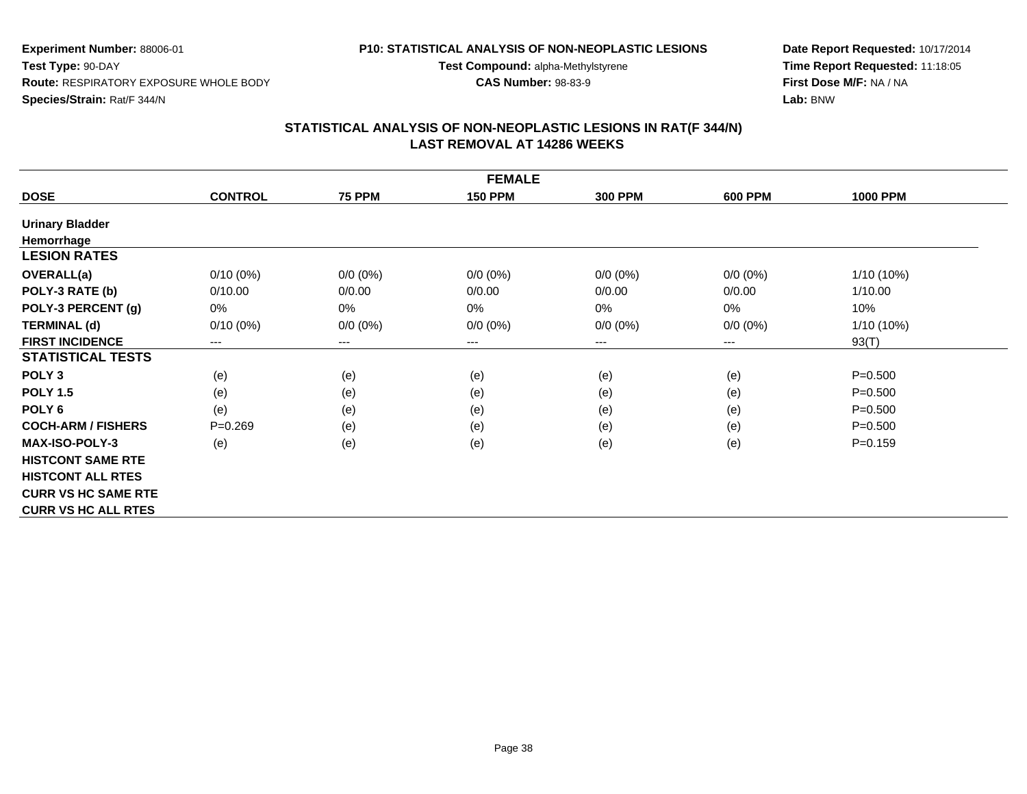**Experiment Number:** 88006-01
**Test Type:** 90-DAY
**Route:** RESPIRATORY EXPOSURE WHOLE BODY
**Species/Strain:** Rat/F 344/N

**P10: STATISTICAL ANALYSIS OF NON-NEOPLASTIC LESIONS**
**Test Compound:** alpha-Methylstyrene
**CAS Number:** 98-83-9

**Date Report Requested:** 10/17/2014
**Time Report Requested:** 11:18:05
**First Dose M/F:** NA / NA
**Lab:** BNW

## STATISTICAL ANALYSIS OF NON-NEOPLASTIC LESIONS IN RAT(F 344/N)
## LAST REMOVAL AT 14286 WEEKS

| FEMALE | | | | | | |
|---|---|---|---|---|---|---|
| **DOSE** | **CONTROL** | **75 PPM** | **150 PPM** | **300 PPM** | **600 PPM** | **1000 PPM** |
| **Urinary Bladder** | | | | | | |
| **Hemorrhage** | | | | | | |
| **LESION RATES** | | | | | | |
| **OVERALL(a)** | 0/10 (0%) | 0/0 (0%) | 0/0 (0%) | 0/0 (0%) | 0/0 (0%) | 1/10 (10%) |
| **POLY-3 RATE (b)** | 0/10.00 | 0/0.00 | 0/0.00 | 0/0.00 | 0/0.00 | 1/10.00 |
| **POLY-3 PERCENT (g)** | 0% | 0% | 0% | 0% | 0% | 10% |
| **TERMINAL (d)** | 0/10 (0%) | 0/0 (0%) | 0/0 (0%) | 0/0 (0%) | 0/0 (0%) | 1/10 (10%) |
| **FIRST INCIDENCE** | --- | --- | --- | --- | --- | 93(T) |
| **STATISTICAL TESTS** | | | | | | |
| **POLY 3** | (e) | (e) | (e) | (e) | (e) | P=0.500 |
| **POLY 1.5** | (e) | (e) | (e) | (e) | (e) | P=0.500 |
| **POLY 6** | (e) | (e) | (e) | (e) | (e) | P=0.500 |
| **COCH-ARM / FISHERS** | P=0.269 | (e) | (e) | (e) | (e) | P=0.500 |
| **MAX-ISO-POLY-3** | (e) | (e) | (e) | (e) | (e) | P=0.159 |
| **HISTCONT SAME RTE** | | | | | | |
| **HISTCONT ALL RTES** | | | | | | |
| **CURR VS HC SAME RTE** | | | | | | |
| **CURR VS HC ALL RTES** | | | | | | |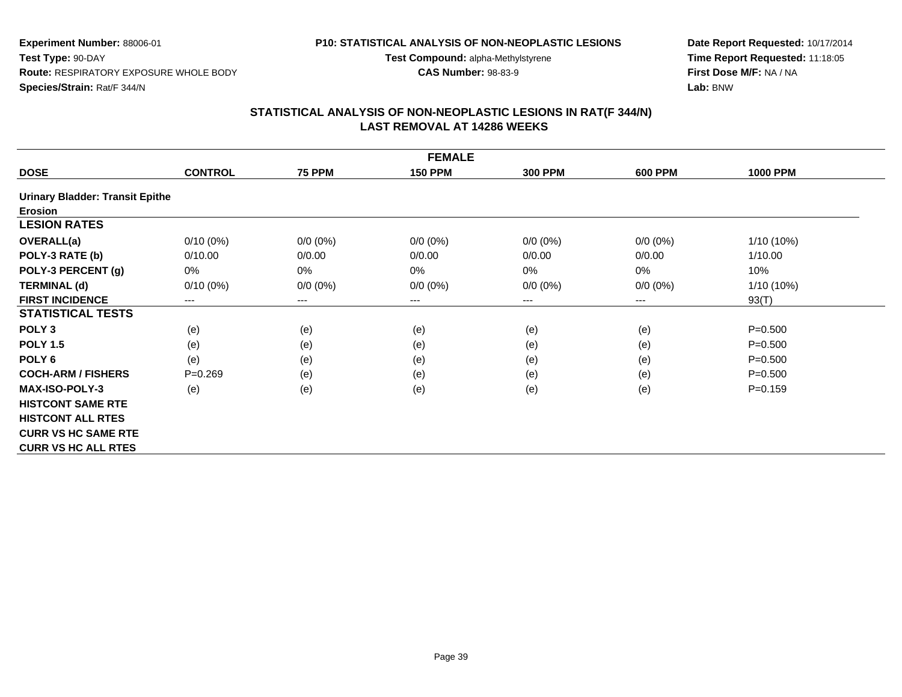**Experiment Number:** 88006-01
**Test Type:** 90-DAY
**Route:** RESPIRATORY EXPOSURE WHOLE BODY
**Species/Strain:** Rat/F 344/N

**P10: STATISTICAL ANALYSIS OF NON-NEOPLASTIC LESIONS**
**Test Compound:** alpha-Methylstyrene
**CAS Number:** 98-83-9

**Date Report Requested:** 10/17/2014
**Time Report Requested:** 11:18:05
**First Dose M/F:** NA / NA
**Lab:** BNW

## STATISTICAL ANALYSIS OF NON-NEOPLASTIC LESIONS IN RAT(F 344/N)
## LAST REMOVAL AT 14286 WEEKS

| FEMALE | | | | | | |
|---|---|---|---|---|---|---|
| **DOSE** | **CONTROL** | **75 PPM** | **150 PPM** | **300 PPM** | **600 PPM** | **1000 PPM** |
| **Urinary Bladder: Transit Epithe** | | | | | | |
| **Erosion** | | | | | | |
| **LESION RATES** | | | | | | |
| **OVERALL(a)** | 0/10 (0%) | 0/0 (0%) | 0/0 (0%) | 0/0 (0%) | 0/0 (0%) | 1/10 (10%) |
| **POLY-3 RATE (b)** | 0/10.00 | 0/0.00 | 0/0.00 | 0/0.00 | 0/0.00 | 1/10.00 |
| **POLY-3 PERCENT (g)** | 0% | 0% | 0% | 0% | 0% | 10% |
| **TERMINAL (d)** | 0/10 (0%) | 0/0 (0%) | 0/0 (0%) | 0/0 (0%) | 0/0 (0%) | 1/10 (10%) |
| **FIRST INCIDENCE** | --- | --- | --- | --- | --- | 93(T) |
| **STATISTICAL TESTS** | | | | | | |
| **POLY 3** | (e) | (e) | (e) | (e) | (e) | P=0.500 |
| **POLY 1.5** | (e) | (e) | (e) | (e) | (e) | P=0.500 |
| **POLY 6** | (e) | (e) | (e) | (e) | (e) | P=0.500 |
| **COCH-ARM / FISHERS** | P=0.269 | (e) | (e) | (e) | (e) | P=0.500 |
| **MAX-ISO-POLY-3** | (e) | (e) | (e) | (e) | (e) | P=0.159 |
| **HISTCONT SAME RTE** | | | | | | |
| **HISTCONT ALL RTES** | | | | | | |
| **CURR VS HC SAME RTE** | | | | | | |
| **CURR VS HC ALL RTES** | | | | | | |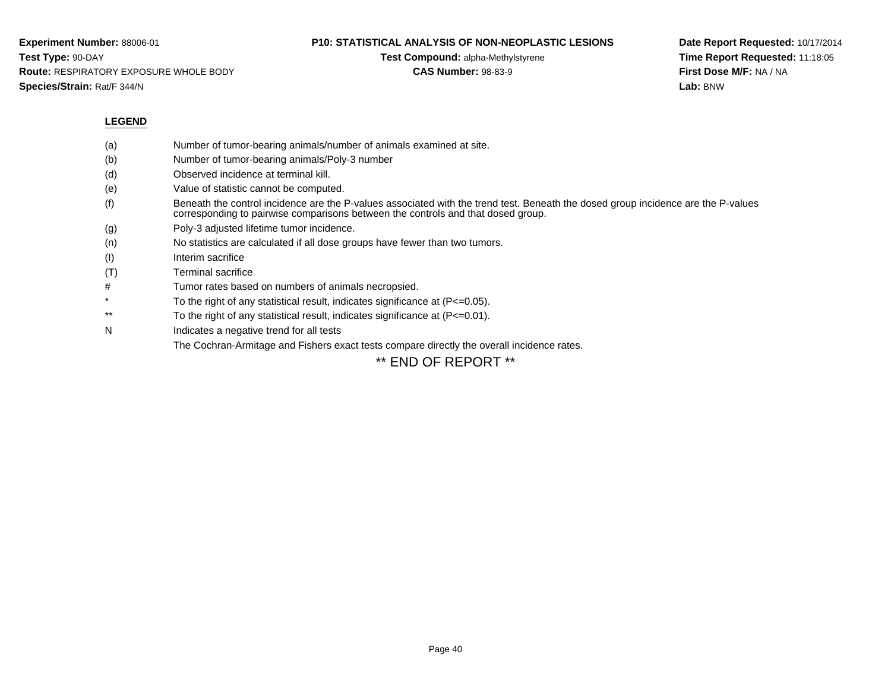**Experiment Number:** 88006-01
**Test Type:** 90-DAY
**Route:** RESPIRATORY EXPOSURE WHOLE BODY
**Species/Strain:** Rat/F 344/N

**P10: STATISTICAL ANALYSIS OF NON-NEOPLASTIC LESIONS**
**Test Compound:** alpha-Methylstyrene
**CAS Number:** 98-83-9

**Date Report Requested:** 10/17/2014
**Time Report Requested:** 11:18:05
**First Dose M/F:** NA / NA
**Lab:** BNW

**LEGEND**

| | |
|---|---|
| (a) | Number of tumor-bearing animals/number of animals examined at site. |
| (b) | Number of tumor-bearing animals/Poly-3 number |
| (d) | Observed incidence at terminal kill. |
| (e) | Value of statistic cannot be computed. |
| (f) | Beneath the control incidence are the P-values associated with the trend test. Beneath the dosed group incidence are the P-values corresponding to pairwise comparisons between the controls and that dosed group. |
| (g) | Poly-3 adjusted lifetime tumor incidence. |
| (n) | No statistics are calculated if all dose groups have fewer than two tumors. |
| (I) | Interim sacrifice |
| (T) | Terminal sacrifice |
| # | Tumor rates based on numbers of animals necropsied. |
| * | To the right of any statistical result, indicates significance at (P<=0.05). |
| ** | To the right of any statistical result, indicates significance at (P<=0.01). |
| N | Indicates a negative trend for all tests |
| | The Cochran-Armitage and Fishers exact tests compare directly the overall incidence rates. |

** END OF REPORT **